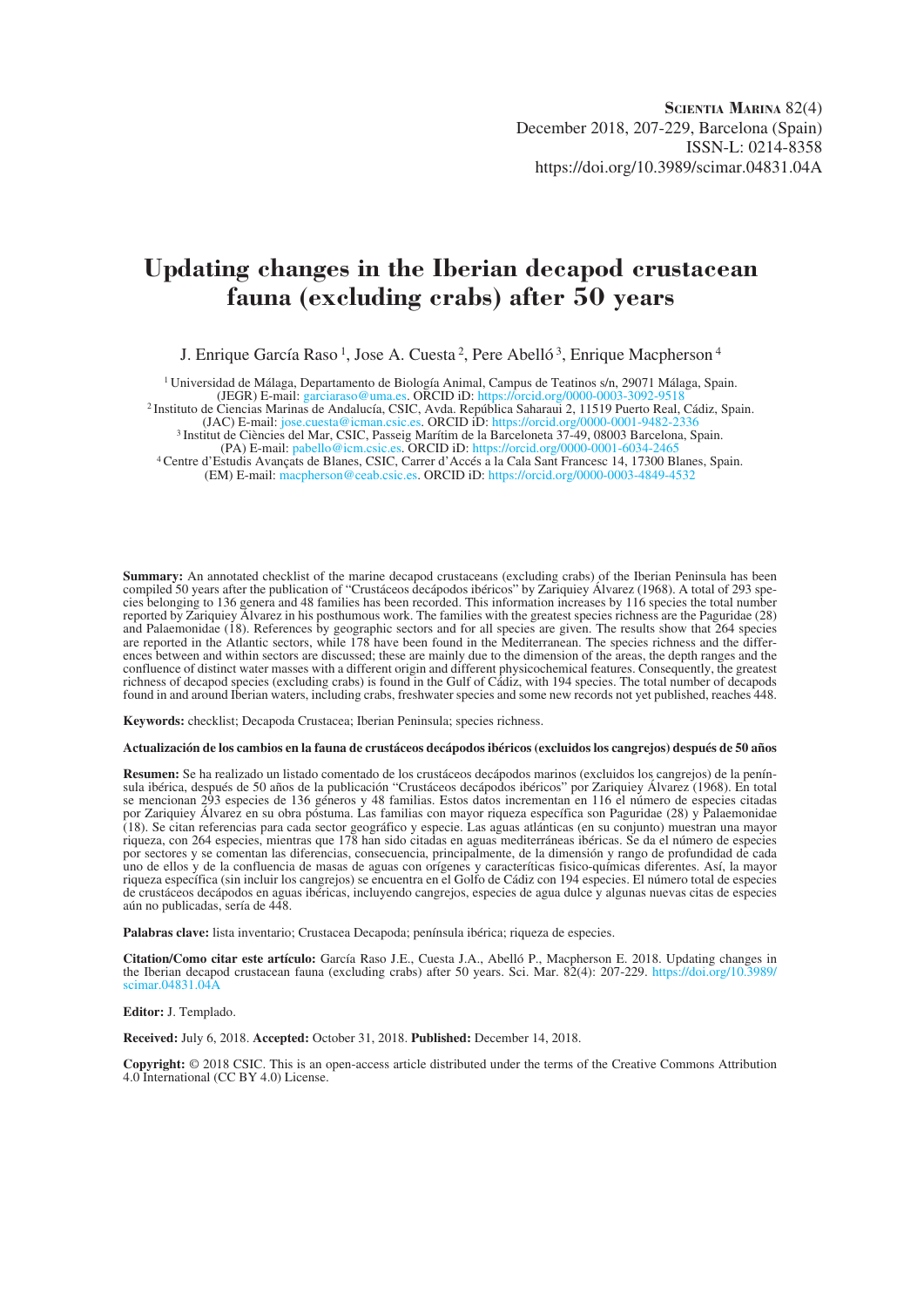Scientia Marina 82(4)
December 2018, 207-229, Barcelona (Spain)
ISSN-L: 0214-8358
https://doi.org/10.3989/scimar.04831.04A

# Updating changes in the Iberian decapod crustacean fauna (excluding crabs) after 50 years

J. Enrique García Raso [1], Jose A. Cuesta [2], Pere Abelló [3], Enrique Macpherson [4]

[1] Universidad de Málaga, Departamento de Biología Animal, Campus de Teatinos s/n, 29071 Málaga, Spain. (JEGR) E-mail: garciaraso@uma.es. ORCID iD: https://orcid.org/0000-0003-3092-9518
[2] Instituto de Ciencias Marinas de Andalucía, CSIC, Avda. República Saharaui 2, 11519 Puerto Real, Cádiz, Spain. (JAC) E-mail: jose.cuesta@icman.csic.es. ORCID iD: https://orcid.org/0000-0001-9482-2336
[3] Institut de Ciències del Mar, CSIC, Passeig Marítim de la Barceloneta 37-49, 08003 Barcelona, Spain. (PA) E-mail: pabello@icm.csic.es. ORCID iD: https://orcid.org/0000-0001-6034-2465
[4] Centre d'Estudis Avançats de Blanes, CSIC, Carrer d'Accés a la Cala Sant Francesc 14, 17300 Blanes, Spain. (EM) E-mail: macpherson@ceab.csic.es. ORCID iD: https://orcid.org/0000-0003-4849-4532

**Summary:** An annotated checklist of the marine decapod crustaceans (excluding crabs) of the Iberian Peninsula has been compiled 50 years after the publication of "Crustáceos decápodos ibéricos" by Zariquiey Álvarez (1968). A total of 293 species belonging to 136 genera and 48 families has been recorded. This information increases by 116 species the total number reported by Zariquiey Álvarez in his posthumous work. The families with the greatest species richness are the Paguridae (28) and Palaemonidae (18). References by geographic sectors and for all species are given. The results show that 264 species are reported in the Atlantic sectors, while 178 have been found in the Mediterranean. The species richness and the differences between and within sectors are discussed; these are mainly due to the dimension of the areas, the depth ranges and the confluence of distinct water masses with a different origin and different physicochemical features. Consequently, the greatest richness of decapod species (excluding crabs) is found in the Gulf of Cádiz, with 194 species. The total number of decapods found in and around Iberian waters, including crabs, freshwater species and some new records not yet published, reaches 448.

**Keywords:** checklist; Decapoda Crustacea; Iberian Peninsula; species richness.

**Actualización de los cambios en la fauna de crustáceos decápodos ibéricos (excluidos los cangrejos) después de 50 años**

**Resumen:** Se ha realizado un listado comentado de los crustáceos decápodos marinos (excluidos los cangrejos) de la península ibérica, después de 50 años de la publicación "Crustáceos decápodos ibéricos" por Zariquiey Álvarez (1968). En total se mencionan 293 especies de 136 géneros y 48 familias. Estos datos incrementan en 116 el número de especies citadas por Zariquiey Álvarez en su obra póstuma. Las familias con mayor riqueza específica son Paguridae (28) y Palaemonidae (18). Se citan referencias para cada sector geográfico y especie. Las aguas atlánticas (en su conjunto) muestran una mayor riqueza, con 264 especies, mientras que 178 han sido citadas en aguas mediterráneas ibéricas. Se da el número de especies por sectores y se comentan las diferencias, consecuencia, principalmente, de la dimensión y rango de profundidad de cada uno de ellos y de la confluencia de masas de aguas con orígenes y caracteríticas físico-químicas diferentes. Así, la mayor riqueza específica (sin incluir los cangrejos) se encuentra en el Golfo de Cádiz con 194 especies. El número total de especies de crustáceos decápodos en aguas ibéricas, incluyendo cangrejos, especies de agua dulce y algunas nuevas citas de especies aún no publicadas, sería de 448.

**Palabras clave:** lista inventario; Crustacea Decapoda; península ibérica; riqueza de especies.

**Citation/Como citar este artículo:** García Raso J.E., Cuesta J.A., Abelló P., Macpherson E. 2018. Updating changes in the Iberian decapod crustacean fauna (excluding crabs) after 50 years. Sci. Mar. 82(4): 207-229. https://doi.org/10.3989/scimar.04831.04A

**Editor:** J. Templado.

**Received:** July 6, 2018. **Accepted:** October 31, 2018. **Published:** December 14, 2018.

**Copyright:** © 2018 CSIC. This is an open-access article distributed under the terms of the Creative Commons Attribution 4.0 International (CC BY 4.0) License.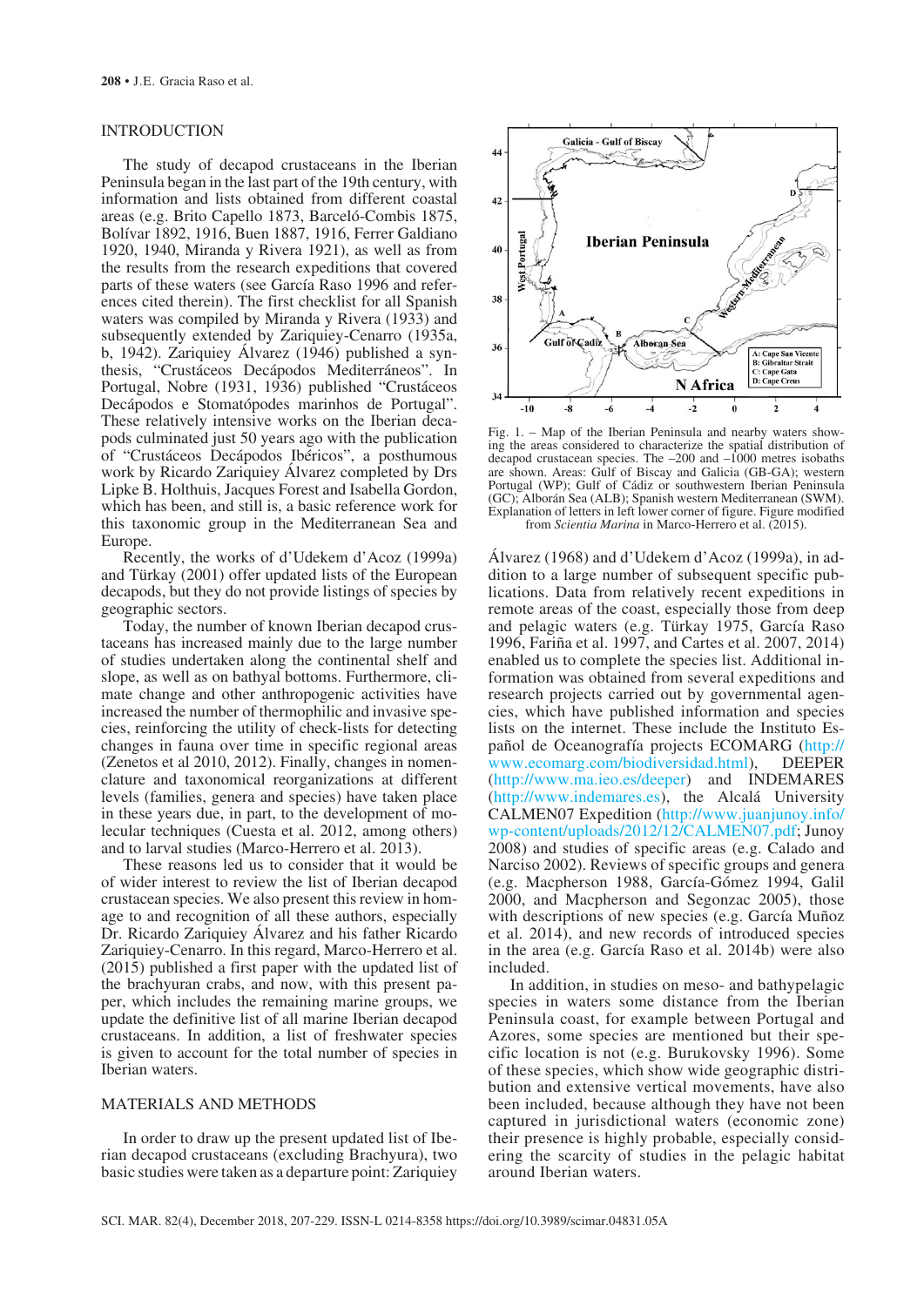## INTRODUCTION

The study of decapod crustaceans in the Iberian Peninsula began in the last part of the 19th century, with information and lists obtained from different coastal areas (e.g. Brito Capello 1873, Barceló-Combis 1875, Bolívar 1892, 1916, Buen 1887, 1916, Ferrer Galdiano 1920, 1940, Miranda y Rivera 1921), as well as from the results from the research expeditions that covered parts of these waters (see García Raso 1996 and references cited therein). The first checklist for all Spanish waters was compiled by Miranda y Rivera (1933) and subsequently extended by Zariquiey-Cenarro (1935a, b, 1942). Zariquiey Álvarez (1946) published a synthesis, "Crustáceos Decápodos Mediterráneos". In Portugal, Nobre (1931, 1936) published "Crustáceos Decápodos e Stomatópodes marinhos de Portugal". These relatively intensive works on the Iberian decapods culminated just 50 years ago with the publication of "Crustáceos Decápodos Ibéricos", a posthumous work by Ricardo Zariquiey Álvarez completed by Drs Lipke B. Holthuis, Jacques Forest and Isabella Gordon, which has been, and still is, a basic reference work for this taxonomic group in the Mediterranean Sea and Europe.

Recently, the works of d'Udekem d'Acoz (1999a) and Türkay (2001) offer updated lists of the European decapods, but they do not provide listings of species by geographic sectors.

Today, the number of known Iberian decapod crustaceans has increased mainly due to the large number of studies undertaken along the continental shelf and slope, as well as on bathyal bottoms. Furthermore, climate change and other anthropogenic activities have increased the number of thermophilic and invasive species, reinforcing the utility of check-lists for detecting changes in fauna over time in specific regional areas (Zenetos et al 2010, 2012). Finally, changes in nomenclature and taxonomical reorganizations at different levels (families, genera and species) have taken place in these years due, in part, to the development of molecular techniques (Cuesta et al. 2012, among others) and to larval studies (Marco-Herrero et al. 2013).

These reasons led us to consider that it would be of wider interest to review the list of Iberian decapod crustacean species. We also present this review in homage to and recognition of all these authors, especially Dr. Ricardo Zariquiey Álvarez and his father Ricardo Zariquiey-Cenarro. In this regard, Marco-Herrero et al. (2015) published a first paper with the updated list of the brachyuran crabs, and now, with this present paper, which includes the remaining marine groups, we update the definitive list of all marine Iberian decapod crustaceans. In addition, a list of freshwater species is given to account for the total number of species in Iberian waters.

## MATERIALS AND METHODS

In order to draw up the present updated list of Iberian decapod crustaceans (excluding Brachyura), two basic studies were taken as a departure point: Zariquiey Álvarez (1968) and d'Udekem d'Acoz (1999a), in addition to a large number of subsequent specific publications. Data from relatively recent expeditions in remote areas of the coast, especially those from deep and pelagic waters (e.g. Türkay 1975, García Raso 1996, Fariña et al. 1997, and Cartes et al. 2007, 2014) enabled us to complete the species list. Additional information was obtained from several expeditions and research projects carried out by governmental agencies, which have published information and species lists on the internet. These include the Instituto Español de Oceanografía projects ECOMARG (http://www.ecomarg.com/biodiversidad.html), DEEPER (http://www.ma.ieo.es/deeper) and INDEMARES (http://www.indemares.es), the Alcalá University CALMEN07 Expedition (http://www.juanjunoy.info/wp-content/uploads/2012/12/CALMEN07.pdf; Junoy 2008) and studies of specific areas (e.g. Calado and Narciso 2002). Reviews of specific groups and genera (e.g. Macpherson 1988, García-Gómez 1994, Galil 2000, and Macpherson and Segonzac 2005), those with descriptions of new species (e.g. García Muñoz et al. 2014), and new records of introduced species in the area (e.g. García Raso et al. 2014b) were also included.

In addition, in studies on meso- and bathypelagic species in waters some distance from the Iberian Peninsula coast, for example between Portugal and Azores, some species are mentioned but their specific location is not (e.g. Burukovsky 1996). Some of these species, which show wide geographic distribution and extensive vertical movements, have also been included, because although they have not been captured in jurisdictional waters (economic zone) their presence is highly probable, especially considering the scarcity of studies in the pelagic habitat around Iberian waters.

Fig. 1. – Map of the Iberian Peninsula and nearby waters showing the areas considered to characterize the spatial distribution of decapod crustacean species. The –200 and –1000 metres isobaths are shown. Areas: Gulf of Biscay and Galicia (GB-GA); western Portugal (WP); Gulf of Cádiz or southwestern Iberian Peninsula (GC); Alborán Sea (ALB); Spanish western Mediterranean (SWM). Explanation of letters in left lower corner of figure. Figure modified from *Scientia Marina* in Marco-Herrero et al. (2015).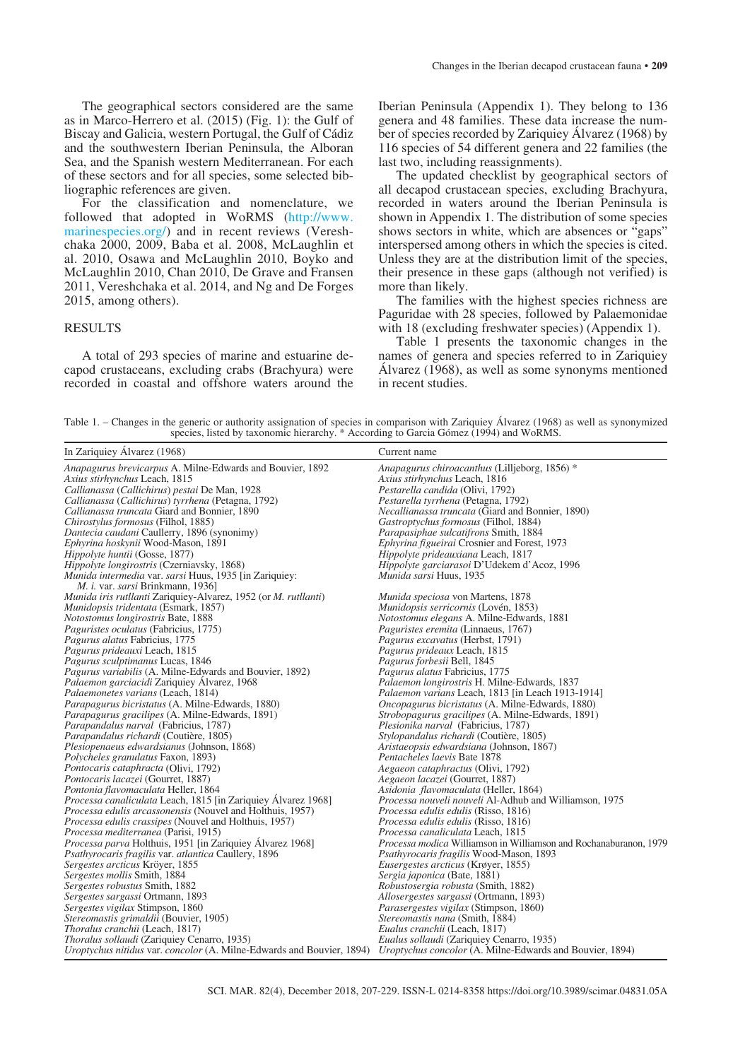The geographical sectors considered are the same as in Marco-Herrero et al. (2015) (Fig. 1): the Gulf of Biscay and Galicia, western Portugal, the Gulf of Cádiz and the southwestern Iberian Peninsula, the Alboran Sea, and the Spanish western Mediterranean. For each of these sectors and for all species, some selected bibliographic references are given.

For the classification and nomenclature, we followed that adopted in WoRMS (http://www.marinespecies.org/) and in recent reviews (Vereshchaka 2000, 2009, Baba et al. 2008, McLaughlin et al. 2010, Osawa and McLaughlin 2010, Boyko and McLaughlin 2010, Chan 2010, De Grave and Fransen 2011, Vereshchaka et al. 2014, and Ng and De Forges 2015, among others).

## RESULTS

A total of 293 species of marine and estuarine decapod crustaceans, excluding crabs (Brachyura) were recorded in coastal and offshore waters around the Iberian Peninsula (Appendix 1). They belong to 136 genera and 48 families. These data increase the number of species recorded by Zariquiey Álvarez (1968) by 116 species of 54 different genera and 22 families (the last two, including reassignments).

The updated checklist by geographical sectors of all decapod crustacean species, excluding Brachyura, recorded in waters around the Iberian Peninsula is shown in Appendix 1. The distribution of some species shows sectors in white, which are absences or "gaps" interspersed among others in which the species is cited. Unless they are at the distribution limit of the species, their presence in these gaps (although not verified) is more than likely.

The families with the highest species richness are Paguridae with 28 species, followed by Palaemonidae with 18 (excluding freshwater species) (Appendix 1).

Table 1 presents the taxonomic changes in the names of genera and species referred to in Zariquiey Álvarez (1968), as well as some synonyms mentioned in recent studies.

Table 1. – Changes in the generic or authority assignation of species in comparison with Zariquiey Álvarez (1968) as well as synonymized species, listed by taxonomic hierarchy. * According to Garcia Gómez (1994) and WoRMS.

| In Zariquiey Álvarez (1968) | Current name |
|---|---|
| *Anapagurus brevicarpus* A. Milne-Edwards and Bouvier, 1892 | *Anapagurus chiroacanthus* (Lilljeborg, 1856) * |
| *Axius stirhynchus* Leach, 1815 | *Axius stirhynchus* Leach, 1816 |
| *Callianassa (Callichirus) pestai* De Man, 1928 | *Pestarella candida* (Olivi, 1792) |
| *Callianassa (Callichirus) tyrrhena* (Petagna, 1792) | *Pestarella tyrrhena* (Petagna, 1792) |
| *Callianassa truncata* Giard and Bonnier, 1890 | *Necallianassa truncata* (Giard and Bonnier, 1890) |
| *Chirostylus formosus* (Filhol, 1885) | *Gastroptychus formosus* (Filhol, 1884) |
| *Dantecia caudani* Caullery, 1896 (synonymy) | *Parapasiphae sulcatifrons* Smith, 1884 |
| *Ephyrina hoskynii* Wood-Mason, 1891 | *Ephyrina figueirai* Crosnier and Forest, 1973 |
| *Hippolyte huntii* (Gosse, 1877) | *Hippolyte prideauxiana* Leach, 1817 |
| *Hippolyte longirostris* (Czerniavsky, 1868) | *Hippolyte garciarasoi* D'Udekem d'Acoz, 1996 |
| *Munida intermedia* var. *sarsi* Huus, 1935 [in Zariquiey: *M. i.* var. *sarsi* Brinkmann, 1936] | *Munida sarsi* Huus, 1935 |
| *Munida iris rutllanti* Zariquiey-Alvarez, 1952 (or *M. rutllanti*) | *Munida speciosa* von Martens, 1878 |
| *Munidopsis tridentata* (Esmark, 1857) | *Munidopsis serricornis* (Lovén, 1853) |
| *Notostomus longirostris* Bate, 1888 | *Notostomus elegans* A. Milne-Edwards, 1881 |
| *Paguristes oculatus* (Fabricius, 1775) | *Paguristes eremita* (Linnaeus, 1767) |
| *Pagurus alatus* Fabricius, 1775 | *Pagurus excavatus* (Herbst, 1791) |
| *Pagurus prideauxi* Leach, 1815 | *Pagurus prideaux* Leach, 1815 |
| *Pagurus sculptimanus* Lucas, 1846 | *Pagurus forbesii* Bell, 1845 |
| *Pagurus variabilis* (A. Milne-Edwards and Bouvier, 1892) | *Pagurus alatus* Fabricius, 1775 |
| *Palaemon garciacidi* Zariquiey Álvarez, 1968 | *Palaemon longirostris* H. Milne-Edwards, 1837 |
| *Palaemonetes varians* (Leach, 1814) | *Palaemon varians* Leach, 1813 [in Leach 1913-1914] |
| *Parapagurus bicristatus* (A. Milne-Edwards, 1880) | *Oncopagurus bicristatus* (A. Milne-Edwards, 1880) |
| *Parapagurus gracilipes* (A. Milne-Edwards, 1891) | *Strobopagurus gracilipes* (A. Milne-Edwards, 1891) |
| *Parapandalus narval* (Fabricius, 1787) | *Plesionika narval* (Fabricius, 1787) |
| *Parapandalus richardi* (Coutière, 1805) | *Stylopandalus richardi* (Coutière, 1805) |
| *Plesiopenaeus edwardsianus* (Johnson, 1868) | *Aristaeopsis edwardsiana* (Johnson, 1867) |
| *Polycheles granulatus* Faxon, 1893) | *Pentacheles laevis* Bate 1878 |
| *Pontocaris cataphracta* (Olivi, 1792) | *Aegaeon cataphractus* (Olivi, 1792) |
| *Pontocaris lacazei* (Gourret, 1887) | *Aegaeon lacazei* (Gourret, 1887) |
| *Pontonia flavomaculata* Heller, 1864 | *Asidonia flavomaculata* (Heller, 1864) |
| *Processa canaliculata* Leach, 1815 [in Zariquiey Álvarez 1968] | *Processa nouveli nouveli* Al-Adhub and Williamson, 1975 |
| *Processa edulis arcassonensis* (Nouvel and Holthuis, 1957) | *Processa edulis edulis* (Risso, 1816) |
| *Processa edulis crassipes* (Nouvel and Holthuis, 1957) | *Processa edulis edulis* (Risso, 1816) |
| *Processa mediterranea* (Parisi, 1915) | *Processa canaliculata* Leach, 1815 |
| *Processa parva* Holthuis, 1951 [in Zariquiey Álvarez 1968] | *Processa modica* Williamson in Williamson and Rochanaburanon, 1979 |
| *Psathyrocaris fragilis* var. *atlantica* Caullery, 1896 | *Psathyrocaris fragilis* Wood-Mason, 1893 |
| *Sergestes arcticus* Kröyer, 1855 | *Eusergestes arcticus* (Krøyer, 1855) |
| *Sergestes mollis* Smith, 1884 | *Sergia japonica* (Bate, 1881) |
| *Sergestes robustus* Smith, 1882 | *Robustosergia robusta* (Smith, 1882) |
| *Sergestes sargassi* Ortmann, 1893 | *Allosergestes sargassi* (Ortmann, 1893) |
| *Sergestes vigilax* Stimpson, 1860 | *Parasergestes vigilax* (Stimpson, 1860) |
| *Stereomastis grimaldii* (Bouvier, 1905) | *Stereomastis nana* (Smith, 1884) |
| *Thoralus cranchii* (Leach, 1817) | *Eualus cranchii* (Leach, 1817) |
| *Thoralus sollaudi* (Zariquiey Cenarro, 1935) | *Eualus sollaudi* (Zariquiey Cenarro, 1935) |
| *Uroptychus nitidus* var. *concolor* (A. Milne-Edwards and Bouvier, 1894) | *Uroptychus concolor* (A. Milne-Edwards and Bouvier, 1894) |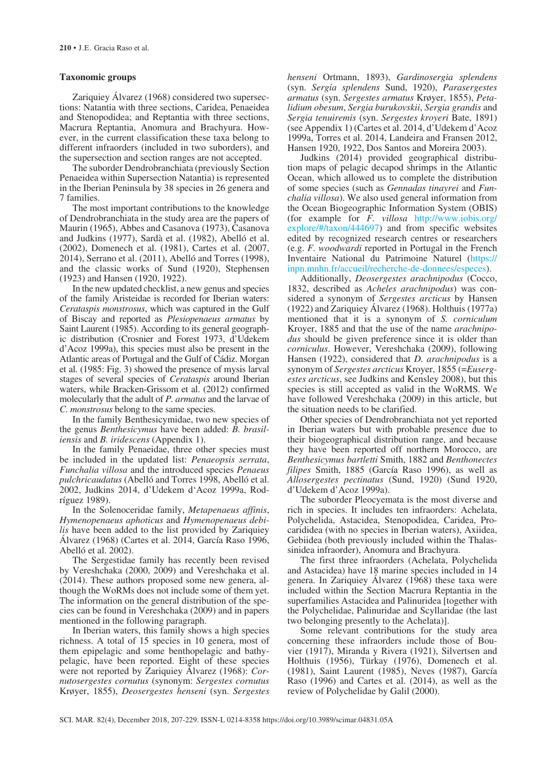### Taxonomic groups

Zariquiey Álvarez (1968) considered two supersections: Natantia with three sections, Caridea, Penaeidea and Stenopodidea; and Reptantia with three sections, Macrura Reptantia, Anomura and Brachyura. However, in the current classification these taxa belong to different infraorders (included in two suborders), and the supersection and section ranges are not accepted.

The suborder Dendrobranchiata (previously Section Penaeidea within Supersection Natantia) is represented in the Iberian Peninsula by 38 species in 26 genera and 7 families.

The most important contributions to the knowledge of Dendrobranchiata in the study area are the papers of Maurin (1965), Abbes and Casanova (1973), Casanova and Judkins (1977), Sardà et al. (1982), Abelló et al. (2002), Domenech et al. (1981), Cartes et al. (2007, 2014), Serrano et al. (2011), Abelló and Torres (1998), and the classic works of Sund (1920), Stephensen (1923) and Hansen (1920, 1922).

In the new updated checklist, a new genus and species of the family Aristeidae is recorded for Iberian waters: *Cerataspis monstrosus*, which was captured in the Gulf of Biscay and reported as *Plesiopenaeus armatus* by Saint Laurent (1985). According to its general geographic distribution (Crosnier and Forest 1973, d'Udekem d'Acoz 1999a), this species must also be present in the Atlantic areas of Portugal and the Gulf of Cádiz. Morgan et al. (1985: Fig. 3) showed the presence of mysis larval stages of several species of *Cerataspis* around Iberian waters, while Bracken-Grissom et al. (2012) confirmed molecularly that the adult of *P. armatus* and the larvae of *C. monstrosus* belong to the same species.

In the family Benthesicymidae, two new species of the genus *Benthesicymus* have been added: *B. brasiliensis* and *B. iridescens* (Appendix 1).

In the family Penaeidae, three other species must be included in the updated list: *Penaeopsis serrata*, *Funchalia villosa* and the introduced species *Penaeus pulchricaudatus* (Abelló and Torres 1998, Abelló et al. 2002, Judkins 2014, d'Udekem d'Acoz 1999a, Rodríguez 1989).

In the Solenoceridae family, *Metapenaeus affinis*, *Hymenopenaeus aphoticus* and *Hymenopenaeus debilis* have been added to the list provided by Zariquiey Álvarez (1968) (Cartes et al. 2014, García Raso 1996, Abelló et al. 2002).

The Sergestidae family has recently been revised by Vereshchaka (2000, 2009) and Vereshchaka et al. (2014). These authors proposed some new genera, although the WoRMs does not include some of them yet. The information on the general distribution of the species can be found in Vereshchaka (2009) and in papers mentioned in the following paragraph.

In Iberian waters, this family shows a high species richness. A total of 15 species in 10 genera, most of them epipelagic and some benthopelagic and bathypelagic, have been reported. Eight of these species were not reported by Zariquiey Álvarez (1968): *Cornutosergestes cornutus* (synonym: *Sergestes cornutus* Krøyer, 1855), *Deosergestes henseni* (syn. *Sergestes henseni* Ortmann, 1893), *Gardinosergia splendens* (syn. *Sergia splendens* Sund, 1920), *Parasergestes armatus* (syn. *Sergestes armatus* Krøyer, 1855), *Petalidium obesum*, *Sergia burukovskii*, *Sergia grandis* and *Sergia tenuiremis* (syn. *Sergestes kroyeri* Bate, 1891) (see Appendix 1) (Cartes et al. 2014, d'Udekem d'Acoz 1999a, Torres et al. 2014, Landeira and Fransen 2012, Hansen 1920, 1922, Dos Santos and Moreira 2003).

Judkins (2014) provided geographical distribution maps of pelagic decapod shrimps in the Atlantic Ocean, which allowed us to complete the distribution of some species (such as *Gennadas tinayrei* and *Funchalia villosa*). We also used general information from the Ocean Biogeographic Information System (OBIS) (for example for *F. villosa* http://www.iobis.org/explore/#/taxon/444697) and from specific websites edited by recognized research centres or researchers (e.g. *F. woodwardi* reported in Portugal in the French Inventaire National du Patrimoine Naturel (https://inpn.mnhn.fr/accueil/recherche-de-donnees/especes).

Additionally, *Deosergestes arachnipodus* (Cocco, 1832, described as *Acheles arachnipodus*) was considered a synonym of *Sergestes arcticus* by Hansen (1922) and Zariquiey Álvarez (1968). Holthuis (1977a) mentioned that it is a synonym of *S. corniculum* Kroyer, 1885 and that the use of the name *arachnipodus* should be given preference since it is older than *corniculus*. However, Vereshchaka (2009), following Hansen (1922), considered that *D. arachnipodus* is a synonym of *Sergestes arcticus* Kroyer, 1855 (=*Eusergestes arcticus*, see Judkins and Kensley 2008), but this species is still accepted as valid in the WoRMS. We have followed Vereshchaka (2009) in this article, but the situation needs to be clarified.

Other species of Dendrobranchiata not yet reported in Iberian waters but with probable presence due to their biogeographical distribution range, and because they have been reported off northern Morocco, are *Benthesicymus bartletti* Smith, 1882 and *Benthonectes filipes* Smith, 1885 (García Raso 1996), as well as *Allosergestes pectinatus* (Sund, 1920) (Sund 1920, d'Udekem d'Acoz 1999a).

The suborder Pleocyemata is the most diverse and rich in species. It includes ten infraorders: Achelata, Polychelida, Astacidea, Stenopodidea, Caridea, Procarididea (with no species in Iberian waters), Axiidea, Gebiidea (both previously included within the Thalassinidea infraorder), Anomura and Brachyura.

The first three infraorders (Achelata, Polychelida and Astacidea) have 18 marine species included in 14 genera. In Zariquiey Álvarez (1968) these taxa were included within the Section Macrura Reptantia in the superfamilies Astacidea and Palinuridea [together with the Polychelidae, Palinuridae and Scyllaridae (the last two belonging presently to the Achelata)].

Some relevant contributions for the study area concerning these infraorders include those of Bouvier (1917), Miranda y Rivera (1921), Silvertsen and Holthuis (1956), Türkay (1976), Domenech et al. (1981), Saint Laurent (1985), Neves (1987), García Raso (1996) and Cartes et al. (2014), as well as the review of Polychelidae by Galil (2000).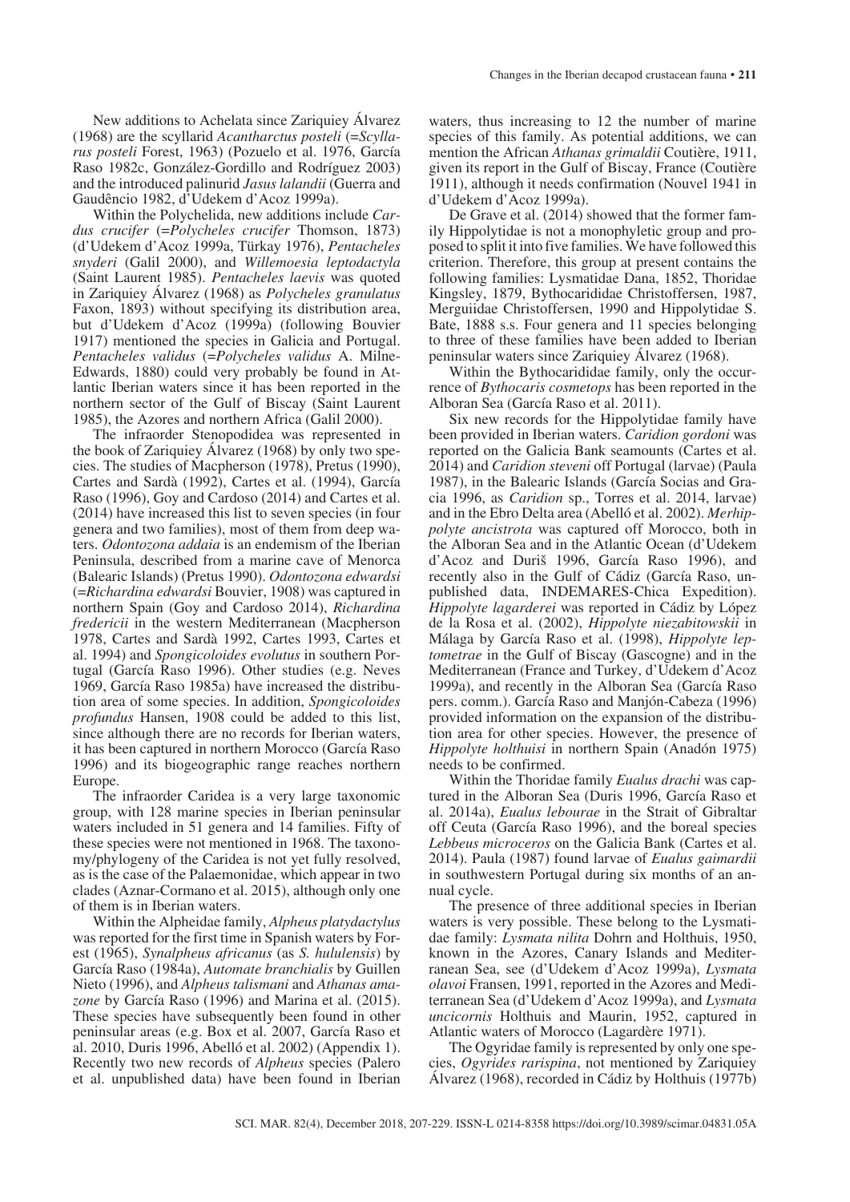New additions to Achelata since Zariquiey Álvarez (1968) are the scyllarid *Acantharctus posteli* (=*Scyllarus posteli* Forest, 1963) (Pozuelo et al. 1976, García Raso 1982c, González-Gordillo and Rodríguez 2003) and the introduced palinurid *Jasus lalandii* (Guerra and Gaudêncio 1982, d'Udekem d'Acoz 1999a).

Within the Polychelida, new additions include *Cardus crucifer* (=*Polycheles crucifer* Thomson, 1873) (d'Udekem d'Acoz 1999a, Türkay 1976), *Pentacheles snyderi* (Galil 2000), and *Willemoesia leptodactyla* (Saint Laurent 1985). *Pentacheles laevis* was quoted in Zariquiey Álvarez (1968) as *Polycheles granulatus* Faxon, 1893) without specifying its distribution area, but d'Udekem d'Acoz (1999a) (following Bouvier 1917) mentioned the species in Galicia and Portugal. *Pentacheles validus* (=*Polycheles validus* A. Milne-Edwards, 1880) could very probably be found in Atlantic Iberian waters since it has been reported in the northern sector of the Gulf of Biscay (Saint Laurent 1985), the Azores and northern Africa (Galil 2000).

The infraorder Stenopodidea was represented in the book of Zariquiey Álvarez (1968) by only two species. The studies of Macpherson (1978), Pretus (1990), Cartes and Sardà (1992), Cartes et al. (1994), García Raso (1996), Goy and Cardoso (2014) and Cartes et al. (2014) have increased this list to seven species (in four genera and two families), most of them from deep waters. *Odontozona addaia* is an endemism of the Iberian Peninsula, described from a marine cave of Menorca (Balearic Islands) (Pretus 1990). *Odontozona edwardsi* (=*Richardina edwardsi* Bouvier, 1908) was captured in northern Spain (Goy and Cardoso 2014), *Richardina fredericii* in the western Mediterranean (Macpherson 1978, Cartes and Sardà 1992, Cartes 1993, Cartes et al. 1994) and *Spongicoloides evolutus* in southern Portugal (García Raso 1996). Other studies (e.g. Neves 1969, García Raso 1985a) have increased the distribution area of some species. In addition, *Spongicoloides profundus* Hansen, 1908 could be added to this list, since although there are no records for Iberian waters, it has been captured in northern Morocco (García Raso 1996) and its biogeographic range reaches northern Europe.

The infraorder Caridea is a very large taxonomic group, with 128 marine species in Iberian peninsular waters included in 51 genera and 14 families. Fifty of these species were not mentioned in 1968. The taxonomy/phylogeny of the Caridea is not yet fully resolved, as is the case of the Palaemonidae, which appear in two clades (Aznar-Cormano et al. 2015), although only one of them is in Iberian waters.

Within the Alpheidae family, *Alpheus platydactylus* was reported for the first time in Spanish waters by Forest (1965), *Synalpheus africanus* (as *S. hululensis*) by García Raso (1984a), *Automate branchialis* by Guillen Nieto (1996), and *Alpheus talismani* and *Athanas amazone* by García Raso (1996) and Marina et al. (2015). These species have subsequently been found in other peninsular areas (e.g. Box et al. 2007, García Raso et al. 2010, Duris 1996, Abelló et al. 2002) (Appendix 1). Recently two new records of *Alpheus* species (Palero et al. unpublished data) have been found in Iberian waters, thus increasing to 12 the number of marine species of this family. As potential additions, we can mention the African *Athanas grimaldii* Coutière, 1911, given its report in the Gulf of Biscay, France (Coutière 1911), although it needs confirmation (Nouvel 1941 in d'Udekem d'Acoz 1999a).

De Grave et al. (2014) showed that the former family Hippolytidae is not a monophyletic group and proposed to split it into five families. We have followed this criterion. Therefore, this group at present contains the following families: Lysmatidae Dana, 1852, Thoridae Kingsley, 1879, Bythocarididae Christoffersen, 1987, Merguiidae Christoffersen, 1990 and Hippolytidae S. Bate, 1888 s.s. Four genera and 11 species belonging to three of these families have been added to Iberian peninsular waters since Zariquiey Álvarez (1968).

Within the Bythocarididae family, only the occurrence of *Bythocaris cosmetops* has been reported in the Alboran Sea (García Raso et al. 2011).

Six new records for the Hippolytidae family have been provided in Iberian waters. *Caridion gordoni* was reported on the Galicia Bank seamounts (Cartes et al. 2014) and *Caridion steveni* off Portugal (larvae) (Paula 1987), in the Balearic Islands (García Socias and Gracia 1996, as *Caridion* sp., Torres et al. 2014, larvae) and in the Ebro Delta area (Abelló et al. 2002). *Merhippolyte ancistrota* was captured off Morocco, both in the Alboran Sea and in the Atlantic Ocean (d'Udekem d'Acoz and Duriš 1996, García Raso 1996), and recently also in the Gulf of Cádiz (García Raso, unpublished data, INDEMARES-Chica Expedition). *Hippolyte lagarderei* was reported in Cádiz by López de la Rosa et al. (2002), *Hippolyte niezabitowskii* in Málaga by García Raso et al. (1998), *Hippolyte leptometrae* in the Gulf of Biscay (Gascogne) and in the Mediterranean (France and Turkey, d'Udekem d'Acoz 1999a), and recently in the Alboran Sea (García Raso pers. comm.). García Raso and Manjón-Cabeza (1996) provided information on the expansion of the distribution area for other species. However, the presence of *Hippolyte holthuisi* in northern Spain (Anadón 1975) needs to be confirmed.

Within the Thoridae family *Eualus drachi* was captured in the Alboran Sea (Duris 1996, García Raso et al. 2014a), *Eualus lebourae* in the Strait of Gibraltar off Ceuta (García Raso 1996), and the boreal species *Lebbeus microceros* on the Galicia Bank (Cartes et al. 2014). Paula (1987) found larvae of *Eualus gaimardii* in southwestern Portugal during six months of an annual cycle.

The presence of three additional species in Iberian waters is very possible. These belong to the Lysmatidae family: *Lysmata nilita* Dohrn and Holthuis, 1950, known in the Azores, Canary Islands and Mediterranean Sea, see (d'Udekem d'Acoz 1999a), *Lysmata olavoi* Fransen, 1991, reported in the Azores and Mediterranean Sea (d'Udekem d'Acoz 1999a), and *Lysmata uncicornis* Holthuis and Maurin, 1952, captured in Atlantic waters of Morocco (Lagardère 1971).

The Ogyridae family is represented by only one species, *Ogyrides rarispina*, not mentioned by Zariquiey Álvarez (1968), recorded in Cádiz by Holthuis (1977b)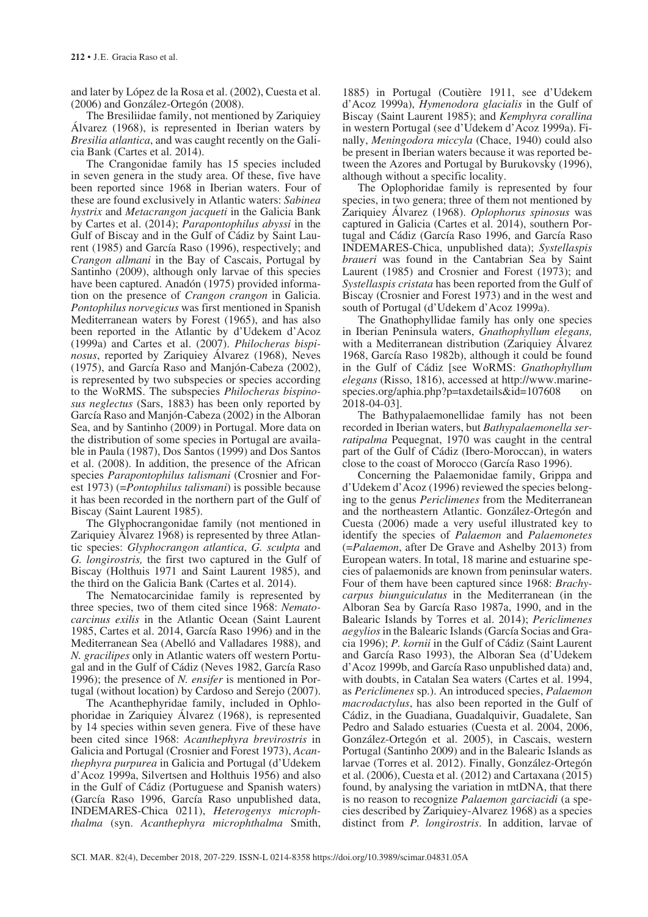and later by López de la Rosa et al. (2002), Cuesta et al. (2006) and González-Ortegón (2008).

The Bresiliidae family, not mentioned by Zariquiey Álvarez (1968), is represented in Iberian waters by *Bresilia atlantica*, and was caught recently on the Galicia Bank (Cartes et al. 2014).

The Crangonidae family has 15 species included in seven genera in the study area. Of these, five have been reported since 1968 in Iberian waters. Four of these are found exclusively in Atlantic waters: *Sabinea hystrix* and *Metacrangon jacqueti* in the Galicia Bank by Cartes et al. (2014); *Parapontophilus abyssi* in the Gulf of Biscay and in the Gulf of Cádiz by Saint Laurent (1985) and García Raso (1996), respectively; and *Crangon allmani* in the Bay of Cascais, Portugal by Santinho (2009), although only larvae of this species have been captured. Anadón (1975) provided information on the presence of *Crangon crangon* in Galicia. *Pontophilus norvegicus* was first mentioned in Spanish Mediterranean waters by Forest (1965), and has also been reported in the Atlantic by d'Udekem d'Acoz (1999a) and Cartes et al. (2007). *Philocheras bispinosus*, reported by Zariquiey Álvarez (1968), Neves (1975), and García Raso and Manjón-Cabeza (2002), is represented by two subspecies or species according to the WoRMS. The subspecies *Philocheras bispinosus neglectus* (Sars, 1883) has been only reported by García Raso and Manjón-Cabeza (2002) in the Alboran Sea, and by Santinho (2009) in Portugal. More data on the distribution of some species in Portugal are available in Paula (1987), Dos Santos (1999) and Dos Santos et al. (2008). In addition, the presence of the African species *Parapontophilus talismani* (Crosnier and Forest 1973) (=*Pontophilus talismani*) is possible because it has been recorded in the northern part of the Gulf of Biscay (Saint Laurent 1985).

The Glyphocrangonidae family (not mentioned in Zariquiey Álvarez 1968) is represented by three Atlantic species: *Glyphocrangon atlantica*, *G. sculpta* and *G. longirostris,* the first two captured in the Gulf of Biscay (Holthuis 1971 and Saint Laurent 1985), and the third on the Galicia Bank (Cartes et al. 2014).

The Nematocarcinidae family is represented by three species, two of them cited since 1968: *Nematocarcinus exilis* in the Atlantic Ocean (Saint Laurent 1985, Cartes et al. 2014, García Raso 1996) and in the Mediterranean Sea (Abelló and Valladares 1988), and *N. gracilipes* only in Atlantic waters off western Portugal and in the Gulf of Cádiz (Neves 1982, García Raso 1996); the presence of *N. ensifer* is mentioned in Portugal (without location) by Cardoso and Serejo (2007).

The Acanthephyridae family, included in Oplophoridae in Zariquiey Álvarez (1968), is represented by 14 species within seven genera. Five of these have been cited since 1968: *Acanthephyra brevirostris* in Galicia and Portugal (Crosnier and Forest 1973), *Acanthephyra purpurea* in Galicia and Portugal (d'Udekem d'Acoz 1999a, Silvertsen and Holthuis 1956) and also in the Gulf of Cádiz (Portuguese and Spanish waters) (García Raso 1996, García Raso unpublished data, INDEMARES-Chica 0211), *Heterogenys microphthalma* (syn. *Acanthephyra microphthalma* Smith, 1885) in Portugal (Coutière 1911, see d'Udekem d'Acoz 1999a), *Hymenodora glacialis* in the Gulf of Biscay (Saint Laurent 1985); and *Kemphyra corallina* in western Portugal (see d'Udekem d'Acoz 1999a). Finally, *Meningodora miccyla* (Chace, 1940) could also be present in Iberian waters because it was reported between the Azores and Portugal by Burukovsky (1996), although without a specific locality.

The Oplophoridae family is represented by four species, in two genera; three of them not mentioned by Zariquiey Álvarez (1968). *Oplophorus spinosus* was captured in Galicia (Cartes et al. 2014), southern Portugal and Cádiz (García Raso 1996, and García Raso INDEMARES-Chica, unpublished data); *Systellaspis braueri* was found in the Cantabrian Sea by Saint Laurent (1985) and Crosnier and Forest (1973); and *Systellaspis cristata* has been reported from the Gulf of Biscay (Crosnier and Forest 1973) and in the west and south of Portugal (d'Udekem d'Acoz 1999a).

The Gnathophyllidae family has only one species in Iberian Peninsula waters, *Gnathophyllum elegans,* with a Mediterranean distribution (Zariquiey Álvarez 1968, García Raso 1982b), although it could be found in the Gulf of Cádiz [see WoRMS: *Gnathophyllum elegans* (Risso, 1816), accessed at http://www.marinespecies.org/aphia.php?p=taxdetails&id=107608 on 2018-04-03].

The Bathypalaemonellidae family has not been recorded in Iberian waters, but *Bathypalaemonella serratipalma* Pequegnat, 1970 was caught in the central part of the Gulf of Cádiz (Ibero-Moroccan), in waters close to the coast of Morocco (García Raso 1996).

Concerning the Palaemonidae family, Grippa and d'Udekem d'Acoz (1996) reviewed the species belonging to the genus *Periclimenes* from the Mediterranean and the northeastern Atlantic. González-Ortegón and Cuesta (2006) made a very useful illustrated key to identify the species of *Palaemon* and *Palaemonetes* (=*Palaemon*, after De Grave and Ashelby 2013) from European waters. In total, 18 marine and estuarine species of palaemonids are known from peninsular waters. Four of them have been captured since 1968: *Brachycarpus biunguiculatus* in the Mediterranean (in the Alboran Sea by García Raso 1987a, 1990, and in the Balearic Islands by Torres et al. 2014); *Periclimenes aegylios* in the Balearic Islands (García Socias and Gracia 1996); *P. kornii* in the Gulf of Cádiz (Saint Laurent and García Raso 1993), the Alboran Sea (d'Udekem d'Acoz 1999b, and García Raso unpublished data) and, with doubts, in Catalan Sea waters (Cartes et al. 1994, as *Periclimenes* sp.). An introduced species, *Palaemon macrodactylus*, has also been reported in the Gulf of Cádiz, in the Guadiana, Guadalquivir, Guadalete, San Pedro and Salado estuaries (Cuesta et al. 2004, 2006, González-Ortegón et al. 2005), in Cascais, western Portugal (Santinho 2009) and in the Balearic Islands as larvae (Torres et al. 2012). Finally, González-Ortegón et al. (2006), Cuesta et al. (2012) and Cartaxana (2015) found, by analysing the variation in mtDNA, that there is no reason to recognize *Palaemon garciacidi* (a species described by Zariquiey-Alvarez 1968) as a species distinct from *P. longirostris*. In addition, larvae of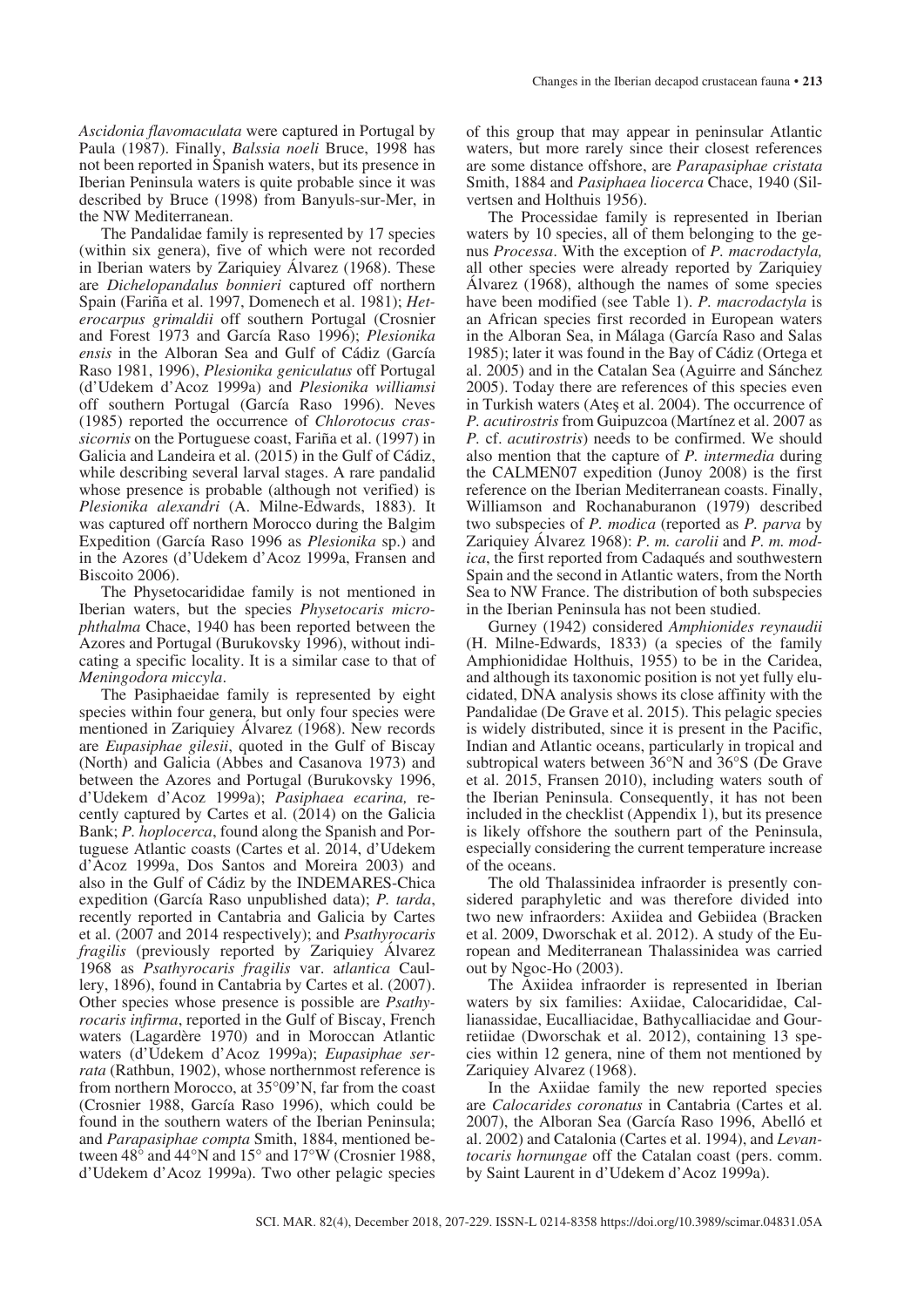*Ascidonia flavomaculata* were captured in Portugal by Paula (1987). Finally, *Balssia noeli* Bruce, 1998 has not been reported in Spanish waters, but its presence in Iberian Peninsula waters is quite probable since it was described by Bruce (1998) from Banyuls-sur-Mer, in the NW Mediterranean.

The Pandalidae family is represented by 17 species (within six genera), five of which were not recorded in Iberian waters by Zariquiey Álvarez (1968). These are *Dichelopandalus bonnieri* captured off northern Spain (Fariña et al. 1997, Domenech et al. 1981); *Heterocarpus grimaldii* off southern Portugal (Crosnier and Forest 1973 and García Raso 1996); *Plesionika ensis* in the Alboran Sea and Gulf of Cádiz (García Raso 1981, 1996), *Plesionika geniculatus* off Portugal (d'Udekem d'Acoz 1999a) and *Plesionika williamsi* off southern Portugal (García Raso 1996). Neves (1985) reported the occurrence of *Chlorotocus crassicornis* on the Portuguese coast, Fariña et al. (1997) in Galicia and Landeira et al. (2015) in the Gulf of Cádiz, while describing several larval stages. A rare pandalid whose presence is probable (although not verified) is *Plesionika alexandri* (A. Milne-Edwards, 1883). It was captured off northern Morocco during the Balgim Expedition (García Raso 1996 as *Plesionika* sp.) and in the Azores (d'Udekem d'Acoz 1999a, Fransen and Biscoito 2006).

The Physetocarididae family is not mentioned in Iberian waters, but the species *Physetocaris microphthalma* Chace, 1940 has been reported between the Azores and Portugal (Burukovsky 1996), without indicating a specific locality. It is a similar case to that of *Meningodora miccyla*.

The Pasiphaeidae family is represented by eight species within four genera, but only four species were mentioned in Zariquiey Álvarez (1968). New records are *Eupasiphae gilesii*, quoted in the Gulf of Biscay (North) and Galicia (Abbes and Casanova 1973) and between the Azores and Portugal (Burukovsky 1996, d'Udekem d'Acoz 1999a); *Pasiphaea ecarina*, recently captured by Cartes et al. (2014) on the Galicia Bank; *P. hoplocerca*, found along the Spanish and Portuguese Atlantic coasts (Cartes et al. 2014, d'Udekem d'Acoz 1999a, Dos Santos and Moreira 2003) and also in the Gulf of Cádiz by the INDEMARES-Chica expedition (García Raso unpublished data); *P. tarda*, recently reported in Cantabria and Galicia by Cartes et al. (2007 and 2014 respectively); and *Psathyrocaris fragilis* (previously reported by Zariquiey Álvarez 1968 as *Psathyrocaris fragilis* var. *atlantica* Caullery, 1896), found in Cantabria by Cartes et al. (2007). Other species whose presence is possible are *Psathyrocaris infirma*, reported in the Gulf of Biscay, French waters (Lagardère 1970) and in Moroccan Atlantic waters (d'Udekem d'Acoz 1999a); *Eupasiphae serrata* (Rathbun, 1902), whose northernmost reference is from northern Morocco, at 35°09'N, far from the coast (Crosnier 1988, García Raso 1996), which could be found in the southern waters of the Iberian Peninsula; and *Parapasiphae compta* Smith, 1884, mentioned between 48° and 44°N and 15° and 17°W (Crosnier 1988, d'Udekem d'Acoz 1999a). Two other pelagic species of this group that may appear in peninsular Atlantic waters, but more rarely since their closest references are some distance offshore, are *Parapasiphae cristata* Smith, 1884 and *Pasiphaea liocerca* Chace, 1940 (Silvertsen and Holthuis 1956).

The Processidae family is represented in Iberian waters by 10 species, all of them belonging to the genus *Processa*. With the exception of *P. macrodactyla*, all other species were already reported by Zariquiey Álvarez (1968), although the names of some species have been modified (see Table 1). *P. macrodactyla* is an African species first recorded in European waters in the Alboran Sea, in Málaga (García Raso and Salas 1985); later it was found in the Bay of Cádiz (Ortega et al. 2005) and in the Catalan Sea (Aguirre and Sánchez 2005). Today there are references of this species even in Turkish waters (Ateş et al. 2004). The occurrence of *P. acutirostris* from Guipuzcoa (Martínez et al. 2007 as *P.* cf. *acutirostris*) needs to be confirmed. We should also mention that the capture of *P. intermedia* during the CALMEN07 expedition (Junoy 2008) is the first reference on the Iberian Mediterranean coasts. Finally, Williamson and Rochanaburanon (1979) described two subspecies of *P. modica* (reported as *P. parva* by Zariquiey Álvarez 1968): *P. m. carolii* and *P. m. modica*, the first reported from Cadaqués and southwestern Spain and the second in Atlantic waters, from the North Sea to NW France. The distribution of both subspecies in the Iberian Peninsula has not been studied.

Gurney (1942) considered *Amphionides reynaudii* (H. Milne-Edwards, 1833) (a species of the family Amphionididae Holthuis, 1955) to be in the Caridea, and although its taxonomic position is not yet fully elucidated, DNA analysis shows its close affinity with the Pandalidae (De Grave et al. 2015). This pelagic species is widely distributed, since it is present in the Pacific, Indian and Atlantic oceans, particularly in tropical and subtropical waters between 36°N and 36°S (De Grave et al. 2015, Fransen 2010), including waters south of the Iberian Peninsula. Consequently, it has not been included in the checklist (Appendix 1), but its presence is likely offshore the southern part of the Peninsula, especially considering the current temperature increase of the oceans.

The old Thalassinidea infraorder is presently considered paraphyletic and was therefore divided into two new infraorders: Axiidea and Gebiidea (Bracken et al. 2009, Dworschak et al. 2012). A study of the European and Mediterranean Thalassinidea was carried out by Ngoc-Ho (2003).

The Axiidea infraorder is represented in Iberian waters by six families: Axiidae, Calocarididae, Callianassidae, Eucalliacidae, Bathycalliacidae and Gourretiidae (Dworschak et al. 2012), containing 13 species within 12 genera, nine of them not mentioned by Zariquiey Alvarez (1968).

In the Axiidae family the new reported species are *Calocarides coronatus* in Cantabria (Cartes et al. 2007), the Alboran Sea (García Raso 1996, Abelló et al. 2002) and Catalonia (Cartes et al. 1994), and *Levantocaris hornungae* off the Catalan coast (pers. comm. by Saint Laurent in d'Udekem d'Acoz 1999a).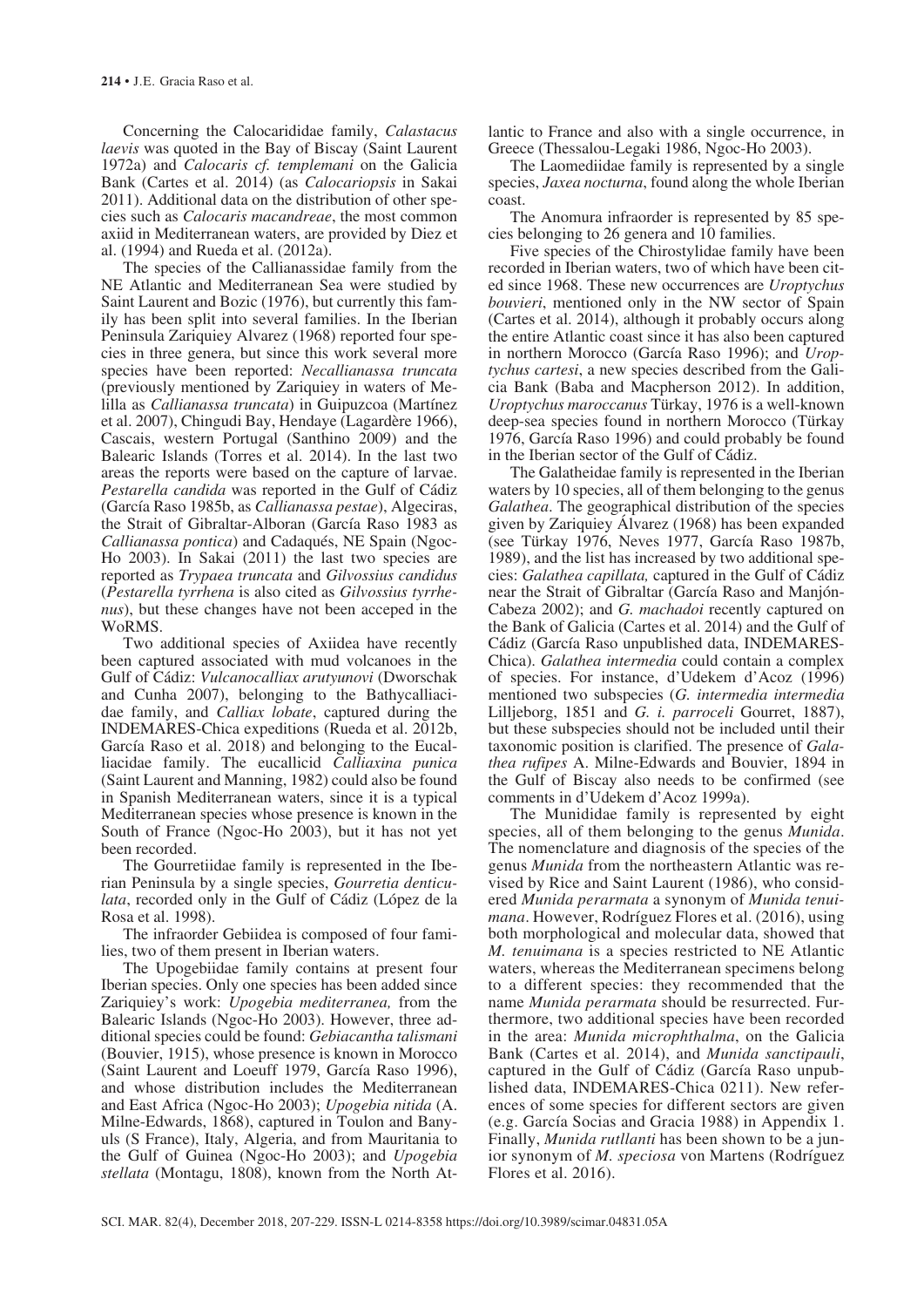Concerning the Calocarididae family, *Calastacus laevis* was quoted in the Bay of Biscay (Saint Laurent 1972a) and *Calocaris cf. templemani* on the Galicia Bank (Cartes et al. 2014) (as *Calocariopsis* in Sakai 2011). Additional data on the distribution of other species such as *Calocaris macandreae*, the most common axiid in Mediterranean waters, are provided by Diez et al. (1994) and Rueda et al. (2012a).

The species of the Callianassidae family from the NE Atlantic and Mediterranean Sea were studied by Saint Laurent and Bozic (1976), but currently this family has been split into several families. In the Iberian Peninsula Zariquiey Alvarez (1968) reported four species in three genera, but since this work several more species have been reported: *Necallianassa truncata* (previously mentioned by Zariquiey in waters of Melilla as *Callianassa truncata*) in Guipuzcoa (Martínez et al. 2007), Chingudi Bay, Hendaye (Lagardère 1966), Cascais, western Portugal (Santhino 2009) and the Balearic Islands (Torres et al. 2014). In the last two areas the reports were based on the capture of larvae. *Pestarella candida* was reported in the Gulf of Cádiz (García Raso 1985b, as *Callianassa pestae*), Algeciras, the Strait of Gibraltar-Alboran (García Raso 1983 as *Callianassa pontica*) and Cadaqués, NE Spain (Ngoc-Ho 2003). In Sakai (2011) the last two species are reported as *Trypaea truncata* and *Gilvossius candidus* (*Pestarella tyrrhena* is also cited as *Gilvossius tyrrhenus*), but these changes have not been acceped in the WoRMS.

Two additional species of Axiidea have recently been captured associated with mud volcanoes in the Gulf of Cádiz: *Vulcanocalliax arutyunovi* (Dworschak and Cunha 2007), belonging to the Bathycalliacidae family, and *Calliax lobate*, captured during the INDEMARES-Chica expeditions (Rueda et al. 2012b, García Raso et al. 2018) and belonging to the Eucalliacidae family. The eucallicid *Calliaxina punica* (Saint Laurent and Manning, 1982) could also be found in Spanish Mediterranean waters, since it is a typical Mediterranean species whose presence is known in the South of France (Ngoc-Ho 2003), but it has not yet been recorded.

The Gourretiidae family is represented in the Iberian Peninsula by a single species, *Gourretia denticulata*, recorded only in the Gulf of Cádiz (López de la Rosa et al. 1998).

The infraorder Gebiidea is composed of four families, two of them present in Iberian waters.

The Upogebiidae family contains at present four Iberian species. Only one species has been added since Zariquiey's work: *Upogebia mediterranea,* from the Balearic Islands (Ngoc-Ho 2003). However, three additional species could be found: *Gebiacantha talismani* (Bouvier, 1915), whose presence is known in Morocco (Saint Laurent and Loeuff 1979, García Raso 1996), and whose distribution includes the Mediterranean and East Africa (Ngoc-Ho 2003); *Upogebia nitida* (A. Milne-Edwards, 1868), captured in Toulon and Banyuls (S France), Italy, Algeria, and from Mauritania to the Gulf of Guinea (Ngoc-Ho 2003); and *Upogebia stellata* (Montagu, 1808), known from the North Atlantic to France and also with a single occurrence, in Greece (Thessalou-Legaki 1986, Ngoc-Ho 2003).

The Laomediidae family is represented by a single species, *Jaxea nocturna*, found along the whole Iberian coast.

The Anomura infraorder is represented by 85 species belonging to 26 genera and 10 families.

Five species of the Chirostylidae family have been recorded in Iberian waters, two of which have been cited since 1968. These new occurrences are *Uroptychus bouvieri*, mentioned only in the NW sector of Spain (Cartes et al. 2014), although it probably occurs along the entire Atlantic coast since it has also been captured in northern Morocco (García Raso 1996); and *Uroptychus cartesi*, a new species described from the Galicia Bank (Baba and Macpherson 2012). In addition, *Uroptychus maroccanus* Türkay, 1976 is a well-known deep-sea species found in northern Morocco (Türkay 1976, García Raso 1996) and could probably be found in the Iberian sector of the Gulf of Cádiz.

The Galatheidae family is represented in the Iberian waters by 10 species, all of them belonging to the genus *Galathea*. The geographical distribution of the species given by Zariquiey Álvarez (1968) has been expanded (see Türkay 1976, Neves 1977, García Raso 1987b, 1989), and the list has increased by two additional species: *Galathea capillata,* captured in the Gulf of Cádiz near the Strait of Gibraltar (García Raso and Manjón-Cabeza 2002); and *G. machadoi* recently captured on the Bank of Galicia (Cartes et al. 2014) and the Gulf of Cádiz (García Raso unpublished data, INDEMARES-Chica). *Galathea intermedia* could contain a complex of species. For instance, d'Udekem d'Acoz (1996) mentioned two subspecies (*G. intermedia intermedia* Lilljeborg, 1851 and *G. i. parroceli* Gourret, 1887), but these subspecies should not be included until their taxonomic position is clarified. The presence of *Galathea rufipes* A. Milne-Edwards and Bouvier, 1894 in the Gulf of Biscay also needs to be confirmed (see comments in d'Udekem d'Acoz 1999a).

The Munididae family is represented by eight species, all of them belonging to the genus *Munida*. The nomenclature and diagnosis of the species of the genus *Munida* from the northeastern Atlantic was revised by Rice and Saint Laurent (1986), who considered *Munida perarmata* a synonym of *Munida tenuimana*. However, Rodríguez Flores et al. (2016), using both morphological and molecular data, showed that *M. tenuimana* is a species restricted to NE Atlantic waters, whereas the Mediterranean specimens belong to a different species: they recommended that the name *Munida perarmata* should be resurrected. Furthermore, two additional species have been recorded in the area: *Munida microphthalma*, on the Galicia Bank (Cartes et al. 2014), and *Munida sanctipauli*, captured in the Gulf of Cádiz (García Raso unpublished data, INDEMARES-Chica 0211). New references of some species for different sectors are given (e.g. García Socias and Gracia 1988) in Appendix 1. Finally, *Munida rutllanti* has been shown to be a junior synonym of *M. speciosa* von Martens (Rodríguez Flores et al. 2016).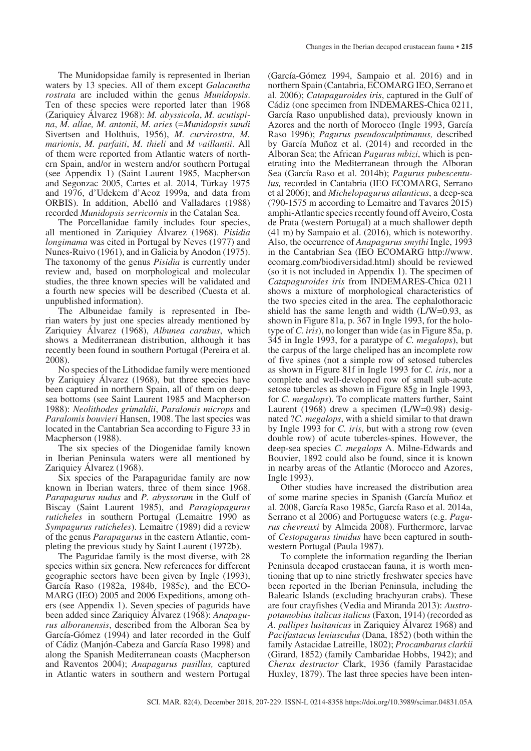The Munidopsidae family is represented in Iberian waters by 13 species. All of them except *Galacantha rostrata* are included within the genus *Munidopsis*. Ten of these species were reported later than 1968 (Zariquiey Álvarez 1968): *M. abyssicola*, *M. acutispina*, *M. allae, M. antonii*, *M. aries* (=*Munidopsis sundi* Sivertsen and Holthuis, 1956), *M. curvirostra*, *M. marionis*, *M. parfaiti*, *M. thieli* and *M vaillantii*. All of them were reported from Atlantic waters of northern Spain, and/or in western and/or southern Portugal (see Appendix 1) (Saint Laurent 1985, Macpherson and Segonzac 2005, Cartes et al. 2014, Türkay 1975 and 1976, d'Udekem d'Acoz 1999a, and data from ORBIS). In addition, Abelló and Valladares (1988) recorded *Munidopsis serricornis* in the Catalan Sea.

The Porcellanidae family includes four species, all mentioned in Zariquiey Álvarez (1968). *Pisidia longimama* was cited in Portugal by Neves (1977) and Nunes-Ruivo (1961), and in Galicia by Anodon (1975). The taxonomy of the genus *Pisidia* is currently under review and, based on morphological and molecular studies, the three known species will be validated and a fourth new species will be described (Cuesta et al. unpublished information).

The Albuneidae family is represented in Iberian waters by just one species already mentioned by Zariquiey Álvarez (1968), *Albunea carabus*, which shows a Mediterranean distribution, although it has recently been found in southern Portugal (Pereira et al. 2008).

No species of the Lithodidae family were mentioned by Zariquiey Álvarez (1968), but three species have been captured in northern Spain, all of them on deep-sea bottoms (see Saint Laurent 1985 and Macpherson 1988): *Neolithodes grimaldii*, *Paralomis microps* and *Paralomis bouvieri* Hansen, 1908. The last species was located in the Cantabrian Sea according to Figure 33 in Macpherson (1988).

The six species of the Diogenidae family known in Iberian Peninsula waters were all mentioned by Zariquiey Álvarez (1968).

Six species of the Parapaguridae family are now known in Iberian waters, three of them since 1968. *Parapagurus nudus* and *P. abyssorum* in the Gulf of Biscay (Saint Laurent 1985), and *Paragiopagurus ruticheles* in southern Portugal (Lemaitre 1990 as *Sympagurus ruticheles*). Lemaitre (1989) did a review of the genus *Parapagurus* in the eastern Atlantic, completing the previous study by Saint Laurent (1972b).

The Paguridae family is the most diverse, with 28 species within six genera. New references for different geographic sectors have been given by Ingle (1993), García Raso (1982a, 1984b, 1985c), and the ECOMARG (IEO) 2005 and 2006 Expeditions, among others (see Appendix 1). Seven species of pagurids have been added since Zariquiey Álvarez (1968): *Anapagurus alboranensis*, described from the Alboran Sea by García-Gómez (1994) and later recorded in the Gulf of Cádiz (Manjón-Cabeza and García Raso 1998) and along the Spanish Mediterranean coasts (Macpherson and Raventos 2004); *Anapagurus pusillus,* captured in Atlantic waters in southern and western Portugal (García-Gómez 1994, Sampaio et al. 2016) and in northern Spain (Cantabria, ECOMARG IEO, Serrano et al. 2006); *Catapaguroides iris*, captured in the Gulf of Cádiz (one specimen from INDEMARES-Chica 0211, García Raso unpublished data), previously known in Azores and the north of Morocco (Ingle 1993, García Raso 1996); *Pagurus pseudosculptimanus,* described by García Muñoz et al. (2014) and recorded in the Alboran Sea; the African *Pagurus mbizi*, which is penetrating into the Mediterranean through the Alboran Sea (García Raso et al. 2014b); *Pagurus pubescentulus,* recorded in Cantabria (IEO ECOMARG, Serrano et al 2006); and *Michelopagurus atlanticus*, a deep-sea (790-1575 m according to Lemaitre and Tavares 2015) amphi-Atlantic species recently found off Aveiro, Costa de Prata (western Portugal) at a much shallower depth (41 m) by Sampaio et al. (2016), which is noteworthy. Also, the occurrence of *Anapagurus smythi* Ingle, 1993 in the Cantabrian Sea (IEO ECOMARG http://www.ecomarg.com/biodiversidad.html) should be reviewed (so it is not included in Appendix 1). The specimen of *Catapaguroides iris* from INDEMARES-Chica 0211 shows a mixture of morphological characteristics of the two species cited in the area. The cephalothoracic shield has the same length and width (L/W=0.93, as shown in Figure 81a, p. 367 in Ingle 1993, for the holotype of *C. iris*), no longer than wide (as in Figure 85a, p. 345 in Ingle 1993, for a paratype of *C. megalops*), but the carpus of the large cheliped has an incomplete row of five spines (not a simple row of setosed tubercles as shown in Figure 81f in Ingle 1993 for *C. iris*, nor a complete and well-developed row of small sub-acute setose tubercles as shown in Figure 85g in Ingle 1993, for *C. megalops*). To complicate matters further, Saint Laurent (1968) drew a specimen (L/W=0.98) designated ?*C. megalops*, with a shield similar to that drawn by Ingle 1993 for *C. iris*, but with a strong row (even double row) of acute tubercles-spines. However, the deep-sea species *C. megalops* A. Milne-Edwards and Bouvier, 1892 could also be found, since it is known in nearby areas of the Atlantic (Morocco and Azores, Ingle 1993).

Other studies have increased the distribution area of some marine species in Spanish (García Muñoz et al. 2008, García Raso 1985c, García Raso et al. 2014a, Serrano et al 2006) and Portuguese waters (e.g. *Pagurus chevreuxi* by Almeida 2008). Furthermore, larvae of *Cestopagurus timidus* have been captured in southwestern Portugal (Paula 1987).

To complete the information regarding the Iberian Peninsula decapod crustacean fauna, it is worth mentioning that up to nine strictly freshwater species have been reported in the Iberian Peninsula, including the Balearic Islands (excluding brachyuran crabs). These are four crayfishes (Vedia and Miranda 2013): *Austropotamobius italicus italicus* (Faxon, 1914) (recorded as *A. pallipes lusitanicus* in Zariquiey Álvarez 1968) and *Pacifastacus leniusculus* (Dana, 1852) (both within the family Astacidae Latreille, 1802); *Procambarus clarkii* (Girard, 1852) (family Cambaridae Hobbs, 1942); and *Cherax destructor* Clark, 1936 (family Parastacidae Huxley, 1879). The last three species have been inten-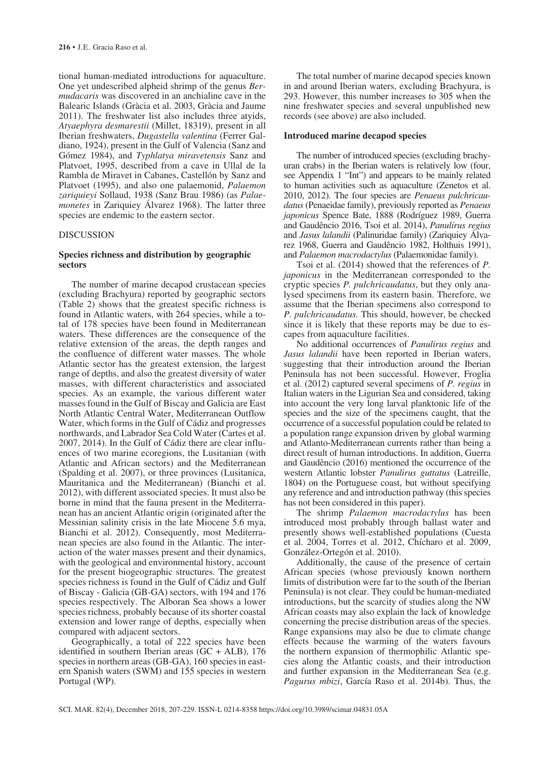tional human-mediated introductions for aquaculture. One yet undescribed alpheid shrimp of the genus *Bermudacaris* was discovered in an anchialine cave in the Balearic Islands (Gràcia et al. 2003, Gràcia and Jaume 2011). The freshwater list also includes three atyids, *Atyaephyra desmarestii* (Millet, 18319), present in all Iberian freshwaters, *Dugastella valentina* (Ferrer Galdiano, 1924), present in the Gulf of Valencia (Sanz and Gómez 1984), and *Typhlatya miravetensis* Sanz and Platvoet, 1995, described from a cave in Ullal de la Rambla de Miravet in Cabanes, Castellón by Sanz and Platvoet (1995), and also one palaemonid, *Palaemon zariquieyi* Sollaud, 1938 (Sanz Brau 1986) (as *Palaemonetes* in Zariquiey Álvarez 1968). The latter three species are endemic to the eastern sector.

## DISCUSSION

### Species richness and distribution by geographic sectors

The number of marine decapod crustacean species (excluding Brachyura) reported by geographic sectors (Table 2) shows that the greatest specific richness is found in Atlantic waters, with 264 species, while a total of 178 species have been found in Mediterranean waters. These differences are the consequence of the relative extension of the areas, the depth ranges and the confluence of different water masses. The whole Atlantic sector has the greatest extension, the largest range of depths, and also the greatest diversity of water masses, with different characteristics and associated species. As an example, the various different water masses found in the Gulf of Biscay and Galicia are East North Atlantic Central Water, Mediterranean Outflow Water, which forms in the Gulf of Cádiz and progresses northwards, and Labrador Sea Cold Water (Cartes et al. 2007, 2014). In the Gulf of Cádiz there are clear influences of two marine ecoregions, the Lusitanian (with Atlantic and African sectors) and the Mediterranean (Spalding et al. 2007), or three provinces (Lusitanica, Mauritanica and the Mediterranean) (Bianchi et al. 2012), with different associated species. It must also be borne in mind that the fauna present in the Mediterranean has an ancient Atlantic origin (originated after the Messinian salinity crisis in the late Miocene 5.6 mya, Bianchi et al. 2012). Consequently, most Mediterranean species are also found in the Atlantic. The interaction of the water masses present and their dynamics, with the geological and environmental history, account for the present biogeographic structures. The greatest species richness is found in the Gulf of Cádiz and Gulf of Biscay - Galicia (GB-GA) sectors, with 194 and 176 species respectively. The Alboran Sea shows a lower species richness, probably because of its shorter coastal extension and lower range of depths, especially when compared with adjacent sectors.

Geographically, a total of 222 species have been identified in southern Iberian areas (GC + ALB), 176 species in northern areas (GB-GA), 160 species in eastern Spanish waters (SWM) and 155 species in western Portugal (WP).

The total number of marine decapod species known in and around Iberian waters, excluding Brachyura, is 293. However, this number increases to 305 when the nine freshwater species and several unpublished new records (see above) are also included.

### Introduced marine decapod species

The number of introduced species (excluding brachyuran crabs) in the Iberian waters is relatively low (four, see Appendix 1 "Int") and appears to be mainly related to human activities such as aquaculture (Zenetos et al. 2010, 2012). The four species are *Penaeus pulchricaudatus* (Penaeidae family), previously reported as *Penaeus japonicus* Spence Bate, 1888 (Rodríguez 1989, Guerra and Gaudêncio 2016, Tsoi et al. 2014), *Panulirus regius* and *Jasus lalandii* (Palinuridae family) (Zariquiey Álvarez 1968, Guerra and Gaudêncio 1982, Holthuis 1991), and *Palaemon macrodactylus* (Palaemonidae family).

Tsoi et al. (2014) showed that the references of *P. japonicus* in the Mediterranean corresponded to the cryptic species *P. pulchricaudatus*, but they only analysed specimens from its eastern basin. Therefore, we assume that the Iberian specimens also correspond to *P. pulchricaudatus.* This should, however, be checked since it is likely that these reports may be due to escapes from aquaculture facilities.

No additional occurrences of *Panulirus regius* and *Jasus lalandii* have been reported in Iberian waters, suggesting that their introduction around the Iberian Peninsula has not been successful. However, Froglia et al. (2012) captured several specimens of *P. regius* in Italian waters in the Ligurian Sea and considered, taking into account the very long larval planktonic life of the species and the size of the specimens caught, that the occurrence of a successful population could be related to a population range expansion driven by global warming and Atlanto-Mediterranean currents rather than being a direct result of human introductions. In addition, Guerra and Gaudêncio (2016) mentioned the occurrence of the western Atlantic lobster *Panulirus guttatus* (Latreille, 1804) on the Portuguese coast, but without specifying any reference and and introduction pathway (this species has not been considered in this paper).

The shrimp *Palaemon macrodactylus* has been introduced most probably through ballast water and presently shows well-established populations (Cuesta et al. 2004, Torres et al. 2012, Chícharo et al. 2009, González-Ortegón et al. 2010).

Additionally, the cause of the presence of certain African species (whose previously known northern limits of distribution were far to the south of the Iberian Peninsula) is not clear. They could be human-mediated introductions, but the scarcity of studies along the NW African coasts may also explain the lack of knowledge concerning the precise distribution areas of the species. Range expansions may also be due to climate change effects because the warming of the waters favours the northern expansion of thermophilic Atlantic species along the Atlantic coasts, and their introduction and further expansion in the Mediterranean Sea (e.g. *Pagurus mbizi*, García Raso et al. 2014b). Thus, the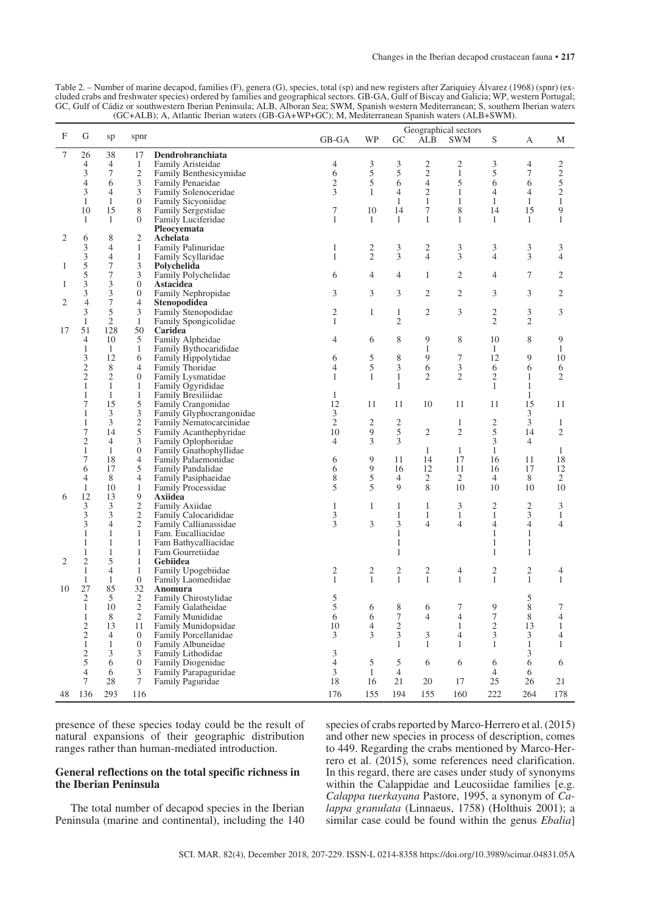Table 2. – Number of marine decapod, families (F), genera (G), species, total (sp) and new registers after Zariquiey Álvarez (1968) (spnr) (excluded crabs and freshwater species) ordered by families and geographical sectors. GB-GA, Gulf of Biscay and Galicia; WP, western Portugal; GC, Gulf of Cádiz or southwestern Iberian Peninsula; ALB, Alboran Sea; SWM, Spanish western Mediterranean; S, southern Iberian waters (GC+ALB); A, Atlantic Iberian waters (GB-GA+WP+GC); M, Mediterranean Spanish waters (ALB+SWM).

| F | G | sp | spnr | | Geographical sectors | | | | | | | |
|---|---|---|---|---|---|---|---|---|---|---|---|---|
| | | | | | GB-GA | WP | GC | ALB | SWM | S | A | M |
| 7 | 26 | 38 | 17 | **Dendrobranchiata** | | | | | | | | |
| | 4 | 4 | 1 | Family Aristeidae | 4 | 3 | 3 | 2 | 2 | 3 | 4 | 2 |
| | 3 | 7 | 2 | Family Benthesicymidae | 6 | 5 | 5 | 2 | 1 | 5 | 7 | 2 |
| | 4 | 6 | 3 | Family Penaeidae | 2 | 5 | 6 | 4 | 5 | 6 | 6 | 5 |
| | 3 | 4 | 3 | Family Solenoceridae | 3 | 1 | 4 | 2 | 1 | 4 | 4 | 2 |
| | 1 | 1 | 0 | Family Sicyoniidae | | | 1 | 1 | 1 | 1 | 1 | 1 |
| | 10 | 15 | 8 | Family Sergestidae | 7 | 10 | 14 | 7 | 8 | 14 | 15 | 9 |
| | 1 | 1 | 0 | Family Luciferidae | 1 | 1 | 1 | 1 | 1 | 1 | 1 | 1 |
| | | | | **Pleocyemata** | | | | | | | | |
| 2 | 6 | 8 | 2 | **Achelata** | | | | | | | | |
| | 3 | 4 | 1 | Family Palinuridae | 1 | 2 | 3 | 2 | 3 | 3 | 3 | 3 |
| | 3 | 4 | 1 | Family Scyllaridae | 1 | 2 | 3 | 4 | 3 | 4 | 3 | 4 |
| 1 | 5 | 7 | 3 | **Polychelida** | | | | | | | | |
| | 5 | 7 | 3 | Family Polychelidae | 6 | 4 | 4 | 1 | 2 | 4 | 7 | 2 |
| 1 | 3 | 3 | 0 | **Astacidea** | | | | | | | | |
| | 3 | 3 | 0 | Family Nephropidae | 3 | 3 | 3 | 2 | 2 | 3 | 3 | 2 |
| 2 | 4 | 7 | 4 | **Stenopodidea** | | | | | | | | |
| | 3 | 5 | 3 | Family Stenopodidae | 2 | 1 | 1 | 2 | 3 | 2 | 3 | 3 |
| | 1 | 2 | 1 | Family Spongicolidae | 1 | | 2 | | | 2 | 2 | |
| 17 | 51 | 128 | 50 | **Caridea** | | | | | | | | |
| | 4 | 10 | 5 | Family Alpheidae | 4 | 6 | 8 | 9 | 8 | 10 | 8 | 9 |
| | 1 | 1 | 1 | Family Bythocarididae | | | | 1 | | 1 | | 1 |
| | 3 | 12 | 6 | Family Hippolytidae | 6 | 5 | 8 | 9 | 7 | 12 | 9 | 10 |
| | 2 | 8 | 4 | Family Thoridae | 4 | 5 | 3 | 6 | 3 | 6 | 6 | 6 |
| | 2 | 2 | 0 | Family Lysmatidae | 1 | 1 | 1 | 2 | 2 | 2 | 1 | 2 |
| | 1 | 1 | 1 | Family Ogyrididae | | | 1 | | | 1 | 1 | |
| | 1 | 1 | 1 | Family Bresiliidae | 1 | | | | | | 1 | |
| | 7 | 15 | 5 | Family Crangonidae | 12 | 11 | 11 | 10 | 11 | 11 | 15 | 11 |
| | 1 | 3 | 3 | Family Glyphocrangonidae | 3 | | | | | | 3 | |
| | 1 | 3 | 2 | Family Nematocarcinidae | 2 | 2 | 2 | | 1 | 2 | 3 | 1 |
| | 7 | 14 | 5 | Family Acanthephyridae | 10 | 9 | 5 | 2 | 2 | 5 | 14 | 2 |
| | 2 | 4 | 3 | Family Oplophoridae | 4 | 3 | 3 | | | 3 | 4 | |
| | 1 | 1 | 0 | Family Gnathophyllidae | | | | 1 | 1 | 1 | | 1 |
| | 7 | 18 | 4 | Family Palaemonidae | 6 | 9 | 11 | 14 | 17 | 16 | 11 | 18 |
| | 6 | 17 | 5 | Family Pandalidae | 6 | 9 | 16 | 12 | 11 | 16 | 17 | 12 |
| | 4 | 8 | 4 | Family Pasiphaeidae | 8 | 5 | 4 | 2 | 2 | 4 | 8 | 2 |
| | 1 | 10 | 1 | Family Processidae | 5 | 5 | 9 | 8 | 10 | 10 | 10 | 10 |
| 6 | 12 | 13 | 9 | **Axiidea** | | | | | | | | |
| | 3 | 3 | 2 | Family Axiidae | 1 | 1 | 1 | 1 | 3 | 2 | 2 | 3 |
| | 3 | 3 | 2 | Family Calocarididae | 3 | | 1 | 1 | 1 | 1 | 3 | 1 |
| | 3 | 4 | 2 | Family Callianassidae | 3 | 3 | 3 | 4 | 4 | 4 | 4 | 4 |
| | 1 | 1 | 1 | Fam. Eucalliacidae | | | 1 | | | 1 | 1 | |
| | 1 | 1 | 1 | Fam Bathycalliacidae | | | 1 | | | 1 | 1 | |
| | 1 | 1 | 1 | Fam Gourretiidae | | | 1 | | | 1 | 1 | |
| 2 | 2 | 5 | 1 | **Gebiidea** | | | | | | | | |
| | 1 | 4 | 1 | Family Upogebiidae | 2 | 2 | 2 | 2 | 4 | 2 | 2 | 4 |
| | 1 | 1 | 0 | Family Laomediidae | 1 | 1 | 1 | 1 | 1 | 1 | 1 | 1 |
| 10 | 27 | 85 | 32 | **Anomura** | | | | | | | | |
| | 2 | 5 | 2 | Family Chirostylidae | 5 | | | | | | 5 | |
| | 1 | 10 | 2 | Family Galatheidae | 5 | 6 | 8 | 6 | 7 | 9 | 8 | 7 |
| | 1 | 8 | 2 | Family Munididae | 6 | 6 | 7 | 4 | 4 | 7 | 8 | 4 |
| | 2 | 13 | 11 | Family Munidopsidae | 10 | 4 | 2 | | 1 | 2 | 13 | 1 |
| | 2 | 4 | 0 | Family Porcellanidae | 3 | 3 | 3 | 3 | 4 | 3 | 3 | 4 |
| | 1 | 1 | 0 | Family Albuneidae | | | 1 | 1 | 1 | 1 | 1 | 1 |
| | 2 | 3 | 3 | Family Lithodidae | 3 | | | | | | 3 | |
| | 5 | 6 | 0 | Family Diogenidae | 4 | 5 | 5 | 6 | 6 | 6 | 6 | 6 |
| | 4 | 6 | 3 | Family Parapaguridae | 3 | 1 | 4 | | | 4 | 6 | |
| | 7 | 28 | 7 | Family Paguridae | 18 | 16 | 21 | 20 | 17 | 25 | 26 | 21 |
| 48 | 136 | 293 | 116 | | 176 | 155 | 194 | 155 | 160 | 222 | 264 | 178 |

presence of these species today could be the result of natural expansions of their geographic distribution ranges rather than human-mediated introduction.

### General reflections on the total specific richness in the Iberian Peninsula

The total number of decapod species in the Iberian Peninsula (marine and continental), including the 140 species of crabs reported by Marco-Herrero et al. (2015) and other new species in process of description, comes to 449. Regarding the crabs mentioned by Marco-Herrero et al. (2015), some references need clarification. In this regard, there are cases under study of synonyms within the Calappidae and Leucosiidae families [e.g. *Calappa tuerkayana* Pastore, 1995, a synonym of *Calappa granulata* (Linnaeus, 1758) (Holthuis 2001); a similar case could be found within the genus *Ebalia*]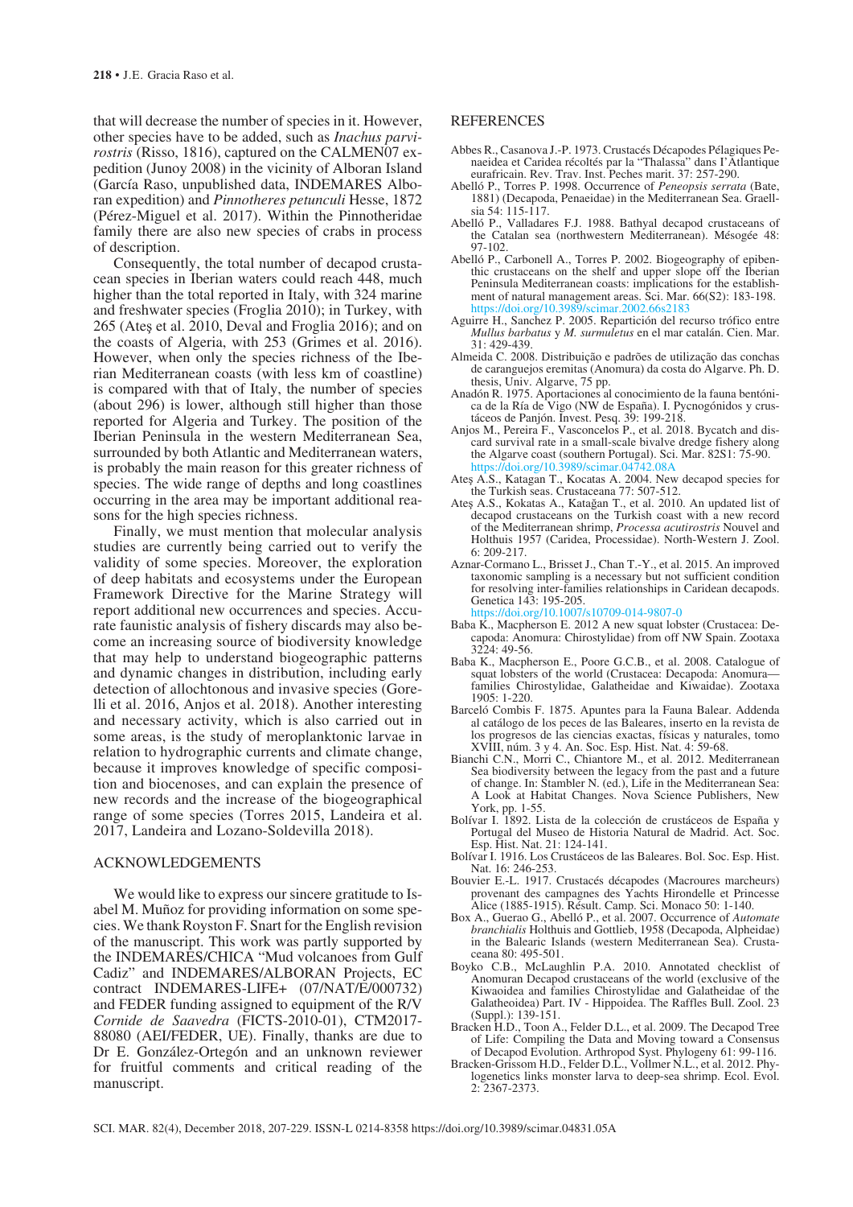that will decrease the number of species in it. However, other species have to be added, such as *Inachus parvirostris* (Risso, 1816), captured on the CALMEN07 expedition (Junoy 2008) in the vicinity of Alboran Island (García Raso, unpublished data, INDEMARES Alboran expedition) and *Pinnotheres petunculi* Hesse, 1872 (Pérez-Miguel et al. 2017). Within the Pinnotheridae family there are also new species of crabs in process of description.

Consequently, the total number of decapod crustacean species in Iberian waters could reach 448, much higher than the total reported in Italy, with 324 marine and freshwater species (Froglia 2010); in Turkey, with 265 (Ateş et al. 2010, Deval and Froglia 2016); and on the coasts of Algeria, with 253 (Grimes et al. 2016). However, when only the species richness of the Iberian Mediterranean coasts (with less km of coastline) is compared with that of Italy, the number of species (about 296) is lower, although still higher than those reported for Algeria and Turkey. The position of the Iberian Peninsula in the western Mediterranean Sea, surrounded by both Atlantic and Mediterranean waters, is probably the main reason for this greater richness of species. The wide range of depths and long coastlines occurring in the area may be important additional reasons for the high species richness.

Finally, we must mention that molecular analysis studies are currently being carried out to verify the validity of some species. Moreover, the exploration of deep habitats and ecosystems under the European Framework Directive for the Marine Strategy will report additional new occurrences and species. Accurate faunistic analysis of fishery discards may also become an increasing source of biodiversity knowledge that may help to understand biogeographic patterns and dynamic changes in distribution, including early detection of allochtonous and invasive species (Gorelli et al. 2016, Anjos et al. 2018). Another interesting and necessary activity, which is also carried out in some areas, is the study of meroplanktonic larvae in relation to hydrographic currents and climate change, because it improves knowledge of specific composition and biocenoses, and can explain the presence of new records and the increase of the biogeographical range of some species (Torres 2015, Landeira et al. 2017, Landeira and Lozano-Soldevilla 2018).

## ACKNOWLEDGEMENTS

We would like to express our sincere gratitude to Isabel M. Muñoz for providing information on some species. We thank Royston F. Snart for the English revision of the manuscript. This work was partly supported by the INDEMARES/CHICA "Mud volcanoes from Gulf Cadiz" and INDEMARES/ALBORAN Projects, EC contract INDEMARES-LIFE+ (07/NAT/E/000732) and FEDER funding assigned to equipment of the R/V *Cornide de Saavedra* (FICTS-2010-01), CTM2017-88080 (AEI/FEDER, UE). Finally, thanks are due to Dr E. González-Ortegón and an unknown reviewer for fruitful comments and critical reading of the manuscript.

## REFERENCES

Abbes R., Casanova J.-P. 1973. Crustacés Décapodes Pélagiques Penaeidea et Caridea récoltés par la "Thalassa" dans I'Atlantique eurafricain. Rev. Trav. Inst. Peches marit. 37: 257-290.

Abelló P., Torres P. 1998. Occurrence of *Peneopsis serrata* (Bate, 1881) (Decapoda, Penaeidae) in the Mediterranean Sea. Graellsia 54: 115-117.

Abelló P., Valladares F.J. 1988. Bathyal decapod crustaceans of the Catalan sea (northwestern Mediterranean). Mésogée 48: 97-102.

Abelló P., Carbonell A., Torres P. 2002. Biogeography of epibenthic crustaceans on the shelf and upper slope off the Iberian Peninsula Mediterranean coasts: implications for the establishment of natural management areas. Sci. Mar. 66(S2): 183-198. https://doi.org/10.3989/scimar.2002.66s2183

Aguirre H., Sanchez P. 2005. Repartición del recurso trófico entre *Mullus barbatus* y *M. surmuletus* en el mar catalán. Cien. Mar. 31: 429-439.

Almeida C. 2008. Distribuição e padrões de utilização das conchas de caranguejos eremitas (Anomura) da costa do Algarve. Ph. D. thesis, Univ. Algarve, 75 pp.

Anadón R. 1975. Aportaciones al conocimiento de la fauna bentónica de la Ría de Vigo (NW de España). I. Pycnogónidos y crustáceos de Panjón. Invest. Pesq. 39: 199-218.

Anjos M., Pereira F., Vasconcelos P., et al. 2018. Bycatch and discard survival rate in a small-scale bivalve dredge fishery along the Algarve coast (southern Portugal). Sci. Mar. 82S1: 75-90. https://doi.org/10.3989/scimar.04742.08A

Ateş A.S., Katagan T., Kocatas A. 2004. New decapod species for the Turkish seas. Crustaceana 77: 507-512.

Ateş A.S., Kokatas A., Katağan T., et al. 2010. An updated list of decapod crustaceans on the Turkish coast with a new record of the Mediterranean shrimp, *Processa acutirostris* Nouvel and Holthuis 1957 (Caridea, Processidae). North-Western J. Zool. 6: 209-217.

Aznar-Cormano L., Brisset J., Chan T.-Y., et al. 2015. An improved taxonomic sampling is a necessary but not sufficient condition for resolving inter-families relationships in Caridean decapods. Genetica 143: 195-205. https://doi.org/10.1007/s10709-014-9807-0

Baba K., Macpherson E. 2012 A new squat lobster (Crustacea: Decapoda: Anomura: Chirostylidae) from off NW Spain. Zootaxa 3224: 49-56.

Baba K., Macpherson E., Poore G.C.B., et al. 2008. Catalogue of squat lobsters of the world (Crustacea: Decapoda: Anomura—families Chirostylidae, Galatheidae and Kiwaidae). Zootaxa 1905: 1-220.

Barceló Combis F. 1875. Apuntes para la Fauna Balear. Addenda al catálogo de los peces de las Baleares, inserto en la revista de los progresos de las ciencias exactas, físicas y naturales, tomo XVIII, núm. 3 y 4. An. Soc. Esp. Hist. Nat. 4: 59-68.

Bianchi C.N., Morri C., Chiantore M., et al. 2012. Mediterranean Sea biodiversity between the legacy from the past and a future of change. In: Stambler N. (ed.), Life in the Mediterranean Sea: A Look at Habitat Changes. Nova Science Publishers, New York, pp. 1-55.

Bolívar I. 1892. Lista de la colección de crustáceos de España y Portugal del Museo de Historia Natural de Madrid. Act. Soc. Esp. Hist. Nat. 21: 124-141.

Bolívar I. 1916. Los Crustáceos de las Baleares. Bol. Soc. Esp. Hist. Nat. 16: 246-253.

Bouvier E.-L. 1917. Crustacés décapodes (Macroures marcheurs) provenant des campagnes des Yachts Hirondelle et Princesse Alice (1885-1915). Résult. Camp. Sci. Monaco 50: 1-140.

Box A., Guerao G., Abelló P., et al. 2007. Occurrence of *Automate branchialis* Holthuis and Gottlieb, 1958 (Decapoda, Alpheidae) in the Balearic Islands (western Mediterranean Sea). Crustaceana 80: 495-501.

Boyko C.B., McLaughlin P.A. 2010. Annotated checklist of Anomuran Decapod crustaceans of the world (exclusive of the Kiwaoidea and families Chirostylidae and Galatheidae of the Galatheoidea) Part. IV - Hippoidea. The Raffles Bull. Zool. 23 (Suppl.): 139-151.

Bracken H.D., Toon A., Felder D.L., et al. 2009. The Decapod Tree of Life: Compiling the Data and Moving toward a Consensus of Decapod Evolution. Arthropod Syst. Phylogeny 61: 99-116.

Bracken-Grissom H.D., Felder D.L., Vollmer N.L., et al. 2012. Phylogenetics links monster larva to deep-sea shrimp. Ecol. Evol. 2: 2367-2373.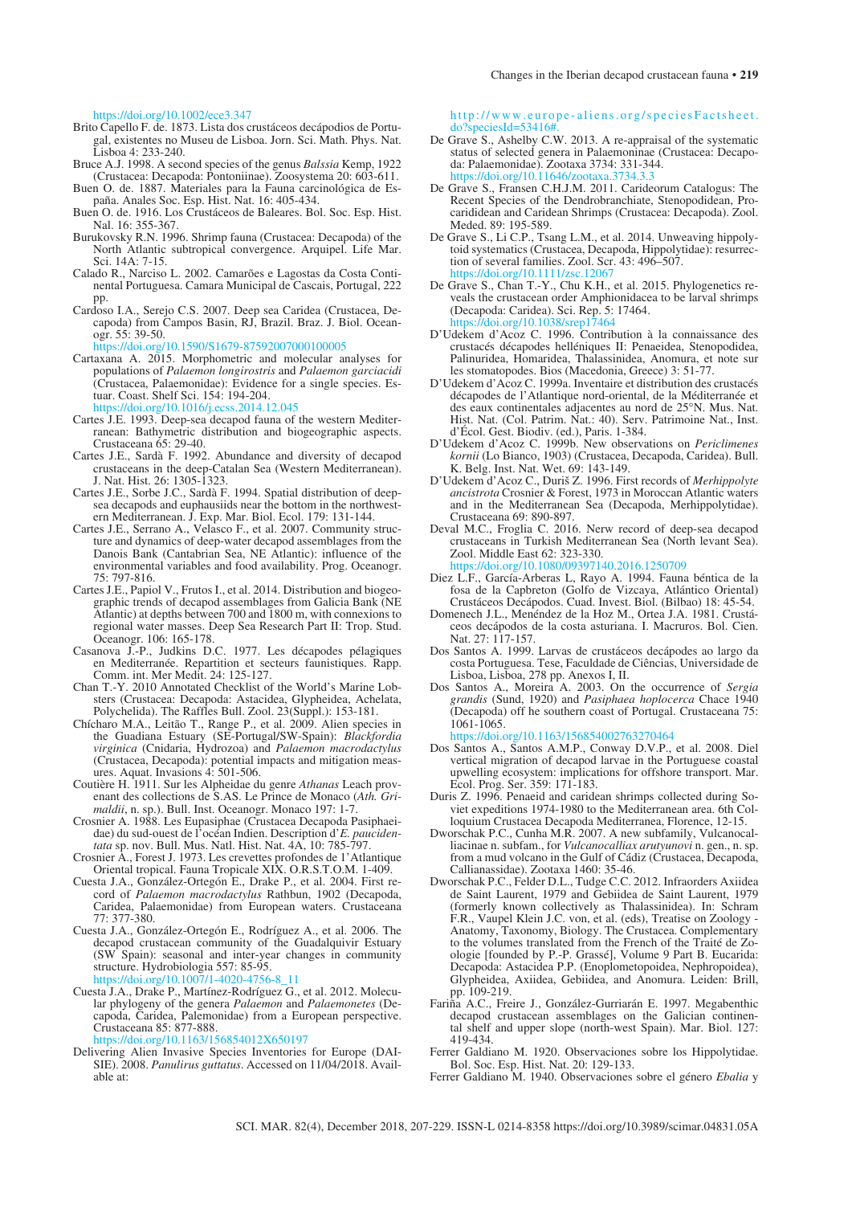https://doi.org/10.1002/ece3.347

Brito Capello F. de. 1873. Lista dos crustáceos decápodios de Portugal, existentes no Museu de Lisboa. Jorn. Sci. Math. Phys. Nat. Lisboa 4: 233-240.

Bruce A.J. 1998. A second species of the genus *Balssia* Kemp, 1922 (Crustacea: Decapoda: Pontoniinae). Zoosystema 20: 603-611.

Buen O. de. 1887. Materiales para la Fauna carcinológica de España. Anales Soc. Esp. Hist. Nat. 16: 405-434.

Buen O. de. 1916. Los Crustáceos de Baleares. Bol. Soc. Esp. Hist. Nal. 16: 355-367.

Burukovsky R.N. 1996. Shrimp fauna (Crustacea: Decapoda) of the North Atlantic subtropical convergence. Arquipel. Life Mar. Sci. 14A: 7-15.

Calado R., Narciso L. 2002. Camarões e Lagostas da Costa Continental Portuguesa. Camara Municipal de Cascais, Portugal, 222 pp.

Cardoso I.A., Serejo C.S. 2007. Deep sea Caridea (Crustacea, Decapoda) from Campos Basin, RJ, Brazil. Braz. J. Biol. Oceanogr. 55: 39-50.
https://doi.org/10.1590/S1679-87592007000100005

Cartaxana A. 2015. Morphometric and molecular analyses for populations of *Palaemon longirostris* and *Palaemon garciacidi* (Crustacea, Palaemonidae): Evidence for a single species. Estuar. Coast. Shelf Sci. 154: 194-204.
https://doi.org/10.1016/j.ecss.2014.12.045

Cartes J.E. 1993. Deep-sea decapod fauna of the western Mediterranean: Bathymetric distribution and biogeographic aspects. Crustaceana 65: 29-40.

Cartes J.E., Sardà F. 1992. Abundance and diversity of decapod crustaceans in the deep-Catalan Sea (Western Mediterranean). J. Nat. Hist. 26: 1305-1323.

Cartes J.E., Sorbe J.C., Sardà F. 1994. Spatial distribution of deep-sea decapods and euphausiids near the bottom in the northwestern Mediterranean. J. Exp. Mar. Biol. Ecol. 179: 131-144.

Cartes J.E., Serrano A., Velasco F., et al. 2007. Community structure and dynamics of deep-water decapod assemblages from the Danois Bank (Cantabrian Sea, NE Atlantic): influence of the environmental variables and food availability. Prog. Oceanogr. 75: 797-816.

Cartes J.E., Papiol V., Frutos I., et al. 2014. Distribution and biogeographic trends of decapod assemblages from Galicia Bank (NE Atlantic) at depths between 700 and 1800 m, with connexions to regional water masses. Deep Sea Research Part II: Trop. Stud. Oceanogr. 106: 165-178.

Casanova J.-P., Judkins D.C. 1977. Les décapodes pélagiques en Mediterranée. Repartition et secteurs faunistiques. Rapp. Comm. int. Mer Medit. 24: 125-127.

Chan T.-Y. 2010 Annotated Checklist of the World's Marine Lobsters (Crustacea: Decapoda: Astacidea, Glypheidea, Achelata, Polychelida). The Raffles Bull. Zool. 23(Suppl.): 153-181.

Chícharo M.A., Leitão T., Range P., et al. 2009. Alien species in the Guadiana Estuary (SE-Portugal/SW-Spain): *Blackfordia virginica* (Cnidaria, Hydrozoa) and *Palaemon macrodactylus* (Crustacea, Decapoda): potential impacts and mitigation measures. Aquat. Invasions 4: 501-506.

Coutière H. 1911. Sur les Alpheidae du genre *Athanas* Leach provenant des collections de S.AS. Le Prince de Monaco (*Ath. Grimaldii*, n. sp.). Bull. Inst. Oceanogr. Monaco 197: 1-7.

Crosnier A. 1988. Les Eupasiphae (Crustacea Decapoda Pasiphaeidae) du sud-ouest de l'océan Indien. Description d'*E. paucidentata* sp. nov. Bull. Mus. Natl. Hist. Nat. 4A, 10: 785-797.

Crosnier A., Forest J. 1973. Les crevettes profondes de l'Atlantique Oriental tropical. Fauna Tropicale XIX. O.R.S.T.O.M. 1-409.

Cuesta J.A., González-Ortegón E., Drake P., et al. 2004. First record of *Palaemon macrodactylus* Rathbun, 1902 (Decapoda, Caridea, Palaemonidae) from European waters. Crustaceana 77: 377-380.

Cuesta J.A., González-Ortegón E., Rodríguez A., et al. 2006. The decapod crustacean community of the Guadalquivir Estuary (SW Spain): seasonal and inter-year changes in community structure. Hydrobiologia 557: 85-95.
https://doi.org/10.1007/1-4020-4756-8_11

Cuesta J.A., Drake P., Martínez-Rodríguez G., et al. 2012. Molecular phylogeny of the genera *Palaemon* and *Palaemonetes* (Decapoda, Caridea, Palemonidae) from a European perspective. Crustaceana 85: 877-888.
https://doi.org/10.1163/156854012X650197

Delivering Alien Invasive Species Inventories for Europe (DAISIE). 2008. *Panulirus guttatus*. Accessed on 11/04/2018. Available at:
http://www.europe-aliens.org/speciesFactsheet.do?speciesId=53416#.

De Grave S., Ashelby C.W. 2013. A re-appraisal of the systematic status of selected genera in Palaemoninae (Crustacea: Decapoda: Palaemonidae). Zootaxa 3734: 331-344.
https://doi.org/10.11646/zootaxa.3734.3.3

De Grave S., Fransen C.H.J.M. 2011. Carideorum Catalogus: The Recent Species of the Dendrobranchiate, Stenopodidean, Procarididean and Caridean Shrimps (Crustacea: Decapoda). Zool. Meded. 89: 195-589.

De Grave S., Li C.P., Tsang L.M., et al. 2014. Unweaving hippolytoid systematics (Crustacea, Decapoda, Hippolytidae): resurrection of several families. Zool. Scr. 43: 496–507.
https://doi.org/10.1111/zsc.12067

De Grave S., Chan T.-Y., Chu K.H., et al. 2015. Phylogenetics reveals the crustacean order Amphionidacea to be larval shrimps (Decapoda: Caridea). Sci. Rep. 5: 17464.
https://doi.org/10.1038/srep17464

D'Udekem d'Acoz C. 1996. Contribution à la connaissance des crustacés décapodes helléniques II: Penaeidea, Stenopodidea, Palinuridea, Homaridea, Thalassinidea, Anomura, et note sur les stomatopodes. Bios (Macedonia, Greece) 3: 51-77.

D'Udekem d'Acoz C. 1999a. Inventaire et distribution des crustacés décapodes de l'Atlantique nord-oriental, de la Méditerranée et des eaux continentales adjacentes au nord de 25°N. Mus. Nat. Hist. Nat. (Col. Patrim. Nat.: 40). Serv. Patrimoine Nat., Inst. d'Écol. Gest. Biodiv. (ed.), Paris. 1-384.

D'Udekem d'Acoz C. 1999b. New observations on *Periclimenes kornii* (Lo Bianco, 1903) (Crustacea, Decapoda, Caridea). Bull. K. Belg. Inst. Nat. Wet. 69: 143-149.

D'Udekem d'Acoz C., Duriš Z. 1996. First records of *Merhippolyte ancistrota* Crosnier & Forest, 1973 in Moroccan Atlantic waters and in the Mediterranean Sea (Decapoda, Merhippolytidae). Crustaceana 69: 890-897.

Deval M.C., Froglia C. 2016. Nerw record of deep-sea decapod crustaceans in Turkish Mediterranean Sea (North levant Sea). Zool. Middle East 62: 323-330.
https://doi.org/10.1080/09397140.2016.1250709

Diez L.F., García-Arberas L, Rayo A. 1994. Fauna béntica de la fosa de la Capbreton (Golfo de Vizcaya, Atlántico Oriental) Crustáceos Decápodos. Cuad. Invest. Biol. (Bilbao) 18: 45-54.

Domenech J.L., Menéndez de la Hoz M., Ortea J.A. 1981. Crustáceos decápodos de la costa asturiana. I. Macruros. Bol. Cien. Nat. 27: 117-157.

Dos Santos A. 1999. Larvas de crustáceos decápodes ao largo da costa Portuguesa. Tese, Faculdade de Ciências, Universidade de Lisboa, Lisboa, 278 pp. Anexos I, II.

Dos Santos A., Moreira A. 2003. On the occurrence of *Sergia grandis* (Sund, 1920) and *Pasiphaea hoplocerca* Chace 1940 (Decapoda) off he southern coast of Portugal. Crustaceana 75: 1061-1065.
https://doi.org/10.1163/156854002763270464

Dos Santos A., Santos A.M.P., Conway D.V.P., et al. 2008. Diel vertical migration of decapod larvae in the Portuguese coastal upwelling ecosystem: implications for offshore transport. Mar. Ecol. Prog. Ser. 359: 171-183.

Duris Z. 1996. Penaeid and caridean shrimps collected during Soviet expeditions 1974-1980 to the Mediterranean area. 6th Colloquium Crustacea Decapoda Mediterranea, Florence, 12-15.

Dworschak P.C., Cunha M.R. 2007. A new subfamily, Vulcanocalliacinae n. subfam., for *Vulcanocalliax arutyunovi* n. gen., n. sp. from a mud volcano in the Gulf of Cádiz (Crustacea, Decapoda, Callianassidae). Zootaxa 1460: 35-46.

Dworschak P.C., Felder D.L., Tudge C.C. 2012. Infraorders Axiidea de Saint Laurent, 1979 and Gebiidea de Saint Laurent, 1979 (formerly known collectively as Thalassinidea). In: Schram F.R., Vaupel Klein J.C. von, et al. (eds), Treatise on Zoology - Anatomy, Taxonomy, Biology. The Crustacea. Complementary to the volumes translated from the French of the Traité de Zoologie [founded by P.-P. Grassé], Volume 9 Part B. Eucarida: Decapoda: Astacidea P.P. (Enoplometopoidea, Nephropoidea), Glypheidea, Axiidea, Gebiidea, and Anomura. Leiden: Brill, pp. 109-219.

Fariña A.C., Freire J., González-Gurriarán E. 1997. Megabenthic decapod crustacean assemblages on the Galician continental shelf and upper slope (north-west Spain). Mar. Biol. 127: 419-434.

Ferrer Galdiano M. 1920. Observaciones sobre los Hippolytidae. Bol. Soc. Esp. Hist. Nat. 20: 129-133.

Ferrer Galdiano M. 1940. Observaciones sobre el género *Ebalia* y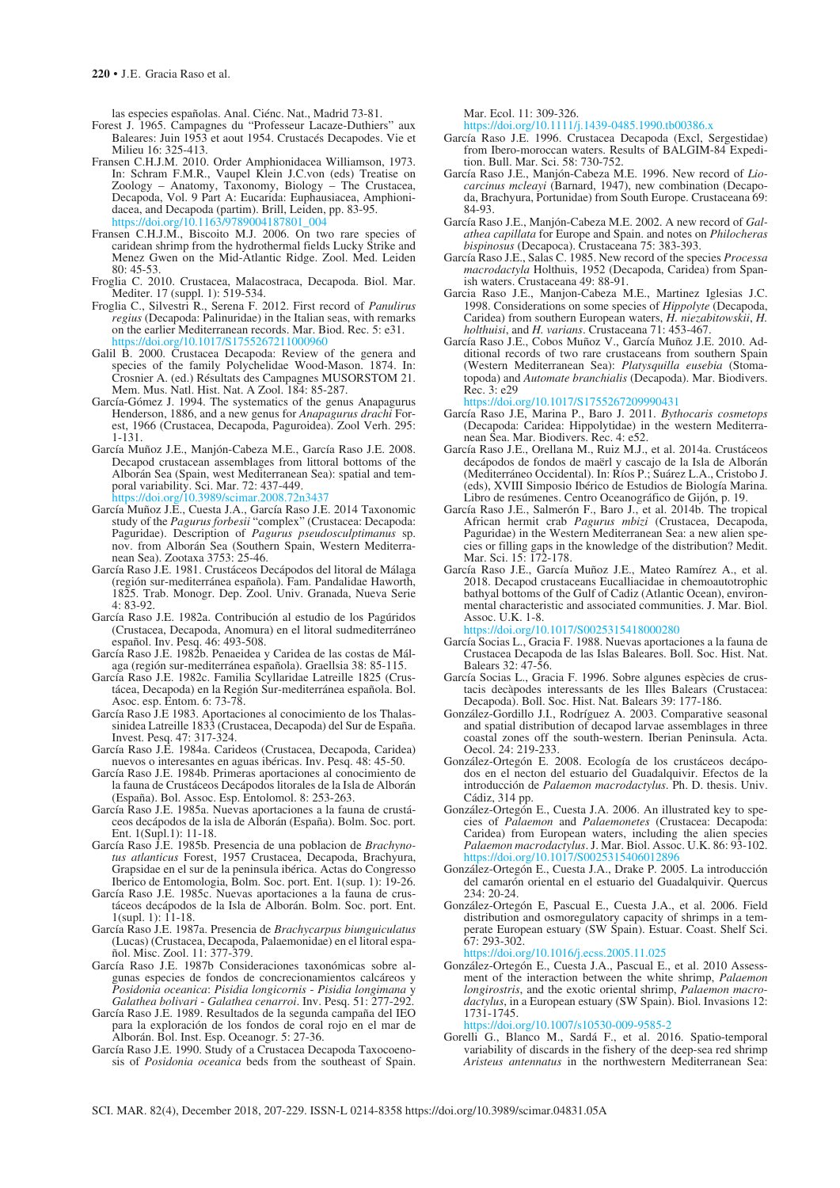las especies españolas. Anal. Ciénc. Nat., Madrid 73-81.

Forest J. 1965. Campagnes du "Professeur Lacaze-Duthiers" aux Baleares: Juin 1953 et aout 1954. Crustacés Decapodes. Vie et Milieu 16: 325-413.

Fransen C.H.J.M. 2010. Order Amphionidacea Williamson, 1973. In: Schram F.M.R., Vaupel Klein J.C.von (eds) Treatise on Zoology – Anatomy, Taxonomy, Biology – The Crustacea, Decapoda, Vol. 9 Part A: Eucarida: Euphausiacea, Amphionidacea, and Decapoda (partim). Brill, Leiden, pp. 83-95. https://doi.org/10.1163/9789004187801_004

Fransen C.H.J.M., Biscoito M.J. 2006. On two rare species of caridean shrimp from the hydrothermal fields Lucky Strike and Menez Gwen on the Mid-Atlantic Ridge. Zool. Med. Leiden 80: 45-53.

Froglia C. 2010. Crustacea, Malacostraca, Decapoda. Biol. Mar. Mediter. 17 (suppl. 1): 519-534.

Froglia C., Silvestri R., Serena F. 2012. First record of *Panulirus regius* (Decapoda: Palinuridae) in the Italian seas, with remarks on the earlier Mediterranean records. Mar. Biod. Rec. 5: e31. https://doi.org/10.1017/S1755267211000960

Galil B. 2000. Crustacea Decapoda: Review of the genera and species of the family Polychelidae Wood-Mason. 1874. In: Crosnier A. (ed.) Résultats des Campagnes MUSORSTOM 21. Mem. Mus. Natl. Hist. Nat. A Zool. 184: 85-287.

García-Gómez J. 1994. The systematics of the genus Anapagurus Henderson, 1886, and a new genus for *Anapagurus drachi* Forest, 1966 (Crustacea, Decapoda, Paguroidea). Zool Verh. 295: 1-131.

García Muñoz J.E., Manjón-Cabeza M.E., García Raso J.E. 2008. Decapod crustacean assemblages from littoral bottoms of the Alborán Sea (Spain, west Mediterranean Sea): spatial and temporal variability. Sci. Mar. 72: 437-449. https://doi.org/10.3989/scimar.2008.72n3437

García Muñoz J.E., Cuesta J.A., García Raso J.E. 2014 Taxonomic study of the *Pagurus forbesii* "complex" (Crustacea: Decapoda: Paguridae). Description of *Pagurus pseudosculptimanus* sp. nov. from Alborán Sea (Southern Spain, Western Mediterranean Sea). Zootaxa 3753: 25-46.

García Raso J.E. 1981. Crustáceos Decápodos del litoral de Málaga (región sur-mediterránea española). Fam. Pandalidae Haworth, 1825. Trab. Monogr. Dep. Zool. Univ. Granada, Nueva Serie 4: 83-92.

García Raso J.E. 1982a. Contribución al estudio de los Pagúridos (Crustacea, Decapoda, Anomura) en el litoral sudmediterráneo español. Inv. Pesq. 46: 493-508.

García Raso J.E. 1982b. Penaeidea y Caridea de las costas de Málaga (región sur-mediterránea española). Graellsia 38: 85-115.

García Raso J.E. 1982c. Familia Scyllaridae Latreille 1825 (Crustácea, Decapoda) en la Región Sur-mediterránea española. Bol. Asoc. esp. Entom. 6: 73-78.

García Raso J.E 1983. Aportaciones al conocimiento de los Thalassinidea Latreille 1833 (Crustacea, Decapoda) del Sur de España. Invest. Pesq. 47: 317-324.

García Raso J.E. 1984a. Carideos (Crustacea, Decapoda, Caridea) nuevos o interesantes en aguas ibéricas. Inv. Pesq. 48: 45-50.

García Raso J.E. 1984b. Primeras aportaciones al conocimiento de la fauna de Crustáceos Decápodos litorales de la Isla de Alborán (España). Bol. Assoc. Esp. Entomolol. 8: 253-263.

García Raso J.E. 1985a. Nuevas aportaciones a la fauna de crustáceos decápodos de la isla de Alborán (España). Bolm. Soc. port. Ent. 1(Supl.1): 11-18.

García Raso J.E. 1985b. Presencia de una poblacion de *Brachynotus atlanticus* Forest, 1957 Crustacea, Decapoda, Brachyura, Grapsidae en el sur de la peninsula ibérica. Actas do Congresso Iberico de Entomologia, Bolm. Soc. port. Ent. 1(sup. 1): 19-26.

García Raso J.E. 1985c. Nuevas aportaciones a la fauna de crustáceos decápodos de la Isla de Alborán. Bolm. Soc. port. Ent. 1(supl. 1): 11-18.

García Raso J.E. 1987a. Presencia de *Brachycarpus biunguiculatus* (Lucas) (Crustacea, Decapoda, Palaemonidae) en el litoral español. Misc. Zool. 11: 377-379.

García Raso J.E. 1987b Consideraciones taxonómicas sobre algunas especies de fondos de concrecionamientos calcáreos y *Posidonia oceanica*: *Pisidia longicornis - Pisidia longimana* y *Galathea bolivari - Galathea cenarroi*. Inv. Pesq. 51: 277-292.

García Raso J.E. 1989. Resultados de la segunda campaña del IEO para la exploración de los fondos de coral rojo en el mar de Alborán. Bol. Inst. Esp. Oceanogr. 5: 27-36.

García Raso J.E. 1990. Study of a Crustacea Decapoda Taxocoenosis of *Posidonia oceanica* beds from the southeast of Spain. Mar. Ecol. 11: 309-326. https://doi.org/10.1111/j.1439-0485.1990.tb00386.x

García Raso J.E. 1996. Crustacea Decapoda (Excl, Sergestidae) from Ibero-moroccan waters. Results of BALGIM-84 Expedition. Bull. Mar. Sci. 58: 730-752.

García Raso J.E., Manjón-Cabeza M.E. 1996. New record of *Liocarcinus mcleayi* (Barnard, 1947), new combination (Decapoda, Brachyura, Portunidae) from South Europe. Crustaceana 69: 84-93.

García Raso J.E., Manjón-Cabeza M.E. 2002. A new record of *Galathea capillata* for Europe and Spain. and notes on *Philocheras bispinosus* (Decapoca). Crustaceana 75: 383-393.

García Raso J.E., Salas C. 1985. New record of the species *Processa macrodactyla* Holthuis, 1952 (Decapoda, Caridea) from Spanish waters. Crustaceana 49: 88-91.

Garcia Raso J.E., Manjon-Cabeza M.E., Martinez Iglesias J.C. 1998. Considerations on some species of *Hippolyte* (Decapoda, Caridea) from southern European waters, *H. niezabitowskii*, *H. holthuisi*, and *H. varians*. Crustaceana 71: 453-467.

García Raso J.E., Cobos Muñoz V., García Muñoz J.E. 2010. Additional records of two rare crustaceans from southern Spain (Western Mediterranean Sea): *Platysquilla eusebia* (Stomatopoda) and *Automate branchialis* (Decapoda). Mar. Biodivers. Rec. 3: e29 https://doi.org/10.1017/S1755267209990431

García Raso J.E, Marina P., Baro J. 2011. *Bythocaris cosmetops* (Decapoda: Caridea: Hippolytidae) in the western Mediterranean Sea. Mar. Biodivers. Rec. 4: e52.

García Raso J.E., Orellana M., Ruiz M.J., et al. 2014a. Crustáceos decápodos de fondos de maërl y cascajo de la Isla de Alborán (Mediterráneo Occidental). In: Ríos P.; Suárez L.A., Cristobo J. (eds), XVIII Simposio Ibérico de Estudios de Biología Marina. Libro de resúmenes. Centro Oceanográfico de Gijón, p. 19.

García Raso J.E., Salmerón F., Baro J., et al. 2014b. The tropical African hermit crab *Pagurus mbizi* (Crustacea, Decapoda, Paguridae) in the Western Mediterranean Sea: a new alien species or filling gaps in the knowledge of the distribution? Medit. Mar. Sci. 15: 172-178.

García Raso J.E., García Muñoz J.E., Mateo Ramírez A., et al. 2018. Decapod crustaceans Eucalliacidae in chemoautotrophic bathyal bottoms of the Gulf of Cadiz (Atlantic Ocean), environmental characteristic and associated communities. J. Mar. Biol. Assoc. U.K. 1-8. https://doi.org/10.1017/S0025315418000280

García Socias L., Gracia F. 1988. Nuevas aportaciones a la fauna de Crustacea Decapoda de las Islas Baleares. Boll. Soc. Hist. Nat. Balears 32: 47-56.

García Socias L., Gracia F. 1996. Sobre algunes espècies de crustacis decàpodes interessants de les Illes Balears (Crustacea: Decapoda). Boll. Soc. Hist. Nat. Balears 39: 177-186.

González-Gordillo J.I., Rodríguez A. 2003. Comparative seasonal and spatial distribution of decapod larvae assemblages in three coastal zones off the south-western. Iberian Peninsula. Acta. Oecol. 24: 219-233.

González-Ortegón E. 2008. Ecología de los crustáceos decápodos en el necton del estuario del Guadalquivir. Efectos de la introducción de *Palaemon macrodactylus*. Ph. D. thesis. Univ. Cádiz, 314 pp.

González-Ortegón E., Cuesta J.A. 2006. An illustrated key to species of *Palaemon* and *Palaemonetes* (Crustacea: Decapoda: Caridea) from European waters, including the alien species *Palaemon macrodactylus*. J. Mar. Biol. Assoc. U.K. 86: 93-102. https://doi.org/10.1017/S0025315406012896

González-Ortegón E., Cuesta J.A., Drake P. 2005. La introducción del camarón oriental en el estuario del Guadalquivir. Quercus 234: 20-24.

González-Ortegón E, Pascual E., Cuesta J.A., et al. 2006. Field distribution and osmoregulatory capacity of shrimps in a temperate European estuary (SW Spain). Estuar. Coast. Shelf Sci. 67: 293-302. https://doi.org/10.1016/j.ecss.2005.11.025

González-Ortegón E., Cuesta J.A., Pascual E., et al. 2010 Assessment of the interaction between the white shrimp, *Palaemon longirostris*, and the exotic oriental shrimp, *Palaemon macrodactylus*, in a European estuary (SW Spain). Biol. Invasions 12: 1731-1745. https://doi.org/10.1007/s10530-009-9585-2

Gorelli G., Blanco M., Sardá F., et al. 2016. Spatio-temporal variability of discards in the fishery of the deep-sea red shrimp *Aristeus antennatus* in the northwestern Mediterranean Sea: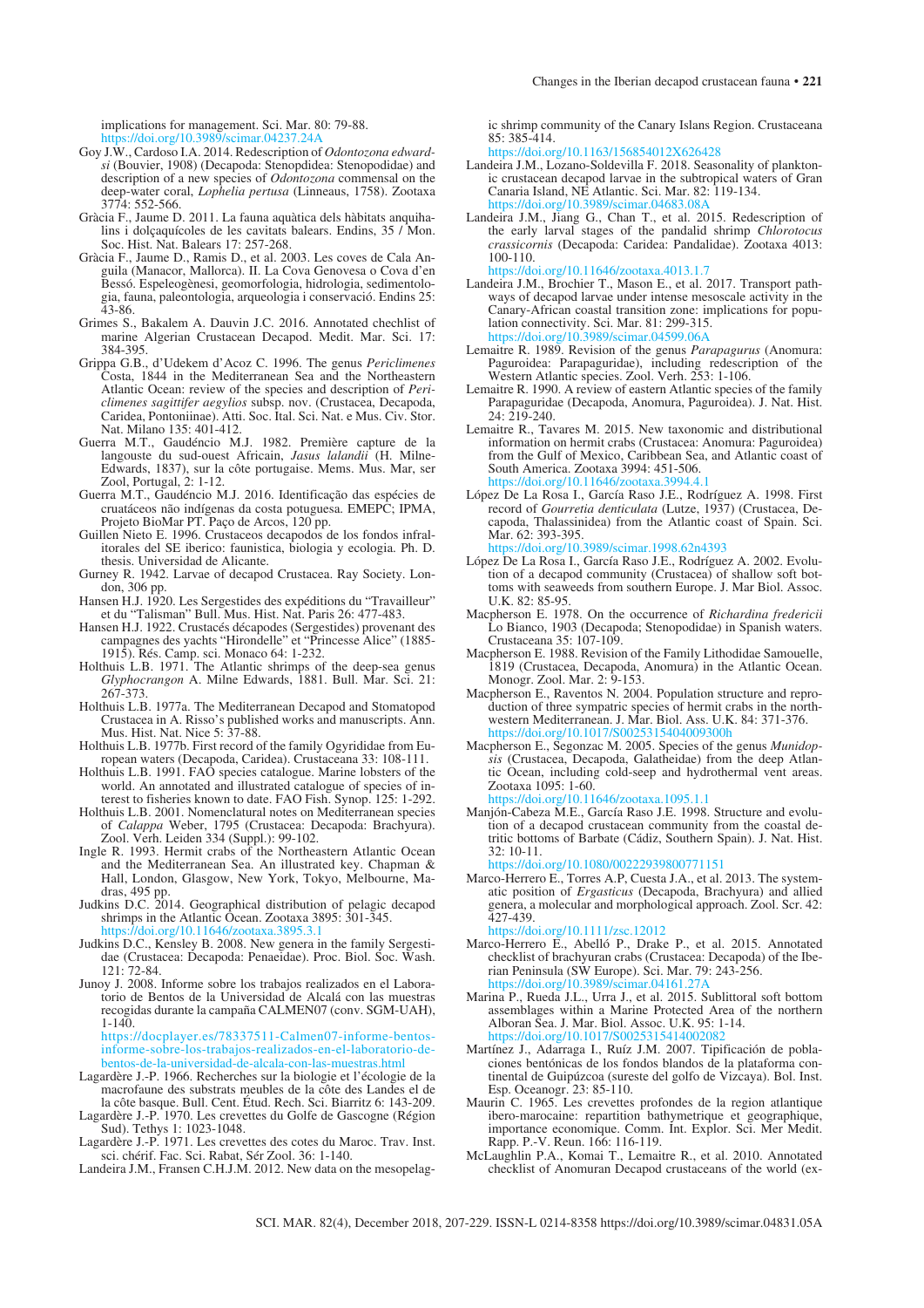implications for management. Sci. Mar. 80: 79-88. https://doi.org/10.3989/scimar.04237.24A

Goy J.W., Cardoso I.A. 2014. Redescription of *Odontozona edwardsi* (Bouvier, 1908) (Decapoda: Stenopodidea: Stenopodidae) and description of a new species of *Odontozona* commensal on the deep-water coral, *Lophelia pertusa* (Linneaus, 1758). Zootaxa 3774: 552-566.

Gràcia F., Jaume D. 2011. La fauna aquàtica dels hàbitats anquihalins i dolçaquícoles de les cavitats balears. Endins, 35 / Mon. Soc. Hist. Nat. Balears 17: 257-268.

Gràcia F., Jaume D., Ramis D., et al. 2003. Les coves de Cala Anguila (Manacor, Mallorca). II. La Cova Genovesa o Cova d'en Bessó. Espeleogènesi, geomorfologia, hidrologia, sedimentologia, fauna, paleontologia, arqueologia i conservació. Endins 25: 43-86.

Grimes S., Bakalem A. Dauvin J.C. 2016. Annotated chechlist of marine Algerian Crustacean Decapod. Medit. Mar. Sci. 17: 384-395.

Grippa G.B., d'Udekem d'Acoz C. 1996. The genus *Periclimenes* Costa, 1844 in the Mediterranean Sea and the Northeastern Atlantic Ocean: review of the species and description of *Periclimenes sagittifer aegylios* subsp. nov. (Crustacea, Decapoda, Caridea, Pontoniinae). Atti. Soc. Ital. Sci. Nat. e Mus. Civ. Stor. Nat. Milano 135: 401-412.

Guerra M.T., Gaudêncio M.J. 1982. Première capture de la langouste du sud-ouest Africain, *Jasus lalandii* (H. Milne-Edwards, 1837), sur la côte portugaise. Mems. Mus. Mar, ser Zool, Portugal, 2: 1-12.

Guerra M.T., Gaudêncio M.J. 2016. Identificação das espécies de cruatáceos não indígenas da costa potuguesa. EMEPC; IPMA, Projeto BioMar PT. Paço de Arcos, 120 pp.

Guillen Nieto E. 1996. Crustaceos decapodos de los fondos infralitorales del SE iberico: faunistica, biologia y ecologia. Ph. D. thesis. Universidad de Alicante.

Gurney R. 1942. Larvae of decapod Crustacea. Ray Society. London, 306 pp.

Hansen H.J. 1920. Les Sergestides des expéditions du "Travailleur" et du "Talisman" Bull. Mus. Hist. Nat. Paris 26: 477-483.

Hansen H.J. 1922. Crustacés décapodes (Sergestides) provenant des campagnes des yachts "Hirondelle" et "Princesse Alice" (1885-1915). Rés. Camp. sci. Monaco 64: 1-232.

Holthuis L.B. 1971. The Atlantic shrimps of the deep-sea genus *Glyphocrangon* A. Milne Edwards, 1881. Bull. Mar. Sci. 21: 267-373.

Holthuis L.B. 1977a. The Mediterranean Decapod and Stomatopod Crustacea in A. Risso's published works and manuscripts. Ann. Mus. Hist. Nat. Nice 5: 37-88.

Holthuis L.B. 1977b. First record of the family Ogyrididae from European waters (Decapoda, Caridea). Crustaceana 33: 108-111.

Holthuis L.B. 1991. FAO species catalogue. Marine lobsters of the world. An annotated and illustrated catalogue of species of interest to fisheries known to date. FAO Fish. Synop. 125: 1-292.

Holthuis L.B. 2001. Nomenclatural notes on Mediterranean species of *Calappa* Weber, 1795 (Crustacea: Decapoda: Brachyura). Zool. Verh. Leiden 334 (Suppl.): 99-102.

Ingle R. 1993. Hermit crabs of the Northeastern Atlantic Ocean and the Mediterranean Sea. An illustrated key. Chapman & Hall, London, Glasgow, New York, Tokyo, Melbourne, Madras, 495 pp.

Judkins D.C. 2014. Geographical distribution of pelagic decapod shrimps in the Atlantic Ocean. Zootaxa 3895: 301-345. https://doi.org/10.11646/zootaxa.3895.3.1

Judkins D.C., Kensley B. 2008. New genera in the family Sergestidae (Crustacea: Decapoda: Penaeidae). Proc. Biol. Soc. Wash. 121: 72-84.

Junoy J. 2008. Informe sobre los trabajos realizados en el Laboratorio de Bentos de la Universidad de Alcalá con las muestras recogidas durante la campaña CALMEN07 (conv. SGM-UAH), 1-140. https://docplayer.es/78337511-Calmen07-informe-bentos-informe-sobre-los-trabajos-realizados-en-el-laboratorio-de-bentos-de-la-universidad-de-alcala-con-las-muestras.html

Lagardère J.-P. 1966. Recherches sur la biologie et l'écologie de la macrofaune des substrats meubles de la côte des Landes et de la côte basque. Bull. Cent. Étud. Rech. Sci. Biarritz 6: 143-209.

Lagardère J.-P. 1970. Les crevettes du Golfe de Gascogne (Région Sud). Tethys 1: 1023-1048.

Lagardère J.-P. 1971. Les crevettes des cotes du Maroc. Trav. Inst. sci. chérif. Fac. Sci. Rabat, Sér Zool. 36: 1-140.

Landeira J.M., Fransen C.H.J.M. 2012. New data on the mesopelagic shrimp community of the Canary Islands Region. Crustaceana 85: 385-414. https://doi.org/10.1163/156854012X626428

Landeira J.M., Lozano-Soldevilla F. 2018. Seasonality of planktonic crustacean decapod larvae in the subtropical waters of Gran Canaria Island, NE Atlantic. Sci. Mar. 82: 119-134. https://doi.org/10.3989/scimar.04683.08A

Landeira J.M., Jiang G., Chan T., et al. 2015. Redescription of the early larval stages of the pandalid shrimp *Chlorotocus crassicornis* (Decapoda: Caridea: Pandalidae). Zootaxa 4013: 100-110. https://doi.org/10.11646/zootaxa.4013.1.7

Landeira J.M., Brochier T., Mason E., et al. 2017. Transport pathways of decapod larvae under intense mesoscale activity in the Canary-African coastal transition zone: implications for population connectivity. Sci. Mar. 81: 299-315. https://doi.org/10.3989/scimar.04599.06A

Lemaitre R. 1989. Revision of the genus *Parapagurus* (Anomura: Paguroidea: Parapaguridae), including redescription of the Western Atlantic species. Zool. Verh. 253: 1-106.

Lemaitre R. 1990. A review of eastern Atlantic species of the family Parapaguridae (Decapoda, Anomura, Paguroidea). J. Nat. Hist. 24: 219-240.

Lemaitre R., Tavares M. 2015. New taxonomic and distributional information on hermit crabs (Crustacea: Anomura: Paguroidea) from the Gulf of Mexico, Caribbean Sea, and Atlantic coast of South America. Zootaxa 3994: 451-506. https://doi.org/10.11646/zootaxa.3994.4.1

López De La Rosa I., García Raso J.E., Rodríguez A. 1998. First record of *Gourretia denticulata* (Lutze, 1937) (Crustacea, Decapoda, Thalassinidea) from the Atlantic coast of Spain. Sci. Mar. 62: 393-395. https://doi.org/10.3989/scimar.1998.62n4393

López De La Rosa I., García Raso J.E., Rodríguez A. 2002. Evolution of a decapod community (Crustacea) of shallow soft bottoms with seaweeds from southern Europe. J. Mar Biol. Assoc. U.K. 82: 85-95.

Macpherson E. 1978. On the occurrence of *Richardina fredericii* Lo Bianco, 1903 (Decapoda; Stenopodidae) in Spanish waters. Crustaceana 35: 107-109.

Macpherson E. 1988. Revision of the Family Lithodidae Samouelle, 1819 (Crustacea, Decapoda, Anomura) in the Atlantic Ocean. Monogr. Zool. Mar. 2: 9-153.

Macpherson E., Raventos N. 2004. Population structure and reproduction of three sympatric species of hermit crabs in the northwestern Mediterranean. J. Mar. Biol. Ass. U.K. 84: 371-376. https://doi.org/10.1017/S0025315404009300h

Macpherson E., Segonzac M. 2005. Species of the genus *Munidopsis* (Crustacea, Decapoda, Galatheidae) from the deep Atlantic Ocean, including cold-seep and hydrothermal vent areas. Zootaxa 1095: 1-60. https://doi.org/10.11646/zootaxa.1095.1.1

Manjón-Cabeza M.E., García Raso J.E. 1998. Structure and evolution of a decapod crustacean community from the coastal detritic bottoms of Barbate (Cádiz, Southern Spain). J. Nat. Hist. 32: 10-11. https://doi.org/10.1080/00222939800771151

Marco-Herrero E., Torres A.P, Cuesta J.A., et al. 2013. The systematic position of *Ergasticus* (Decapoda, Brachyura) and allied genera, a molecular and morphological approach. Zool. Scr. 42: 427-439. https://doi.org/10.1111/zsc.12012

Marco-Herrero E., Abelló P., Drake P., et al. 2015. Annotated checklist of brachyuran crabs (Crustacea: Decapoda) of the Iberian Peninsula (SW Europe). Sci. Mar. 79: 243-256. https://doi.org/10.3989/scimar.04161.27A

Marina P., Rueda J.L., Urra J., et al. 2015. Sublittoral soft bottom assemblages within a Marine Protected Area of the northern Alboran Sea. J. Mar. Biol. Assoc. U.K. 95: 1-14. https://doi.org/10.1017/S0025315414002082

Martínez J., Adarraga I., Ruíz J.M. 2007. Tipificación de poblaciones bentónicas de los fondos blandos de la plataforma continental de Guipúzcoa (sureste del golfo de Vizcaya). Bol. Inst. Esp. Oceanogr. 23: 85-110.

Maurin C. 1965. Les crevettes profondes de la region atlantique ibero-marocaine: repartition bathymetrique et geographique, importance economique. Comm. Int. Explor. Sci. Mer Medit. Rapp. P.-V. Reun. 166: 116-119.

McLaughlin P.A., Komai T., Lemaitre R., et al. 2010. Annotated checklist of Anomuran Decapod crustaceans of the world (ex-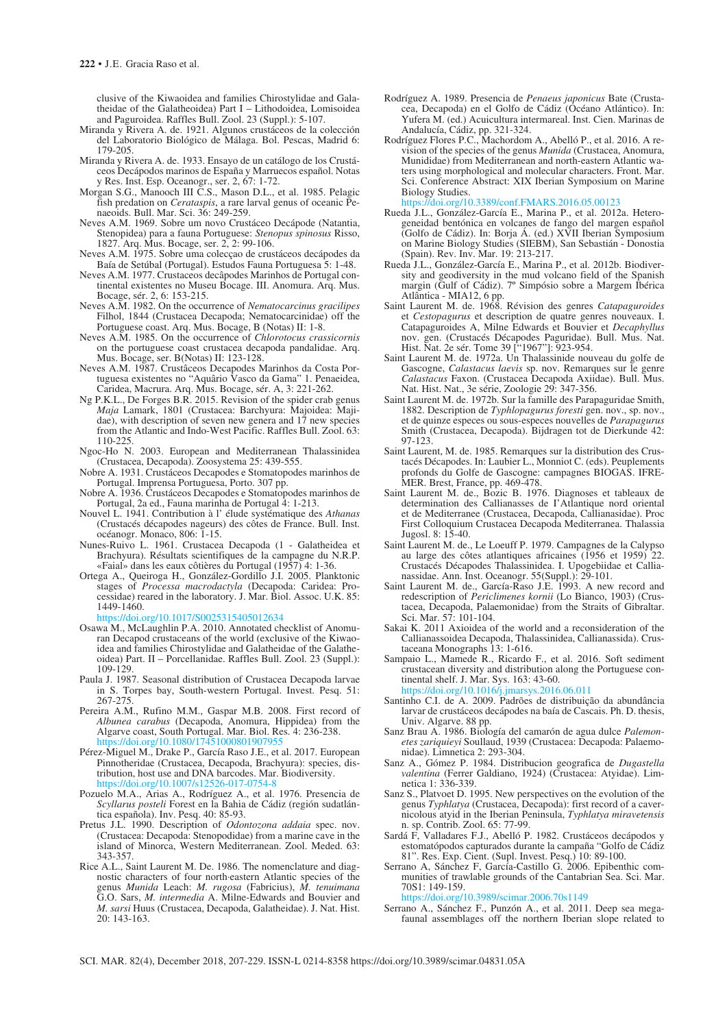clusive of the Kiwaoidea and families Chirostylidae and Galatheidae of the Galatheoidea) Part I – Lithodoidea, Lomisoidea and Paguroidea. Raffles Bull. Zool. 23 (Suppl.): 5-107.

Miranda y Rivera A. de. 1921. Algunos crustáceos de la colección del Laboratorio Biológico de Málaga. Bol. Pescas, Madrid 6: 179-205.

Miranda y Rivera A. de. 1933. Ensayo de un catálogo de los Crustáceos Decápodos marinos de España y Marruecos español. Notas y Res. Inst. Esp. Oceanogr., ser. 2, 67: 1-72.

Morgan S.G., Manooch III C.S., Mason D.L., et al. 1985. Pelagic fish predation on *Cerataspis*, a rare larval genus of oceanic Penaeoids. Bull. Mar. Sci. 36: 249-259.

Neves A.M. 1969. Sobre um novo Crustáceo Decápode (Natantia, Stenopidea) para a fauna Portuguese: *Stenopus spinosus* Risso, 1827. Arq. Mus. Bocage, ser. 2, 2: 99-106.

Neves A.M. 1975. Sobre uma colecçao de crustáceos decápodes da Baía de Setúbal (Portugal). Estudos Fauna Portuguesa 5: 1-48.

Neves A.M. 1977. Crustaceos decàpodes Marinhos de Portugal continental existentes no Museu Bocage. III. Anomura. Arq. Mus. Bocage, sér. 2, 6: 153-215.

Neves A.M. 1982. On the occurrence of *Nematocarcinus gracilipes* Filhol, 1844 (Crustacea Decapoda; Nematocarcinidae) off the Portuguese coast. Arq. Mus. Bocage, B (Notas) II: 1-8.

Neves A.M. 1985. On the occurrence of *Chlorotocus crassicornis* on the portuguese coast crustacea decapoda pandalidae. Arq. Mus. Bocage, ser. B(Notas) II: 123-128.

Neves A.M. 1987. Crustâceos Decapodes Marinhos da Costa Portuguesa existentes no "Aquârio Vasco da Gama" 1. Penaeidea, Caridea, Macrura. Arq. Mus. Bocage, sér. A, 3: 221-262.

Ng P.K.L., De Forges B.R. 2015. Revision of the spider crab genus *Maja* Lamark, 1801 (Crustacea: Barchyura: Majoidea: Majidae), with description of seven new genera and 17 new species from the Atlantic and Indo-West Pacific. Raffles Bull. Zool. 63: 110-225.

Ngoc-Ho N. 2003. European and Mediterranean Thalassinidea (Crustacea, Decapoda). Zoosystema 25: 439-555.

Nobre A. 1931. Crustáceos Decapodes e Stomatopodes marinhos de Portugal. Imprensa Portuguesa, Porto. 307 pp.

Nobre A. 1936. Crustáceos Decapodes e Stomatopodes marinhos de Portugal, 2a ed., Fauna marinha de Portugal 4: 1-213.

Nouvel L. 1941. Contribution à l' élude systématique des *Athanas* (Crustacés décapodes nageurs) des côtes de France. Bull. Inst. océanogr. Monaco, 806: 1-15.

Nunes-Ruivo L. 1961. Crustacea Decapoda (1 - Galatheidea et Brachyura). Résultats scientifiques de la campagne du N.R.P. «Faial» dans les eaux côtières du Portugal (1957) 4: 1-36.

Ortega A., Queiroga H., González-Gordillo J.I. 2005. Planktonic stages of *Processa macrodactyla* (Decapoda: Caridea: Processidae) reared in the laboratory. J. Mar. Biol. Assoc. U.K. 85: 1449-1460.
https://doi.org/10.1017/S0025315405012634

Osawa M., McLaughlin P.A. 2010. Annotated checklist of Anomuran Decapod crustaceans of the world (exclusive of the Kiwaoidea and families Chirostylidae and Galatheidae of the Galatheoidea) Part. II – Porcellanidae. Raffles Bull. Zool. 23 (Suppl.): 109-129.

Paula J. 1987. Seasonal distribution of Crustacea Decapoda larvae in S. Torpes bay, South-western Portugal. Invest. Pesq. 51: 267-275.

Pereira A.M., Rufino M.M., Gaspar M.B. 2008. First record of *Albunea carabus* (Decapoda, Anomura, Hippidea) from the Algarve coast, South Portugal. Mar. Biol. Res. 4: 236-238.
https://doi.org/10.1080/17451000801907955

Pérez-Miguel M., Drake P., García Raso J.E., et al. 2017. European Pinnotheridae (Crustacea, Decapoda, Brachyura): species, distribution, host use and DNA barcodes. Mar. Biodiversity.
https://doi.org/10.1007/s12526-017-0754-8

Pozuelo M.A., Arias A., Rodríguez A., et al. 1976. Presencia de *Scyllarus posteli* Forest en la Bahia de Cádiz (región sudatlántica española). Inv. Pesq. 40: 85-93.

Pretus J.L. 1990. Description of *Odontozona addaia* spec. nov. (Crustacea: Decapoda: Stenopodidae) from a marine cave in the island of Minorca, Western Mediterranean. Zool. Meded. 63: 343-357.

Rice A.L., Saint Laurent M. De. 1986. The nomenclature and diagnostic characters of four north-eastern Atlantic species of the genus *Munida* Leach: *M. rugosa* (Fabricius), *M. tenuimana* G.O. Sars, *M. intermedia* A. Milne-Edwards and Bouvier and *M. sarsi* Huus (Crustacea, Decapoda, Galatheidae). J. Nat. Hist. 20: 143-163.

Rodríguez A. 1989. Presencia de *Penaeus japonicus* Bate (Crustacea, Decapoda) en el Golfo de Cádiz (Océano Atlántico). In: Yufera M. (ed.) Acuicultura intermareal. Inst. Cien. Marinas de Andalucía, Cádiz, pp. 321-324.

Rodríguez Flores P.C., Machordom A., Abelló P., et al. 2016. A revision of the species of the genus *Munida* (Crustacea, Anomura, Munididae) from Mediterranean and north-eastern Atlantic waters using morphological and molecular characters. Front. Mar. Sci. Conference Abstract: XIX Iberian Symposium on Marine Biology Studies.
https://doi.org/10.3389/conf.FMARS.2016.05.00123

Rueda J.L., González-García E., Marina P., et al. 2012a. Heterogeneidad bentónica en volcanes de fango del margen español (Golfo de Cádiz). In: Borja Á. (ed.) XVII Iberian Symposium on Marine Biology Studies (SIEBM), San Sebastián - Donostia (Spain). Rev. Inv. Mar. 19: 213-217.

Rueda J.L., González-García E., Marina P., et al. 2012b. Biodiversity and geodiversity in the mud volcano field of the Spanish margin (Gulf of Cádiz). 7º Simpósio sobre a Margem Ibérica Atlântica - MIA12, 6 pp.

Saint Laurent M. de. 1968. Révision des genres *Catapaguroides* et *Cestopagurus* et description de quatre genres nouveaux. I. Catapaguroides A, Milne Edwards et Bouvier et *Decaphyllus* nov. gen. (Crustacés Décapodes Paguridae). Bull. Mus. Nat. Hist. Nat. 2e sér. Tome 39 ["1967"]: 923-954.

Saint Laurent M. de. 1972a. Un Thalassinide nouveau du golfe de Gascogne, *Calastacus laevis* sp. nov. Remarques sur le genre *Calastacus* Faxon. (Crustacea Decapoda Axiidae). Bull. Mus. Nat. Hist. Nat., 3e série, Zoologie 29: 347-356.

Saint Laurent M. de. 1972b. Sur la famille des Parapaguridae Smith, 1882. Description de *Typhlopagurus foresti* gen. nov., sp. nov., et de quinze especes ou sous-especes nouvelles de *Parapagurus* Smith (Crustacea, Decapoda). Bijdragen tot de Dierkunde 42: 97-123.

Saint Laurent, M. de. 1985. Remarques sur la distribution des Crustacés Décapodes. In: Laubier L., Monniot C. (eds). Peuplements profonds du Golfe de Gascogne: campagnes BIOGAS. IFREMER. Brest, France, pp. 469-478.

Saint Laurent M. de., Bozic B. 1976. Diagnoses et tableaux de determination des Callianasses de l'Atlantique nord oriental et de Mediterranee (Crustacea, Decapoda, Callianasidae). Proc First Colloquium Crustacea Decapoda Mediterranea. Thalassia Jugosl. 8: 15-40.

Saint Laurent M. de., Le Loeuff P. 1979. Campagnes de la Calypso au large des côtes atlantiques africaines (1956 et 1959) 22. Crustacés Décapodes Thalassinidea. I. Upogebiidae et Callianassidae. Ann. Inst. Oceanogr. 55(Suppl.): 29-101.

Saint Laurent M. de., García-Raso J.E. 1993. A new record and redescription of *Periclimenes kornii* (Lo Bianco, 1903) (Crustacea, Decapoda, Palaemonidae) from the Straits of Gibraltar. Sci. Mar. 57: 101-104.

Sakai K. 2011 Axioidea of the world and a reconsideration of the Callianassoidea Decapoda, Thalassinidea, Callianassida). Crustaceana Monographs 13: 1-616.

Sampaio L., Mamede R., Ricardo F., et al. 2016. Soft sediment crustacean diversity and distribution along the Portuguese continental shelf. J. Mar. Sys. 163: 43-60.
https://doi.org/10.1016/j.jmarsys.2016.06.011

Santinho C.I. de A. 2009. Padrões de distribuição da abundância larvar de crustáceos decápodes na baía de Cascais. Ph. D. thesis, Univ. Algarve. 88 pp.

Sanz Brau A. 1986. Biología del camarón de agua dulce *Palemonetes zariquieyi* Soullaud, 1939 (Crustacea: Decapoda: Palaemonidae). Limnetica 2: 293-304.

Sanz A., Gómez P. 1984. Distribucion geografica de *Dugastella valentina* (Ferrer Galdiano, 1924) (Crustacea: Atyidae). Limnetica 1: 336-339.

Sanz S., Platvoet D. 1995. New perspectives on the evolution of the genus *Typhlatya* (Crustacea, Decapoda): first record of a cavernicolous atyid in the Iberian Peninsula, *Typhlatya miravetensis* n. sp. Contrib. Zool. 65: 77-99.

Sardá F, Valladares F.J., Abelló P. 1982. Crustáceos decápodos y estomatópodos capturados durante la campaña "Golfo de Cádiz 81". Res. Exp. Cient. (Supl. Invest. Pesq.) 10: 89-100.

Serrano A, Sánchez F, García-Castillo G. 2006. Epibenthic communities of trawlable grounds of the Cantabrian Sea. Sci. Mar. 70S1: 149-159.
https://doi.org/10.3989/scimar.2006.70s1149

Serrano A., Sánchez F., Punzón A., et al. 2011. Deep sea megafaunal assemblages off the northern Iberian slope related to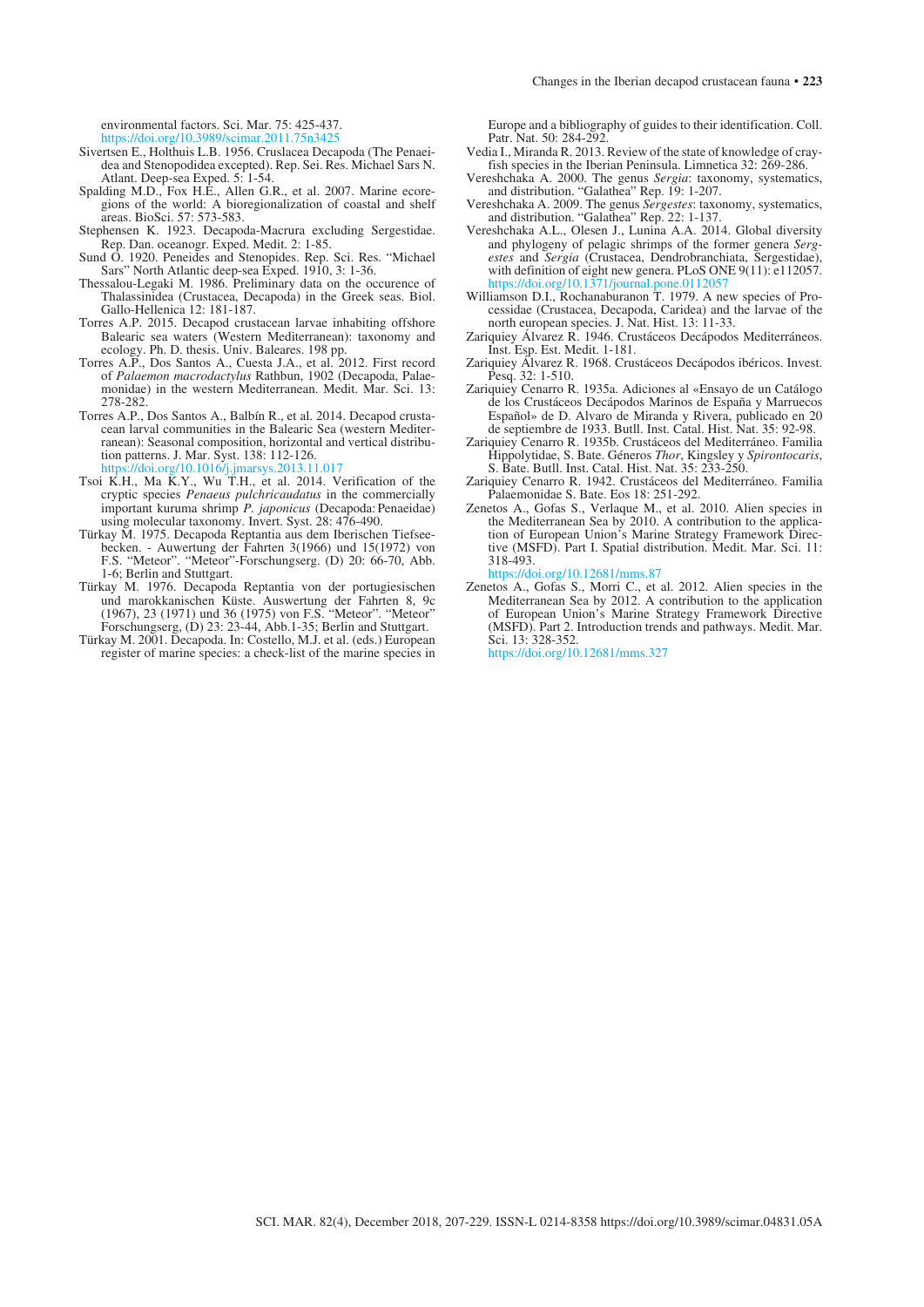environmental factors. Sci. Mar. 75: 425-437. https://doi.org/10.3989/scimar.2011.75n3425

Sivertsen E., Holthuis L.B. 1956. Cruslacea Decapoda (The Penaeidea and Stenopodidea excepted). Rep. Sei. Res. Michael Sars N. Atlant. Deep-sea Exped. 5: 1-54.

Spalding M.D., Fox H.E., Allen G.R., et al. 2007. Marine ecoregions of the world: A bioregionalization of coastal and shelf areas. BioSci. 57: 573-583.

Stephensen K. 1923. Decapoda-Macrura excluding Sergestidae. Rep. Dan. oceanogr. Exped. Medit. 2: 1-85.

Sund O. 1920. Peneides and Stenopides. Rep. Sci. Res. "Michael Sars" North Atlantic deep-sea Exped. 1910, 3: 1-36.

Thessalou-Legaki M. 1986. Preliminary data on the occurence of Thalassinidea (Crustacea, Decapoda) in the Greek seas. Biol. Gallo-Hellenica 12: 181-187.

Torres A.P. 2015. Decapod crustacean larvae inhabiting offshore Balearic sea waters (Western Mediterranean): taxonomy and ecology. Ph. D. thesis. Univ. Baleares. 198 pp.

Torres A.P., Dos Santos A., Cuesta J.A., et al. 2012. First record of *Palaemon macrodactylus* Rathbun, 1902 (Decapoda, Palaemonidae) in the western Mediterranean. Medit. Mar. Sci. 13: 278-282.

Torres A.P., Dos Santos A., Balbín R., et al. 2014. Decapod crustacean larval communities in the Balearic Sea (western Mediterranean): Seasonal composition, horizontal and vertical distribution patterns. J. Mar. Syst. 138: 112-126. https://doi.org/10.1016/j.jmarsys.2013.11.017

Tsoi K.H., Ma K.Y., Wu T.H., et al. 2014. Verification of the cryptic species *Penaeus pulchricaudatus* in the commercially important kuruma shrimp *P. japonicus* (Decapoda: Penaeidae) using molecular taxonomy. Invert. Syst. 28: 476-490.

Türkay M. 1975. Decapoda Reptantia aus dem Iberischen Tiefseebecken. - Auwertung der Fahrten 3(1966) und 15(1972) von F.S. "Meteor". "Meteor"-Forschungserg. (D) 20: 66-70, Abb. 1-6; Berlin and Stuttgart.

Türkay M. 1976. Decapoda Reptantia von der portugiesischen und marokkanischen Küste. Auswertung der Fahrten 8, 9c (1967), 23 (1971) und 36 (1975) von F.S. "Meteor". "Meteor" Forschungserg, (D) 23: 23-44, Abb.1-35; Berlin and Stuttgart.

Türkay M. 2001. Decapoda. In: Costello, M.J. et al. (eds.) European register of marine species: a check-list of the marine species in Europe and a bibliography of guides to their identification. Coll. Patr. Nat. 50: 284-292.

Vedia I., Miranda R. 2013. Review of the state of knowledge of crayfish species in the Iberian Peninsula. Limnetica 32: 269-286.

Vereshchaka A. 2000. The genus *Sergia*: taxonomy, systematics, and distribution. "Galathea" Rep. 19: 1-207.

Vereshchaka A. 2009. The genus *Sergestes*: taxonomy, systematics, and distribution. "Galathea" Rep. 22: 1-137.

Vereshchaka A.L., Olesen J., Lunina A.A. 2014. Global diversity and phylogeny of pelagic shrimps of the former genera *Sergestes* and *Sergia* (Crustacea, Dendrobranchiata, Sergestidae), with definition of eight new genera. PLoS ONE 9(11): e112057. https://doi.org/10.1371/journal.pone.0112057

Williamson D.I., Rochanaburanon T. 1979. A new species of Processidae (Crustacea, Decapoda, Caridea) and the larvae of the north european species. J. Nat. Hist. 13: 11-33.

Zariquiey Álvarez R. 1946. Crustáceos Decápodos Mediterráneos. Inst. Esp. Est. Medit. 1-181.

Zariquiey Alvarez R. 1968. Crustáceos Decápodos ibéricos. Invest. Pesq. 32: 1-510.

Zariquiey Cenarro R. 1935a. Adiciones al «Ensayo de un Catálogo de los Crustáceos Decápodos Marinos de España y Marruecos Español» de D. Alvaro de Miranda y Rivera, publicado en 20 de septiembre de 1933. Butll. Inst. Catal. Hist. Nat. 35: 92-98.

Zariquiey Cenarro R. 1935b. Crustáceos del Mediterráneo. Familia Hippolytidae, S. Bate. Géneros *Thor*, Kingsley y *Spirontocaris*, S. Bate. Butll. Inst. Catal. Hist. Nat. 35: 233-250.

Zariquiey Cenarro R. 1942. Crustáceos del Mediterráneo. Familia Palaemonidae S. Bate. Eos 18: 251-292.

Zenetos A., Gofas S., Verlaque M., et al. 2010. Alien species in the Mediterranean Sea by 2010. A contribution to the application of European Union's Marine Strategy Framework Directive (MSFD). Part I. Spatial distribution. Medit. Mar. Sci. 11: 318-493. https://doi.org/10.12681/mms.87

Zenetos A., Gofas S., Morri C., et al. 2012. Alien species in the Mediterranean Sea by 2012. A contribution to the application of European Union's Marine Strategy Framework Directive (MSFD). Part 2. Introduction trends and pathways. Medit. Mar. Sci. 13: 328-352. https://doi.org/10.12681/mms.327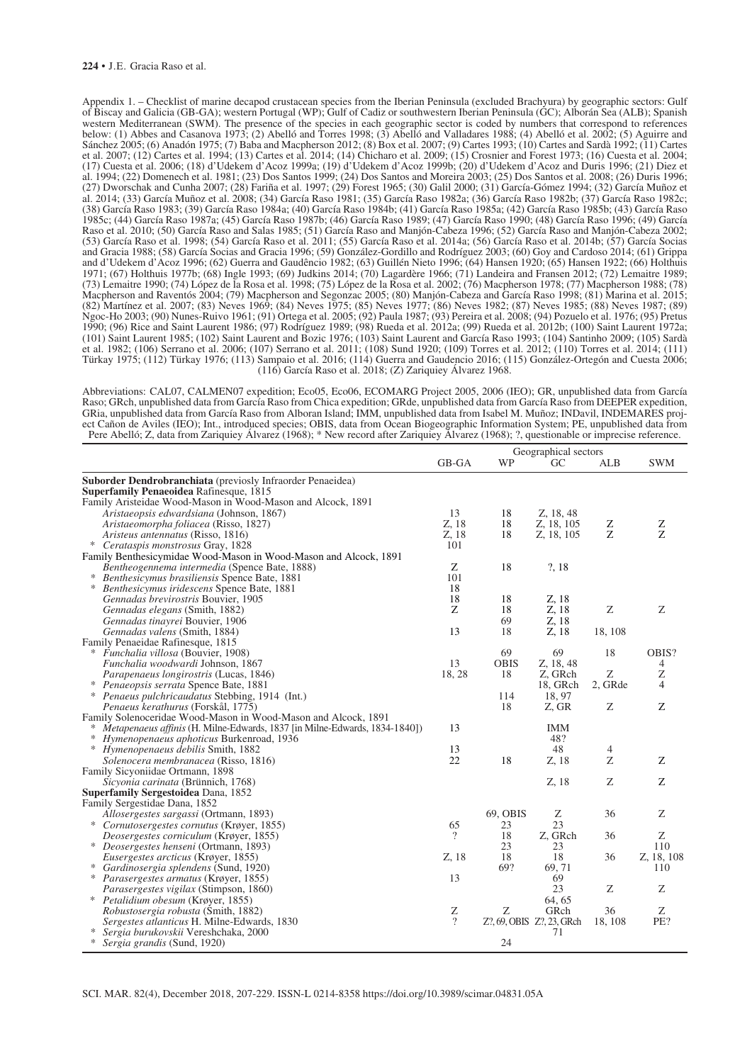Appendix 1. – Checklist of marine decapod crustacean species from the Iberian Peninsula (excluded Brachyura) by geographic sectors: Gulf of Biscay and Galicia (GB-GA); western Portugal (WP); Gulf of Cadiz or southwestern Iberian Peninsula (GC); Alborán Sea (ALB); Spanish western Mediterranean (SWM). The presence of the species in each geographic sector is coded by numbers that correspond to references below: (1) Abbes and Casanova 1973; (2) Abelló and Torres 1998; (3) Abelló and Valladares 1988; (4) Abelló et al. 2002; (5) Aguirre and Sánchez 2005; (6) Anadón 1975; (7) Baba and Macpherson 2012; (8) Box et al. 2007; (9) Cartes 1993; (10) Cartes and Sardà 1992; (11) Cartes et al. 2007; (12) Cartes et al. 1994; (13) Cartes et al. 2014; (14) Chicharo et al. 2009; (15) Crosnier and Forest 1973; (16) Cuesta et al. 2004; (17) Cuesta et al. 2006; (18) d'Udekem d'Acoz 1999a; (19) d'Udekem d'Acoz 1999b; (20) d'Udekem d'Acoz and Duris 1996; (21) Diez et al. 1994; (22) Domenech et al. 1981; (23) Dos Santos 1999; (24) Dos Santos and Moreira 2003; (25) Dos Santos et al. 2008; (26) Duris 1996; (27) Dworschak and Cunha 2007; (28) Fariña et al. 1997; (29) Forest 1965; (30) Galil 2000; (31) García-Gómez 1994; (32) García Muñoz et al. 2014; (33) García Muñoz et al. 2008; (34) García Raso 1981; (35) García Raso 1982a; (36) García Raso 1982b; (37) García Raso 1982c; (38) García Raso 1983; (39) García Raso 1984a; (40) García Raso 1984b; (41) García Raso 1985a; (42) García Raso 1985b; (43) García Raso 1985c; (44) García Raso 1987a; (45) García Raso 1987b; (46) García Raso 1989; (47) García Raso 1990; (48) García Raso 1996; (49) García Raso et al. 2010; (50) García Raso and Salas 1985; (51) García Raso and Manjón-Cabeza 1996; (52) García Raso and Manjón-Cabeza 2002; (53) García Raso et al. 1998; (54) García Raso et al. 2011; (55) García Raso et al. 2014a; (56) García Raso et al. 2014b; (57) García Socias and Gracia 1988; (58) García Socias and Gracia 1996; (59) González-Gordillo and Rodríguez 2003; (60) Goy and Cardoso 2014; (61) Grippa and d'Udekem d'Acoz 1996; (62) Guerra and Gaudêncio 1982; (63) Guillén Nieto 1996; (64) Hansen 1920; (65) Hansen 1922; (66) Holthuis 1971; (67) Holthuis 1977b; (68) Ingle 1993; (69) Judkins 2014; (70) Lagardère 1966; (71) Landeira and Fransen 2012; (72) Lemaitre 1989; (73) Lemaitre 1990; (74) López de la Rosa et al. 1998; (75) López de la Rosa et al. 2002; (76) Macpherson 1978; (77) Macpherson 1988; (78) Macpherson and Raventós 2004; (79) Macpherson and Segonzac 2005; (80) Manjón-Cabeza and García Raso 1998; (81) Marina et al. 2015; (82) Martínez et al. 2007; (83) Neves 1969; (84) Neves 1975; (85) Neves 1977; (86) Neves 1982; (87) Neves 1985; (88) Neves 1987; (89) Ngoc-Ho 2003; (90) Nunes-Ruivo 1961; (91) Ortega et al. 2005; (92) Paula 1987; (93) Pereira et al. 2008; (94) Pozuelo et al. 1976; (95) Pretus 1990; (96) Rice and Saint Laurent 1986; (97) Rodríguez 1989; (98) Rueda et al. 2012a; (99) Rueda et al. 2012b; (100) Saint Laurent 1972a; (101) Saint Laurent 1985; (102) Saint Laurent and Bozic 1976; (103) Saint Laurent and García Raso 1993; (104) Santinho 2009; (105) Sardà et al. 1982; (106) Serrano et al. 2006; (107) Serrano et al. 2011; (108) Sund 1920; (109) Torres et al. 2012; (110) Torres et al. 2014; (111) Türkay 1975; (112) Türkay 1976; (113) Sampaio et al. 2016; (114) Guerra and Gaudencio 2016; (115) González-Ortegón and Cuesta 2006; (116) García Raso et al. 2018; (Z) Zariquiey Álvarez 1968.

Abbreviations: CAL07, CALMEN07 expedition; Eco05, Eco06, ECOMARG Project 2005, 2006 (IEO); GR, unpublished data from García Raso; GRch, unpublished data from García Raso from Chica expedition; GRde, unpublished data from García Raso from DEEPER expedition, GRia, unpublished data from García Raso from Alboran Island; IMM, unpublished data from Isabel M. Muñoz; INDavil, INDEMARES project Cañon de Aviles (IEO); Int., introduced species; OBIS, data from Ocean Biogeographic Information System; PE, unpublished data from Pere Abelló; Z, data from Zariquiey Álvarez (1968); * New record after Zariquiey Álvarez (1968); ?, questionable or imprecise reference.

| | Geographical sectors | | | | |
|---|---|---|---|---|---|
| | GB-GA | WP | GC | ALB | SWM |
| **Suborder Dendrobranchiata** (previosly Infraorder Penaeidea) | | | | | |
| **Superfamily Penaeoidea** Rafinesque, 1815 | | | | | |
| Family Aristeidae Wood-Mason in Wood-Mason and Alcock, 1891 | | | | | |
| *Aristaeopsis edwardsiana* (Johnson, 1867) | 13 | 18 | Z, 18, 48 | | |
| *Aristaeomorpha foliacea* (Risso, 1827) | Z, 18 | 18 | Z, 18, 105 | Z | Z |
| *Aristeus antennatus* (Risso, 1816) | Z, 18 | 18 | Z, 18, 105 | Z | Z |
| * *Cerataspis monstrosus* Gray, 1828 | 101 | | | | |
| Family Benthesicymidae Wood-Mason in Wood-Mason and Alcock, 1891 | | | | | |
| *Bentheogennema intermedia* (Spence Bate, 1888) | Z | 18 | ?, 18 | | |
| * *Benthesicymus brasiliensis* Spence Bate, 1881 | 101 | | | | |
| * *Benthesicymus iridescens* Spence Bate, 1881 | 18 | | | | |
| *Gennadas brevirostris* Bouvier, 1905 | 18 | 18 | Z, 18 | | |
| *Gennadas elegans* (Smith, 1882) | Z | 18 | Z, 18 | Z | Z |
| *Gennadas tinayrei* Bouvier, 1906 | | 69 | Z, 18 | | |
| *Gennadas valens* (Smith, 1884) | 13 | 18 | Z, 18 | 18, 108 | |
| Family Penaeidae Rafinesque, 1815 | | | | | |
| * *Funchalia villosa* (Bouvier, 1908) | | 69 | 69 | 18 | OBIS? |
| *Funchalia woodwardi* Johnson, 1867 | 13 | OBIS | Z, 18, 48 | | 4 |
| *Parapenaeus longirostris* (Lucas, 1846) | 18, 28 | 18 | Z, GRch | Z | Z |
| * *Penaeopsis serrata* Spence Bate, 1881 | | | 18, GRch | 2, GRde | 4 |
| * *Penaeus pulchricaudatus* Stebbing, 1914 (Int.) | | 114 | 18, 97 | | |
| *Penaeus kerathurus* (Forskål, 1775) | | 18 | Z, GR | Z | Z |
| Family Solenoceridae Wood-Mason in Wood-Mason and Alcock, 1891 | | | | | |
| * *Metapenaeus affinis* (H. Milne-Edwards, 1837 [in Milne-Edwards, 1834-1840]) | 13 | | IMM | | |
| * *Hymenopenaeus aphoticus* Burkenroad, 1936 | | | 48? | | |
| * *Hymenopenaeus debilis* Smith, 1882 | 13 | | 48 | 4 | |
| *Solenocera membranacea* (Risso, 1816) | 22 | 18 | Z, 18 | Z | Z |
| Family Sicyoniidae Ortmann, 1898 | | | | | |
| *Sicyonia carinata* (Brünnich, 1768) | | | Z, 18 | Z | Z |
| **Superfamily Sergestoidea** Dana, 1852 | | | | | |
| Family Sergestidae Dana, 1852 | | | | | |
| *Allosergestes sargassi* (Ortmann, 1893) | | 69, OBIS | Z | 36 | Z |
| * *Cornutosergestes cornutus* (Krøyer, 1855) | 65 | 23 | 23 | | |
| *Deosergestes corniculum* (Krøyer, 1855) | ? | 18 | Z, GRch | 36 | Z |
| * *Deosergestes henseni* (Ortmann, 1893) | | 23 | 23 | | 110 |
| *Eusergestes arcticus* (Krøyer, 1855) | Z, 18 | 18 | 18 | 36 | Z, 18, 108 |
| * *Gardinosergia splendens* (Sund, 1920) | | 69? | 69, 71 | | 110 |
| * *Parasergestes armatus* (Krøyer, 1855) | 13 | | 69 | | |
| *Parasergestes vigilax* (Stimpson, 1860) | | | 23 | Z | Z |
| * *Petalidium obesum* (Krøyer, 1855) | | | 64, 65 | | |
| *Robustosergia robusta* (Smith, 1882) | Z | Z | GRch | 36 | Z |
| *Sergestes atlanticus* H. Milne-Edwards, 1830 | ? | Z?, 69, OBIS | Z?, 23, GRch | 18, 108 | PE? |
| * *Sergia burukovskii* Vereshchaka, 2000 | | | 71 | | |
| * *Sergia grandis* (Sund, 1920) | | 24 | | | |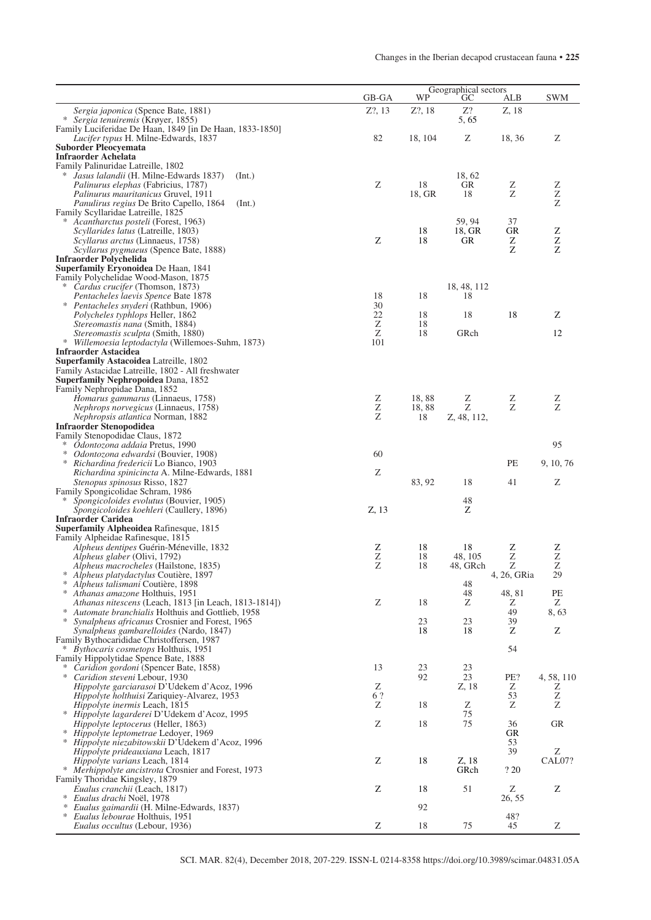| | Geographical sectors | | | | |
|---|---|---|---|---|---|
| | GB-GA | WP | GC | ALB | SWM |
| *Sergia japonica* (Spence Bate, 1881) | Z?, 13 | Z?, 18 | Z? | Z, 18 | |
| * *Sergia tenuiremis* (Krøyer, 1855) | | | 5, 65 | | |
| Family Luciferidae De Haan, 1849 [in De Haan, 1833-1850] | | | | | |
| *Lucifer typus* H. Milne-Edwards, 1837 | 82 | 18, 104 | Z | 18, 36 | Z |
| **Suborder Pleocyemata** | | | | | |
| **Infraorder Achelata** | | | | | |
| Family Palinuridae Latreille, 1802 | | | | | |
| * *Jasus lalandii* (H. Milne-Edwards 1837) (Int.) | | | 18, 62 | | |
| *Palinurus elephas* (Fabricius, 1787) | Z | 18 | GR | Z | Z |
| *Palinurus mauritanicus* Gruvel, 1911 | | 18, GR | 18 | Z | Z |
| *Panulirus regius* De Brito Capello, 1864 (Int.) | | | | | Z |
| Family Scyllaridae Latreille, 1825 | | | | | |
| * *Acantharctus posteli* (Forest, 1963) | | | 59, 94 | 37 | |
| *Scyllarides latus* (Latreille, 1803) | | 18 | 18, GR | GR | Z |
| *Scyllarus arctus* (Linnaeus, 1758) | Z | 18 | GR | Z | Z |
| *Scyllarus pygmaeus* (Spence Bate, 1888) | | | | Z | Z |
| **Infraorder Polychelida** | | | | | |
| **Superfamily Eryonoidea** De Haan, 1841 | | | | | |
| Family Polychelidae Wood-Mason, 1875 | | | | | |
| * *Cardus crucifer* (Thomson, 1873) | | | 18, 48, 112 | | |
| *Pentacheles laevis* Spence Bate 1878 | 18 | 18 | 18 | | |
| * *Pentacheles snyderi* (Rathbun, 1906) | 30 | | | | |
| *Polycheles typhlops* Heller, 1862 | 22 | 18 | 18 | 18 | Z |
| *Stereomastis nana* (Smith, 1884) | Z | 18 | | | |
| *Stereomastis sculpta* (Smith, 1880) | Z | 18 | GRch | | 12 |
| * *Willemoesia leptodactyla* (Willemoes-Suhm, 1873) | 101 | | | | |
| **Infraorder Astacidea** | | | | | |
| **Superfamily Astacoidea** Latreille, 1802 | | | | | |
| Family Astacidae Latreille, 1802 - All freshwater | | | | | |
| **Superfamily Nephropoidea** Dana, 1852 | | | | | |
| Family Nephropidae Dana, 1852 | | | | | |
| *Homarus gammarus* (Linnaeus, 1758) | Z | 18, 88 | Z | Z | Z |
| *Nephrops norvegicus* (Linnaeus, 1758) | Z | 18, 88 | Z | Z | Z |
| *Nephropsis atlantica* Norman, 1882 | Z | 18 | Z, 48, 112, | | |
| **Infraorder Stenopodidea** | | | | | |
| Family Stenopodidae Claus, 1872 | | | | | |
| * *Odontozona addaia* Pretus, 1990 | | | | | 95 |
| * *Odontozona edwardsi* (Bouvier, 1908) | 60 | | | | |
| * *Richardina fredericii* Lo Bianco, 1903 | | | | PE | 9, 10, 76 |
| *Richardina spinicincta* A. Milne-Edwards, 1881 | Z | | | | |
| *Stenopus spinosus* Risso, 1827 | | 83, 92 | 18 | 41 | Z |
| Family Spongicolidae Schram, 1986 | | | | | |
| * *Spongicoloides evolutus* (Bouvier, 1905) | | | 48 | | |
| *Spongicoloides koehleri* (Caullery, 1896) | Z, 13 | | Z | | |
| **Infraorder Caridea** | | | | | |
| **Superfamily Alpheoidea** Rafinesque, 1815 | | | | | |
| Family Alpheidae Rafinesque, 1815 | | | | | |
| *Alpheus dentipes* Guérin-Méneville, 1832 | Z | 18 | 18 | Z | Z |
| *Alpheus glaber* (Olivi, 1792) | Z | 18 | 48, 105 | Z | Z |
| *Alpheus macrocheles* (Hailstone, 1835) | Z | 18 | 48, GRch | Z | Z |
| * *Alpheus platydactylus* Coutière, 1897 | | | | 4, 26, GRia | 29 |
| * *Alpheus talismani* Coutière, 1898 | | | 48 | | |
| * *Athanas amazone* Holthuis, 1951 | | | 48 | 48, 81 | PE |
| *Athanas nitescens* (Leach, 1813 [in Leach, 1813-1814]) | Z | 18 | Z | Z | Z |
| * *Automate branchialis* Holthuis and Gottlieb, 1958 | | | | 49 | 8, 63 |
| * *Synalpheus africanus* Crosnier and Forest, 1965 | | 23 | 23 | 39 | |
| *Synalpheus gambarelloides* (Nardo, 1847) | | 18 | 18 | Z | Z |
| Family Bythocarididae Christoffersen, 1987 | | | | | |
| * *Bythocaris cosmetops* Holthuis, 1951 | | | | 54 | |
| Family Hippolytidae Spence Bate, 1888 | | | | | |
| * *Caridion gordoni* (Spencer Bate, 1858) | 13 | 23 | 23 | | |
| * *Caridion steveni* Lebour, 1930 | | 92 | 23 | PE? | 4, 58, 110 |
| *Hippolyte garciarasoi* D'Udekem d'Acoz, 1996 | Z | | Z, 18 | Z | Z |
| *Hippolyte holthuisi* Zariquiey-Alvarez, 1953 | 6 ? | | | 53 | Z |
| *Hippolyte inermis* Leach, 1815 | Z | 18 | Z | Z | Z |
| * *Hippolyte lagarderei* D'Udekem d'Acoz, 1995 | | | 75 | | |
| *Hippolyte leptocerus* (Heller, 1863) | Z | 18 | 75 | 36 | GR |
| * *Hippolyte leptometrae* Ledoyer, 1969 | | | | GR | |
| * *Hippolyte niezabitowskii* D'Udekem d'Acoz, 1996 | | | | 53 | |
| *Hippolyte prideauxiana* Leach, 1817 | | | | 39 | Z |
| *Hippolyte varians* Leach, 1814 | Z | 18 | Z, 18 | Z | CAL07? |
| * *Merhippolyte ancistrota* Crosnier and Forest, 1973 | | | GRch | ? 20 | |
| Family Thoridae Kingsley, 1879 | | | | | |
| *Eualus cranchii* (Leach, 1817) | Z | 18 | 51 | Z | Z |
| * *Eualus drachi* Noël, 1978 | | | | 26, 55 | |
| * *Eualus gaimardii* (H. Milne-Edwards, 1837) | | 92 | | | |
| * *Eualus lebourae* Holthuis, 1951 | | | | 48? | |
| *Eualus occultus* (Lebour, 1936) | Z | 18 | 75 | 45 | Z |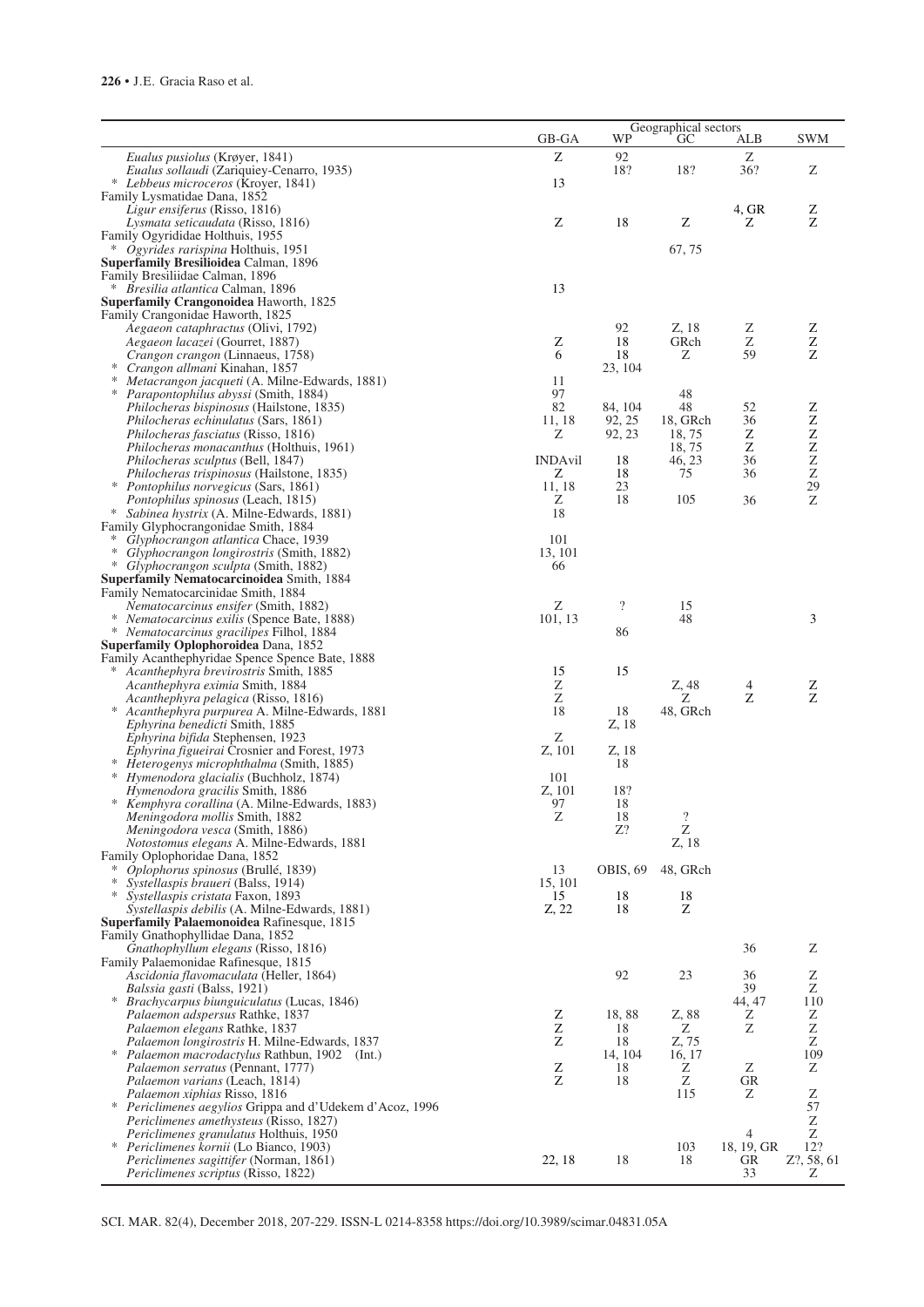| | Geographical sectors | | | | |
|---|---|---|---|---|---|
| | GB-GA | WP | GC | ALB | SWM |
| *Eualus pusiolus* (Krøyer, 1841) | Z | 92 | | Z | |
| *Eualus sollaudi* (Zariquiey-Cenarro, 1935) | | 18? | 18? | 36? | Z |
| * *Lebbeus microceros* (Kroyer, 1841) | 13 | | | | |
| Family Lysmatidae Dana, 1852 | | | | | |
| *Ligur ensiferus* (Risso, 1816) | | | | 4, GR | Z |
| *Lysmata seticaudata* (Risso, 1816) | Z | 18 | Z | Z | Z |
| Family Ogyrididae Holthuis, 1955 | | | | | |
| * *Ogyrides rarispina* Holthuis, 1951 | | | 67, 75 | | |
| **Superfamily Bresilioidea** Calman, 1896 | | | | | |
| Family Bresiliidae Calman, 1896 | | | | | |
| * *Bresilia atlantica* Calman, 1896 | 13 | | | | |
| **Superfamily Crangonoidea** Haworth, 1825 | | | | | |
| Family Crangonidae Haworth, 1825 | | | | | |
| *Aegaeon cataphractus* (Olivi, 1792) | | 92 | Z, 18 | Z | Z |
| *Aegaeon lacazei* (Gourret, 1887) | Z | 18 | GRch | Z | Z |
| *Crangon crangon* (Linnaeus, 1758) | 6 | 18 | Z | 59 | Z |
| * *Crangon allmani* Kinahan, 1857 | | 23, 104 | | | |
| * *Metacrangon jacqueti* (A. Milne-Edwards, 1881) | 11 | | | | |
| * *Parapontophilus abyssi* (Smith, 1884) | 97 | | 48 | | |
| *Philocheras bispinosus* (Hailstone, 1835) | 82 | 84, 104 | 48 | 52 | Z |
| *Philocheras echinulatus* (Sars, 1861) | 11, 18 | 92, 25 | 18, GRch | 36 | Z |
| *Philocheras fasciatus* (Risso, 1816) | Z | 92, 23 | 18, 75 | Z | Z |
| *Philocheras monacanthus* (Holthuis, 1961) | | | 18, 75 | Z | Z |
| *Philocheras sculptus* (Bell, 1847) | INDAvil | 18 | 46, 23 | 36 | Z |
| *Philocheras trispinosus* (Hailstone, 1835) | Z | 18 | 75 | 36 | Z |
| * *Pontophilus norvegicus* (Sars, 1861) | 11, 18 | 23 | | | 29 |
| *Pontophilus spinosus* (Leach, 1815) | Z | 18 | 105 | 36 | Z |
| * *Sabinea hystrix* (A. Milne-Edwards, 1881) | 18 | | | | |
| Family Glyphocrangonidae Smith, 1884 | | | | | |
| * *Glyphocrangon atlantica* Chace, 1939 | 101 | | | | |
| * *Glyphocrangon longirostris* (Smith, 1882) | 13, 101 | | | | |
| * *Glyphocrangon sculpta* (Smith, 1882) | 66 | | | | |
| **Superfamily Nematocarcinoidea** Smith, 1884 | | | | | |
| Family Nematocarcinidae Smith, 1884 | | | | | |
| *Nematocarcinus ensifer* (Smith, 1882) | Z | ? | 15 | | |
| * *Nematocarcinus exilis* (Spence Bate, 1888) | 101, 13 | | 48 | | 3 |
| * *Nematocarcinus gracilipes* Filhol, 1884 | | 86 | | | |
| **Superfamily Oplophoroidea** Dana, 1852 | | | | | |
| Family Acanthephyridae Spence Spence Bate, 1888 | | | | | |
| * *Acanthephyra brevirostris* Smith, 1885 | 15 | 15 | | | |
| *Acanthephyra eximia* Smith, 1884 | Z | | Z, 48 | 4 | Z |
| *Acanthephyra pelagica* (Risso, 1816) | Z | | Z | Z | Z |
| * *Acanthephyra purpurea* A. Milne-Edwards, 1881 | 18 | 18 | 48, GRch | | |
| *Ephyrina benedicti* Smith, 1885 | | Z, 18 | | | |
| *Ephyrina bifida* Stephensen, 1923 | Z | | | | |
| *Ephyrina figueirai* Crosnier and Forest, 1973 | Z, 101 | Z, 18 | | | |
| * *Heterogenys microphthalma* (Smith, 1885) | | 18 | | | |
| * *Hymenodora glacialis* (Buchholz, 1874) | 101 | | | | |
| *Hymenodora gracilis* Smith, 1886 | Z, 101 | 18? | | | |
| * *Kemphyra corallina* (A. Milne-Edwards, 1883) | 97 | 18 | | | |
| *Meningodora mollis* Smith, 1882 | Z | 18 | ? | | |
| *Meningodora vesca* (Smith, 1886) | | Z? | Z | | |
| *Notostomus elegans* A. Milne-Edwards, 1881 | | | Z, 18 | | |
| Family Oplophoridae Dana, 1852 | | | | | |
| * *Oplophorus spinosus* (Brullé, 1839) | 13 | OBIS, 69 | 48, GRch | | |
| * *Systellaspis braueri* (Balss, 1914) | 15, 101 | | | | |
| * *Systellaspis cristata* Faxon, 1893 | 15 | 18 | 18 | | |
| *Systellaspis debilis* (A. Milne-Edwards, 1881) | Z, 22 | 18 | Z | | |
| **Superfamily Palaemonoidea** Rafinesque, 1815 | | | | | |
| Family Gnathophyllidae Dana, 1852 | | | | | |
| *Gnathophyllum elegans* (Risso, 1816) | | | | 36 | Z |
| Family Palaemonidae Rafinesque, 1815 | | | | | |
| *Ascidonia flavomaculata* (Heller, 1864) | | 92 | 23 | 36 | Z |
| *Balssia gasti* (Balss, 1921) | | | | 39 | Z |
| * *Brachycarpus biunguiculatus* (Lucas, 1846) | | | | 44, 47 | 110 |
| *Palaemon adspersus* Rathke, 1837 | Z | 18, 88 | Z, 88 | Z | Z |
| *Palaemon elegans* Rathke, 1837 | Z | 18 | Z | Z | Z |
| *Palaemon longirostris* H. Milne-Edwards, 1837 | Z | 18 | Z, 75 | | Z |
| * *Palaemon macrodactylus* Rathbun, 1902 (Int.) | | 14, 104 | 16, 17 | | 109 |
| *Palaemon serratus* (Pennant, 1777) | Z | 18 | Z | Z | Z |
| *Palaemon varians* (Leach, 1814) | Z | 18 | Z | GR | |
| *Palaemon xiphias* Risso, 1816 | | | 115 | Z | Z |
| * *Periclimenes aegylios* Grippa and d'Udekem d'Acoz, 1996 | | | | | 57 |
| *Periclimenes amethysteus* (Risso, 1827) | | | | | Z |
| *Periclimenes granulatus* Holthuis, 1950 | | | | 4 | Z |
| * *Periclimenes kornii* (Lo Bianco, 1903) | | | 103 | 18, 19, GR | 12? |
| *Periclimenes sagittifer* (Norman, 1861) | 22, 18 | 18 | 18 | GR | Z?, 58, 61 |
| *Periclimenes scriptus* (Risso, 1822) | | | | 33 | Z |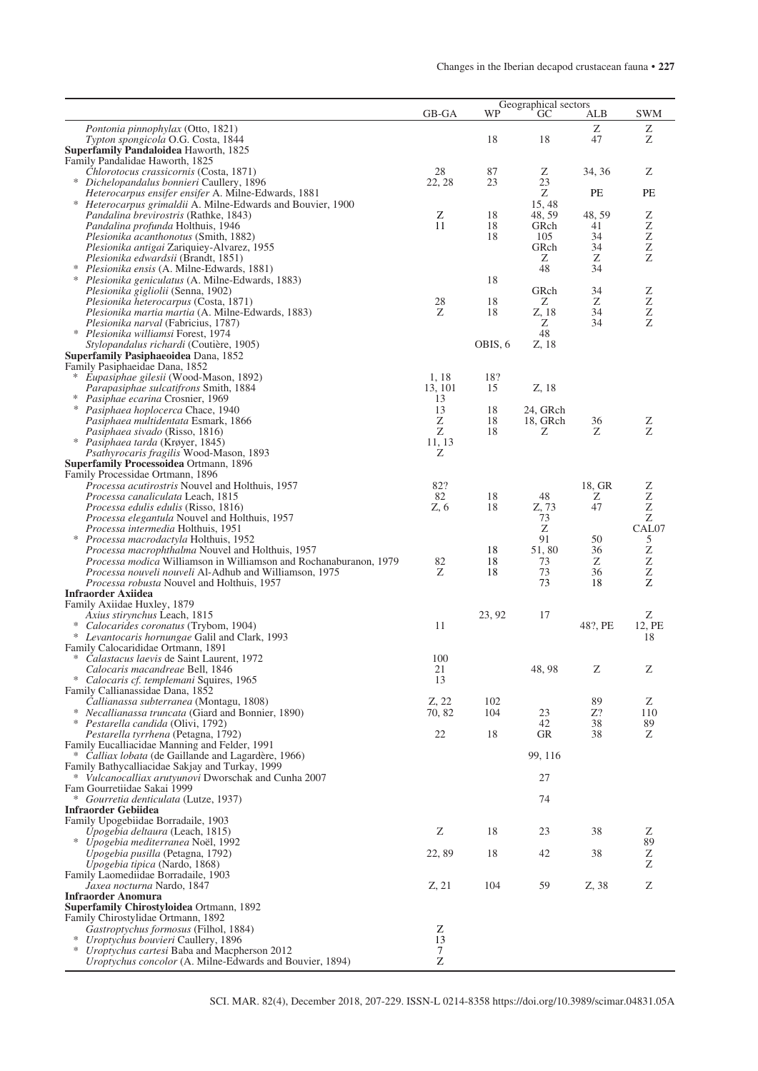| | Geographical sectors | | | | |
|---|---|---|---|---|---|
| | GB-GA | WP | GC | ALB | SWM |
| *Pontonia pinnophylax* (Otto, 1821) | | | | Z | Z |
| *Typton spongicola* O.G. Costa, 1844 | | 18 | 18 | 47 | Z |
| **Superfamily Pandaloidea** Haworth, 1825 | | | | | |
| Family Pandalidae Haworth, 1825 | | | | | |
| *Chlorotocus crassicornis* (Costa, 1871) | 28 | 87 | Z | 34, 36 | Z |
| * *Dichelopandalus bonnieri* Caullery, 1896 | 22, 28 | 23 | 23 | | |
| *Heterocarpus ensifer ensifer* A. Milne-Edwards, 1881 | | | Z | PE | PE |
| * *Heterocarpus grimaldii* A. Milne-Edwards and Bouvier, 1900 | | | 15, 48 | | |
| *Pandalina brevirostris* (Rathke, 1843) | Z | 18 | 48, 59 | 48, 59 | Z |
| *Pandalina profunda* Holthuis, 1946 | 11 | 18 | GRch | 41 | Z |
| *Plesionika acanthonotus* (Smith, 1882) | | 18 | 105 | 34 | Z |
| *Plesionika antigai* Zariquiey-Alvarez, 1955 | | | GRch | 34 | Z |
| *Plesionika edwardsii* (Brandt, 1851) | | | Z | Z | Z |
| * *Plesionika ensis* (A. Milne-Edwards, 1881) | | | 48 | 34 | |
| * *Plesionika geniculatus* (A. Milne-Edwards, 1883) | | 18 | | | |
| *Plesionika gigliolii* (Senna, 1902) | | | GRch | 34 | Z |
| *Plesionika heterocarpus* (Costa, 1871) | 28 | 18 | Z | Z | Z |
| *Plesionika martia martia* (A. Milne-Edwards, 1883) | Z | 18 | Z, 18 | 34 | Z |
| *Plesionika narval* (Fabricius, 1787) | | | Z | 34 | Z |
| * *Plesionika williamsi* Forest, 1974 | | | 48 | | |
| *Stylopandalus richardi* (Coutière, 1905) | | OBIS, 6 | Z, 18 | | |
| **Superfamily Pasiphaeoidea** Dana, 1852 | | | | | |
| Family Pasiphaeidae Dana, 1852 | | | | | |
| * *Eupasiphae gilesii* (Wood-Mason, 1892) | 1, 18 | 18? | | | |
| *Parapasiphae sulcatifrons* Smith, 1884 | 13, 101 | 15 | Z, 18 | | |
| * *Pasiphae ecarina* Crosnier, 1969 | 13 | | | | |
| * *Pasiphaea hoplocerca* Chace, 1940 | 13 | 18 | 24, GRch | | |
| *Pasiphaea multidentata* Esmark, 1866 | Z | 18 | 18, GRch | 36 | Z |
| *Pasiphaea sivado* (Risso, 1816) | Z | 18 | Z | Z | Z |
| * *Pasiphaea tarda* (Krøyer, 1845) | 11, 13 | | | | |
| *Psathyrocaris fragilis* Wood-Mason, 1893 | Z | | | | |
| **Superfamily Processoidea** Ortmann, 1896 | | | | | |
| Family Processidae Ortmann, 1896 | | | | | |
| *Processa acutirostris* Nouvel and Holthuis, 1957 | 82? | | | 18, GR | Z |
| *Processa canaliculata* Leach, 1815 | 82 | 18 | 48 | Z | Z |
| *Processa edulis edulis* (Risso, 1816) | Z, 6 | 18 | Z, 73 | 47 | Z |
| *Processa elegantula* Nouvel and Holthuis, 1957 | | | 73 | | Z |
| *Processa intermedia* Holthuis, 1951 | | | Z | | CAL07 |
| * *Processa macrodactyla* Holthuis, 1952 | | | 91 | 50 | 5 |
| *Processa macrophthalma* Nouvel and Holthuis, 1957 | | 18 | 51, 80 | 36 | Z |
| *Processa modica* Williamson in Williamson and Rochanaburanon, 1979 | 82 | 18 | 73 | Z | Z |
| *Processa nouveli nouveli* Al-Adhub and Williamson, 1975 | Z | 18 | 73 | 36 | Z |
| *Processa robusta* Nouvel and Holthuis, 1957 | | | 73 | 18 | Z |
| **Infraorder Axiidea** | | | | | |
| Family Axiidae Huxley, 1879 | | | | | |
| *Axius stirynchus* Leach, 1815 | | 23, 92 | 17 | | Z |
| * *Calocarides coronatus* (Trybom, 1904) | 11 | | | 48?, PE | 12, PE |
| * *Levantocaris hornungae* Galil and Clark, 1993 | | | | | 18 |
| Family Calocarididae Ortmann, 1891 | | | | | |
| * *Calastacus laevis* de Saint Laurent, 1972 | 100 | | | | |
| *Calocaris macandreae* Bell, 1846 | 21 | | 48, 98 | Z | Z |
| * *Calocaris cf. templemani* Squires, 1965 | 13 | | | | |
| Family Callianassidae Dana, 1852 | | | | | |
| *Callianassa subterranea* (Montagu, 1808) | Z, 22 | 102 | | 89 | Z |
| * *Necallianassa truncata* (Giard and Bonnier, 1890) | 70, 82 | 104 | 23 | Z? | 110 |
| * *Pestarella candida* (Olivi, 1792) | | | 42 | 38 | 89 |
| *Pestarella tyrrhena* (Petagna, 1792) | 22 | 18 | GR | 38 | Z |
| Family Eucalliacidae Manning and Felder, 1991 | | | | | |
| * *Calliax lobata* (de Gaillande and Lagardère, 1966) | | | 99, 116 | | |
| Family Bathycalliacidae Sakjay and Turkay, 1999 | | | | | |
| * *Vulcanocalliax arutyunovi* Dworschak and Cunha 2007 | | | 27 | | |
| Fam Gourretiidae Sakai 1999 | | | | | |
| * *Gourretia denticulata* (Lutze, 1937) | | | 74 | | |
| **Infraorder Gebiidea** | | | | | |
| Family Upogebiidae Borradaile, 1903 | | | | | |
| *Upogebia deltaura* (Leach, 1815) | Z | 18 | 23 | 38 | Z |
| * *Upogebia mediterranea* Noël, 1992 | | | | | 89 |
| *Upogebia pusilla* (Petagna, 1792) | 22, 89 | 18 | 42 | 38 | Z |
| *Upogebia tipica* (Nardo, 1868) | | | | | Z |
| Family Laomediidae Borradaile, 1903 | | | | | |
| *Jaxea nocturna* Nardo, 1847 | Z, 21 | 104 | 59 | Z, 38 | Z |
| **Infraorder Anomura** | | | | | |
| **Superfamily Chirostyloidea** Ortmann, 1892 | | | | | |
| Family Chirostylidae Ortmann, 1892 | | | | | |
| *Gastroptychus formosus* (Filhol, 1884) | Z | | | | |
| * *Uroptychus bouvieri* Caullery, 1896 | 13 | | | | |
| * *Uroptychus cartesi* Baba and Macpherson 2012 | 7 | | | | |
| *Uroptychus concolor* (A. Milne-Edwards and Bouvier, 1894) | Z | | | | |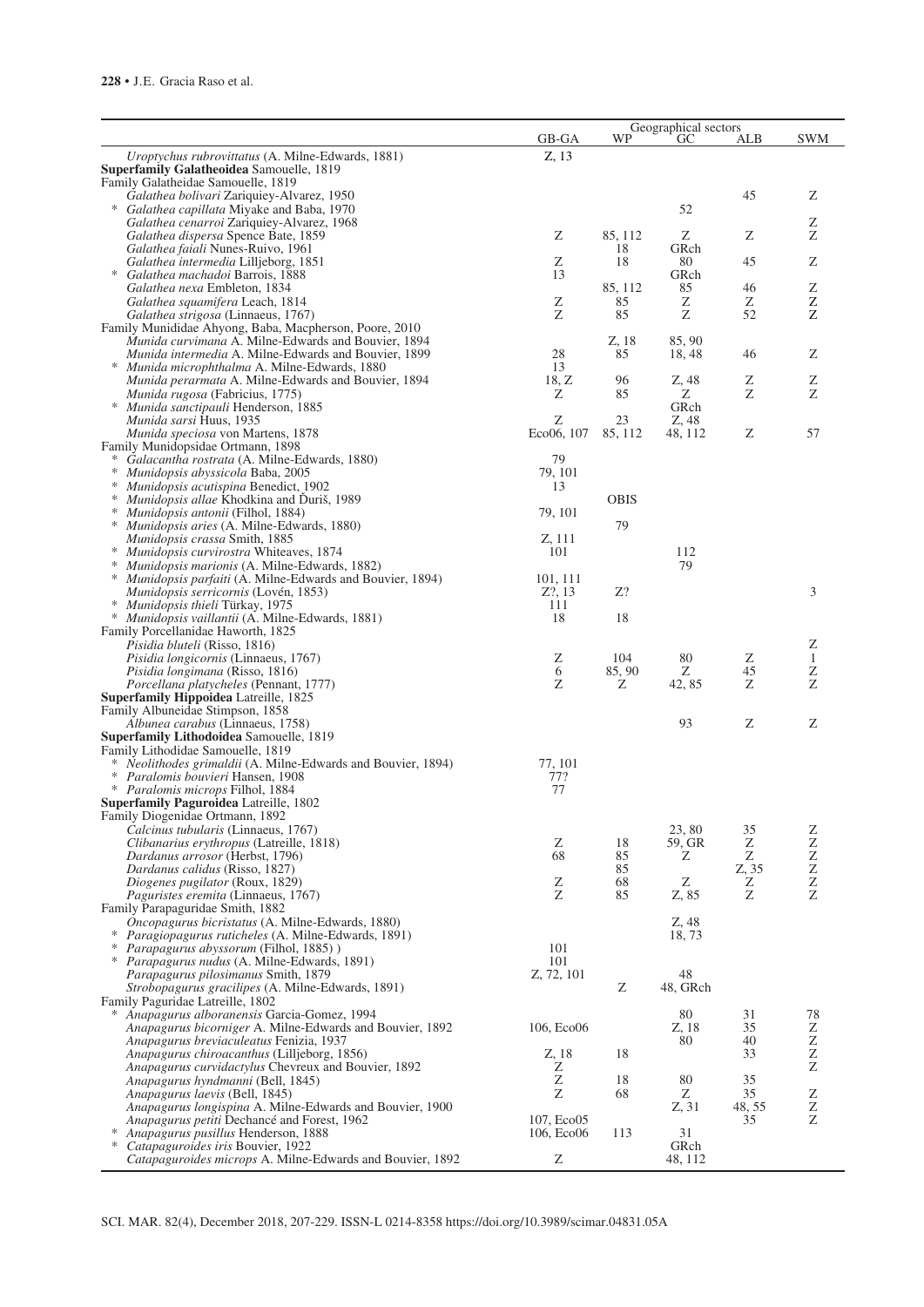| | Geographical sectors | | | | |
|---|---|---|---|---|---|
| | GB-GA | WP | GC | ALB | SWM |
| *Uroptychus rubrovittatus* (A. Milne-Edwards, 1881) | Z, 13 | | | | |
| **Superfamily Galatheoidea** Samouelle, 1819 | | | | | |
| Family Galatheidae Samouelle, 1819 | | | | | |
| *Galathea bolivari* Zariquiey-Alvarez, 1950 | | | | 45 | Z |
| * *Galathea capillata* Miyake and Baba, 1970 | | | 52 | | |
| *Galathea cenarroi* Zariquiey-Alvarez, 1968 | | | | | Z |
| *Galathea dispersa* Spence Bate, 1859 | Z | 85, 112 | Z | Z | Z |
| *Galathea faiali* Nunes-Ruivo, 1961 | | 18 | GRch | | |
| *Galathea intermedia* Lilljeborg, 1851 | Z | 18 | 80 | 45 | Z |
| * *Galathea machadoi* Barrois, 1888 | 13 | | GRch | | |
| *Galathea nexa* Embleton, 1834 | | 85, 112 | 85 | 46 | Z |
| *Galathea squamifera* Leach, 1814 | Z | 85 | Z | Z | Z |
| *Galathea strigosa* (Linnaeus, 1767) | Z | 85 | Z | 52 | Z |
| Family Munididae Ahyong, Baba, Macpherson, Poore, 2010 | | | | | |
| *Munida curvimana* A. Milne-Edwards and Bouvier, 1894 | | Z, 18 | 85, 90 | | |
| *Munida intermedia* A. Milne-Edwards and Bouvier, 1899 | 28 | 85 | 18, 48 | 46 | Z |
| * *Munida microphthalma* A. Milne-Edwards, 1880 | 13 | | | | |
| *Munida perarmata* A. Milne-Edwards and Bouvier, 1894 | 18, Z | 96 | Z, 48 | Z | Z |
| *Munida rugosa* (Fabricius, 1775) | Z | 85 | Z | Z | Z |
| * *Munida sanctipauli* Henderson, 1885 | | | GRch | | |
| *Munida sarsi* Huus, 1935 | Z | 23 | Z, 48 | | |
| *Munida speciosa* von Martens, 1878 | Eco06, 107 | 85, 112 | 48, 112 | Z | 57 |
| Family Munidopsidae Ortmann, 1898 | | | | | |
| * *Galacantha rostrata* (A. Milne-Edwards, 1880) | 79 | | | | |
| * *Munidopsis abyssicola* Baba, 2005 | 79, 101 | | | | |
| * *Munidopsis acutispina* Benedict, 1902 | 13 | | | | |
| * *Munidopsis allae* Khodkina and Ďuriš, 1989 | | OBIS | | | |
| * *Munidopsis antonii* (Filhol, 1884) | 79, 101 | | | | |
| * *Munidopsis aries* (A. Milne-Edwards, 1880) | | 79 | | | |
| *Munidopsis crassa* Smith, 1885 | Z, 111 | | | | |
| * *Munidopsis curvirostra* Whiteaves, 1874 | 101 | | 112 | | |
| * *Munidopsis marionis* (A. Milne-Edwards, 1882) | | | 79 | | |
| * *Munidopsis parfaiti* (A. Milne-Edwards and Bouvier, 1894) | 101, 111 | | | | |
| *Munidopsis serricornis* (Lovén, 1853) | Z?, 13 | Z? | | | 3 |
| * *Munidopsis thieli* Türkay, 1975 | 111 | | | | |
| * *Munidopsis vaillantii* (A. Milne-Edwards, 1881) | 18 | 18 | | | |
| Family Porcellanidae Haworth, 1825 | | | | | |
| *Pisidia bluteli* (Risso, 1816) | | | | | Z |
| *Pisidia longicornis* (Linnaeus, 1767) | Z | 104 | 80 | Z | 1 |
| *Pisidia longimana* (Risso, 1816) | 6 | 85, 90 | Z | 45 | Z |
| *Porcellana platycheles* (Pennant, 1777) | Z | Z | 42, 85 | Z | Z |
| **Superfamily Hippoidea** Latreille, 1825 | | | | | |
| Family Albuneidae Stimpson, 1858 | | | | | |
| *Albunea carabus* (Linnaeus, 1758) | | | 93 | Z | Z |
| **Superfamily Lithodoidea** Samouelle, 1819 | | | | | |
| Family Lithodidae Samouelle, 1819 | | | | | |
| * *Neolithodes grimaldii* (A. Milne-Edwards and Bouvier, 1894) | 77, 101 | | | | |
| * *Paralomis bouvieri* Hansen, 1908 | 77? | | | | |
| * *Paralomis microps* Filhol, 1884 | 77 | | | | |
| **Superfamily Paguroidea** Latreille, 1802 | | | | | |
| Family Diogenidae Ortmann, 1892 | | | | | |
| *Calcinus tubularis* (Linnaeus, 1767) | | | 23, 80 | 35 | Z |
| *Clibanarius erythropus* (Latreille, 1818) | Z | 18 | 59, GR | Z | Z |
| *Dardanus arrosor* (Herbst, 1796) | 68 | 85 | Z | Z | Z |
| *Dardanus calidus* (Risso, 1827) | | 85 | | Z, 35 | Z |
| *Diogenes pugilator* (Roux, 1829) | Z | 68 | Z | Z | Z |
| *Paguristes eremita* (Linnaeus, 1767) | Z | 85 | Z, 85 | Z | Z |
| Family Parapaguridae Smith, 1882 | | | | | |
| *Oncopagurus bicristatus* (A. Milne-Edwards, 1880) | | | Z, 48 | | |
| * *Paragiopagurus ruticheles* (A. Milne-Edwards, 1891) | | | 18, 73 | | |
| * *Parapagurus abyssorum* (Filhol, 1885) ) | 101 | | | | |
| * *Parapagurus nudus* (A. Milne-Edwards, 1891) | 101 | | | | |
| *Parapagurus pilosimanus* Smith, 1879 | Z, 72, 101 | | 48 | | |
| *Strobopagurus gracilipes* (A. Milne-Edwards, 1891) | | Z | 48, GRch | | |
| Family Paguridae Latreille, 1802 | | | | | |
| * *Anapagurus alboranensis* Garcia-Gomez, 1994 | | | 80 | 31 | 78 |
| *Anapagurus bicorniger* A. Milne-Edwards and Bouvier, 1892 | 106, Eco06 | | Z, 18 | 35 | Z |
| *Anapagurus breviaculeatus* Fenizia, 1937 | | | 80 | 40 | Z |
| *Anapagurus chiroacanthus* (Lilljeborg, 1856) | Z, 18 | 18 | | 33 | Z |
| *Anapagurus curvidactylus* Chevreux and Bouvier, 1892 | Z | | | | Z |
| *Anapagurus hyndmanni* (Bell, 1845) | Z | 18 | 80 | 35 | |
| *Anapagurus laevis* (Bell, 1845) | Z | 68 | Z | 35 | Z |
| *Anapagurus longispina* A. Milne-Edwards and Bouvier, 1900 | | | Z, 31 | 48, 55 | Z |
| *Anapagurus petiti* Dechancé and Forest, 1962 | 107, Eco05 | | | 35 | Z |
| * *Anapagurus pusillus* Henderson, 1888 | 106, Eco06 | 113 | 31 | | |
| * *Catapaguroides iris* Bouvier, 1922 | | | GRch | | |
| *Catapaguroides microps* A. Milne-Edwards and Bouvier, 1892 | Z | | 48, 112 | | |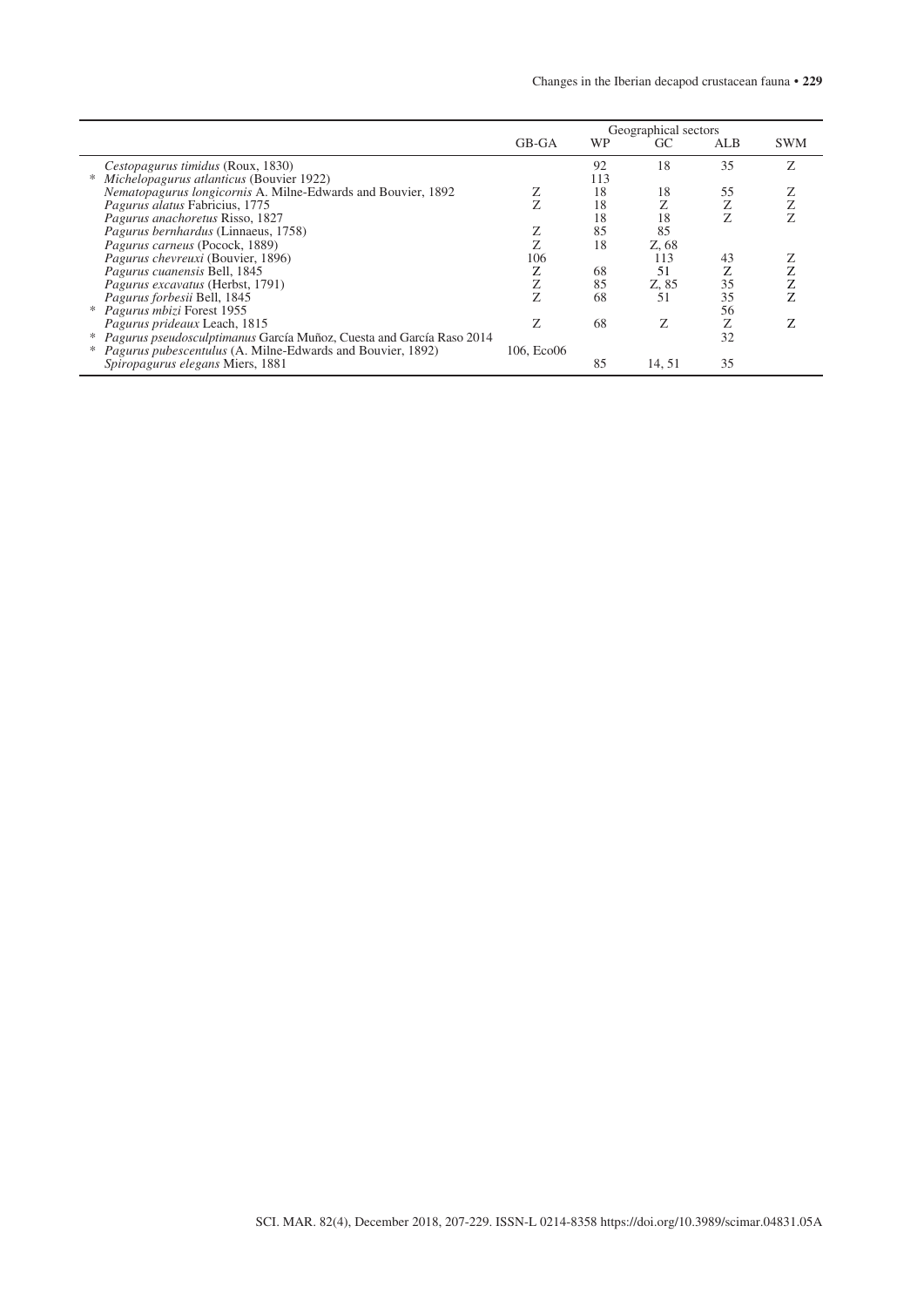| | Geographical sectors | | | | |
|---|---|---|---|---|---|
| | GB-GA | WP | GC | ALB | SWM |
| *Cestopagurus timidus* (Roux, 1830) | | 92 | 18 | 35 | Z |
| * *Michelopagurus atlanticus* (Bouvier 1922) | | 113 | | | |
| *Nematopagurus longicornis* A. Milne-Edwards and Bouvier, 1892 | Z | 18 | 18 | 55 | Z |
| *Pagurus alatus* Fabricius, 1775 | Z | 18 | Z | Z | Z |
| *Pagurus anachoretus* Risso, 1827 | | 18 | 18 | Z | Z |
| *Pagurus bernhardus* (Linnaeus, 1758) | Z | 85 | 85 | | |
| *Pagurus carneus* (Pocock, 1889) | Z | 18 | Z, 68 | | |
| *Pagurus chevreuxi* (Bouvier, 1896) | 106 | | 113 | 43 | Z |
| *Pagurus cuanensis* Bell, 1845 | Z | 68 | 51 | Z | Z |
| *Pagurus excavatus* (Herbst, 1791) | Z | 85 | Z, 85 | 35 | Z |
| *Pagurus forbesii* Bell, 1845 | Z | 68 | 51 | 35 | Z |
| * *Pagurus mbizi* Forest 1955 | | | | 56 | |
| *Pagurus prideaux* Leach, 1815 | Z | 68 | Z | Z | Z |
| * *Pagurus pseudosculptimanus* García Muñoz, Cuesta and García Raso 2014 | | | | 32 | |
| * *Pagurus pubescentulus* (A. Milne-Edwards and Bouvier, 1892) | 106, Eco06 | | | | |
| *Spiropagurus elegans* Miers, 1881 | | 85 | 14, 51 | 35 | |